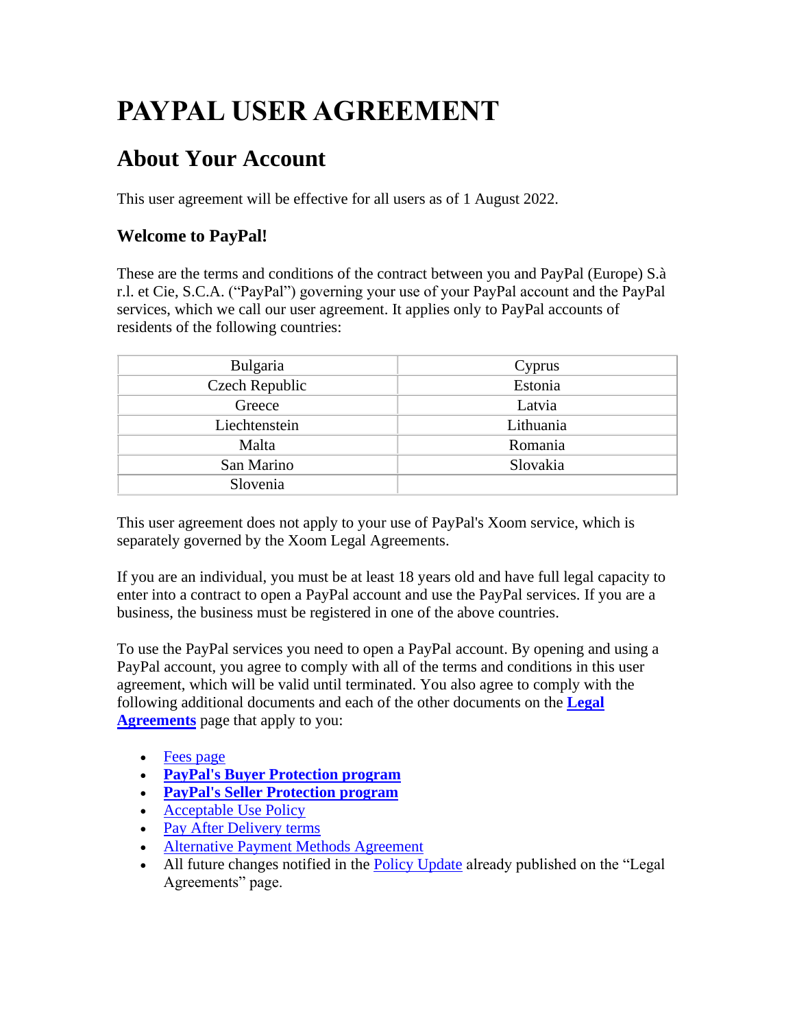# PAYPAL USER AGREEMENT

## About Your Account

This user agreement will be effective for all users as of 1 August 2022.

### Welcome to PayPal!

These are the terms and conditions of the contract between you and PayPal (Europe) S.à r.l. et Cie, S.C.A. ("PayPal") governing your use of your PayPal account and the PayPal services, which we call our user agreement. It applies only to PayPal accounts of residents of the following countries:

| | |
|---|---|
| Bulgaria | Cyprus |
| Czech Republic | Estonia |
| Greece | Latvia |
| Liechtenstein | Lithuania |
| Malta | Romania |
| San Marino | Slovakia |
| Slovenia | |

This user agreement does not apply to your use of PayPal's Xoom service, which is separately governed by the Xoom Legal Agreements.

If you are an individual, you must be at least 18 years old and have full legal capacity to enter into a contract to open a PayPal account and use the PayPal services. If you are a business, the business must be registered in one of the above countries.

To use the PayPal services you need to open a PayPal account. By opening and using a PayPal account, you agree to comply with all of the terms and conditions in this user agreement, which will be valid until terminated. You also agree to comply with the following additional documents and each of the other documents on the **Legal Agreements** page that apply to you:

- Fees page
- **PayPal's Buyer Protection program**
- **PayPal's Seller Protection program**
- Acceptable Use Policy
- Pay After Delivery terms
- Alternative Payment Methods Agreement
- All future changes notified in the Policy Update already published on the "Legal Agreements" page.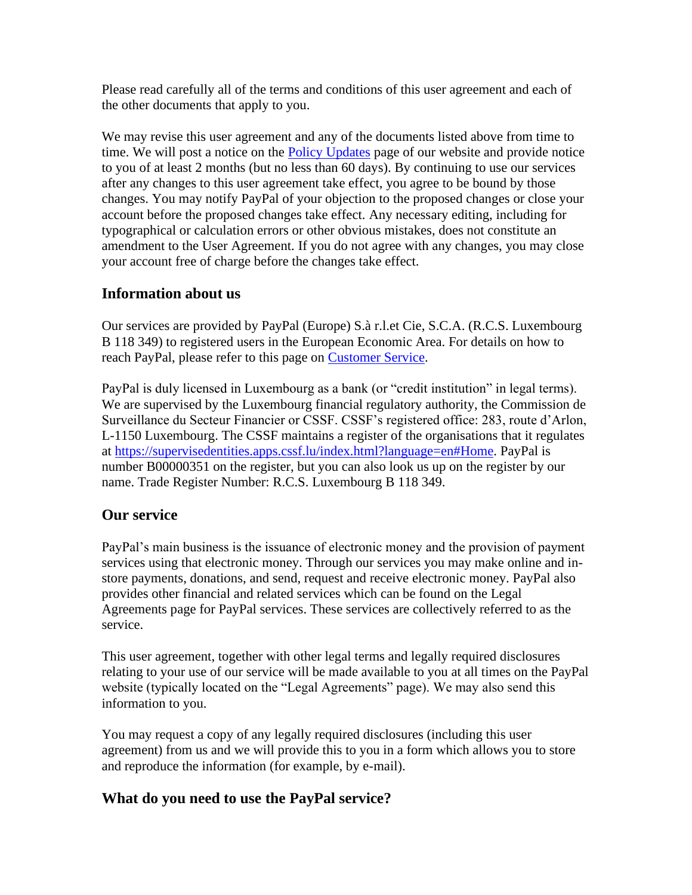Please read carefully all of the terms and conditions of this user agreement and each of the other documents that apply to you.

We may revise this user agreement and any of the documents listed above from time to time. We will post a notice on the [Policy Updates]() page of our website and provide notice to you of at least 2 months (but no less than 60 days). By continuing to use our services after any changes to this user agreement take effect, you agree to be bound by those changes. You may notify PayPal of your objection to the proposed changes or close your account before the proposed changes take effect. Any necessary editing, including for typographical or calculation errors or other obvious mistakes, does not constitute an amendment to the User Agreement. If you do not agree with any changes, you may close your account free of charge before the changes take effect.

## Information about us

Our services are provided by PayPal (Europe) S.à r.l.et Cie, S.C.A. (R.C.S. Luxembourg B 118 349) to registered users in the European Economic Area. For details on how to reach PayPal, please refer to this page on [Customer Service]().

PayPal is duly licensed in Luxembourg as a bank (or "credit institution" in legal terms). We are supervised by the Luxembourg financial regulatory authority, the Commission de Surveillance du Secteur Financier or CSSF. CSSF's registered office: 283, route d'Arlon, L-1150 Luxembourg. The CSSF maintains a register of the organisations that it regulates at [https://supervisedentities.apps.cssf.lu/index.html?language=en#Home](https://supervisedentities.apps.cssf.lu/index.html?language=en#Home). PayPal is number B00000351 on the register, but you can also look us up on the register by our name. Trade Register Number: R.C.S. Luxembourg B 118 349.

## Our service

PayPal's main business is the issuance of electronic money and the provision of payment services using that electronic money. Through our services you may make online and in-store payments, donations, and send, request and receive electronic money. PayPal also provides other financial and related services which can be found on the Legal Agreements page for PayPal services. These services are collectively referred to as the service.

This user agreement, together with other legal terms and legally required disclosures relating to your use of our service will be made available to you at all times on the PayPal website (typically located on the "Legal Agreements" page). We may also send this information to you.

You may request a copy of any legally required disclosures (including this user agreement) from us and we will provide this to you in a form which allows you to store and reproduce the information (for example, by e-mail).

## What do you need to use the PayPal service?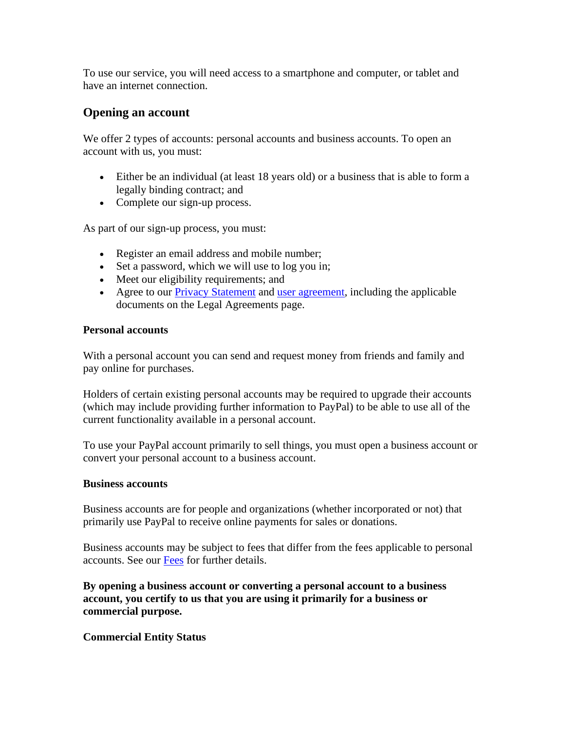To use our service, you will need access to a smartphone and computer, or tablet and have an internet connection.

## Opening an account

We offer 2 types of accounts: personal accounts and business accounts. To open an account with us, you must:

- Either be an individual (at least 18 years old) or a business that is able to form a legally binding contract; and
- Complete our sign-up process.

As part of our sign-up process, you must:

- Register an email address and mobile number;
- Set a password, which we will use to log you in;
- Meet our eligibility requirements; and
- Agree to our Privacy Statement and user agreement, including the applicable documents on the Legal Agreements page.

**Personal accounts**

With a personal account you can send and request money from friends and family and pay online for purchases.

Holders of certain existing personal accounts may be required to upgrade their accounts (which may include providing further information to PayPal) to be able to use all of the current functionality available in a personal account.

To use your PayPal account primarily to sell things, you must open a business account or convert your personal account to a business account.

**Business accounts**

Business accounts are for people and organizations (whether incorporated or not) that primarily use PayPal to receive online payments for sales or donations.

Business accounts may be subject to fees that differ from the fees applicable to personal accounts. See our Fees for further details.

**By opening a business account or converting a personal account to a business account, you certify to us that you are using it primarily for a business or commercial purpose.**

**Commercial Entity Status**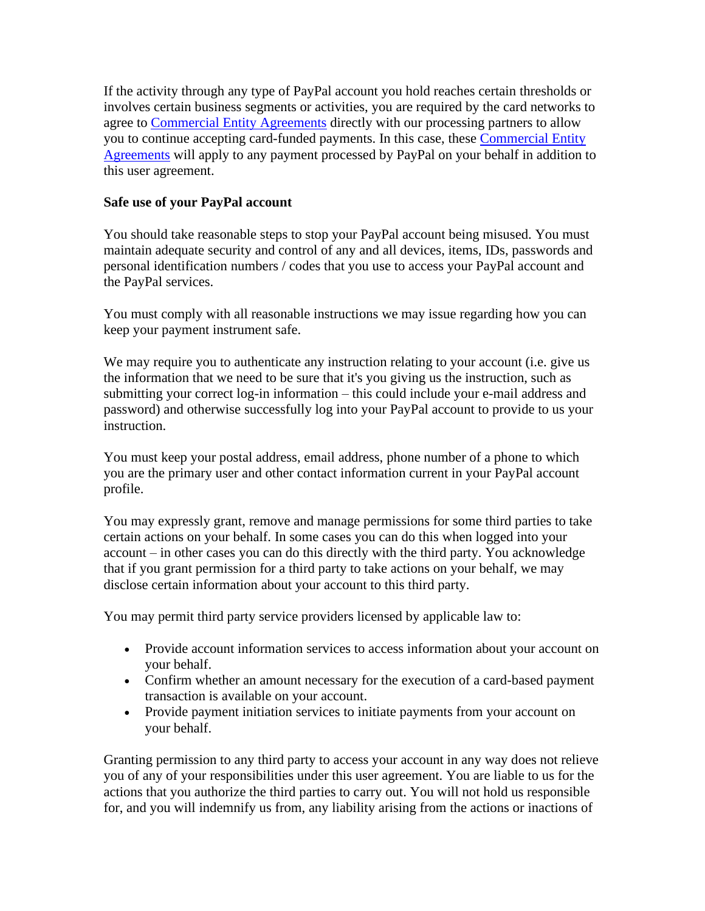If the activity through any type of PayPal account you hold reaches certain thresholds or involves certain business segments or activities, you are required by the card networks to agree to [Commercial Entity Agreements] directly with our processing partners to allow you to continue accepting card-funded payments. In this case, these [Commercial Entity Agreements] will apply to any payment processed by PayPal on your behalf in addition to this user agreement.

**Safe use of your PayPal account**

You should take reasonable steps to stop your PayPal account being misused. You must maintain adequate security and control of any and all devices, items, IDs, passwords and personal identification numbers / codes that you use to access your PayPal account and the PayPal services.

You must comply with all reasonable instructions we may issue regarding how you can keep your payment instrument safe.

We may require you to authenticate any instruction relating to your account (i.e. give us the information that we need to be sure that it's you giving us the instruction, such as submitting your correct log-in information – this could include your e-mail address and password) and otherwise successfully log into your PayPal account to provide to us your instruction.

You must keep your postal address, email address, phone number of a phone to which you are the primary user and other contact information current in your PayPal account profile.

You may expressly grant, remove and manage permissions for some third parties to take certain actions on your behalf. In some cases you can do this when logged into your account – in other cases you can do this directly with the third party. You acknowledge that if you grant permission for a third party to take actions on your behalf, we may disclose certain information about your account to this third party.

You may permit third party service providers licensed by applicable law to:

- Provide account information services to access information about your account on your behalf.
- Confirm whether an amount necessary for the execution of a card-based payment transaction is available on your account.
- Provide payment initiation services to initiate payments from your account on your behalf.

Granting permission to any third party to access your account in any way does not relieve you of any of your responsibilities under this user agreement. You are liable to us for the actions that you authorize the third parties to carry out. You will not hold us responsible for, and you will indemnify us from, any liability arising from the actions or inactions of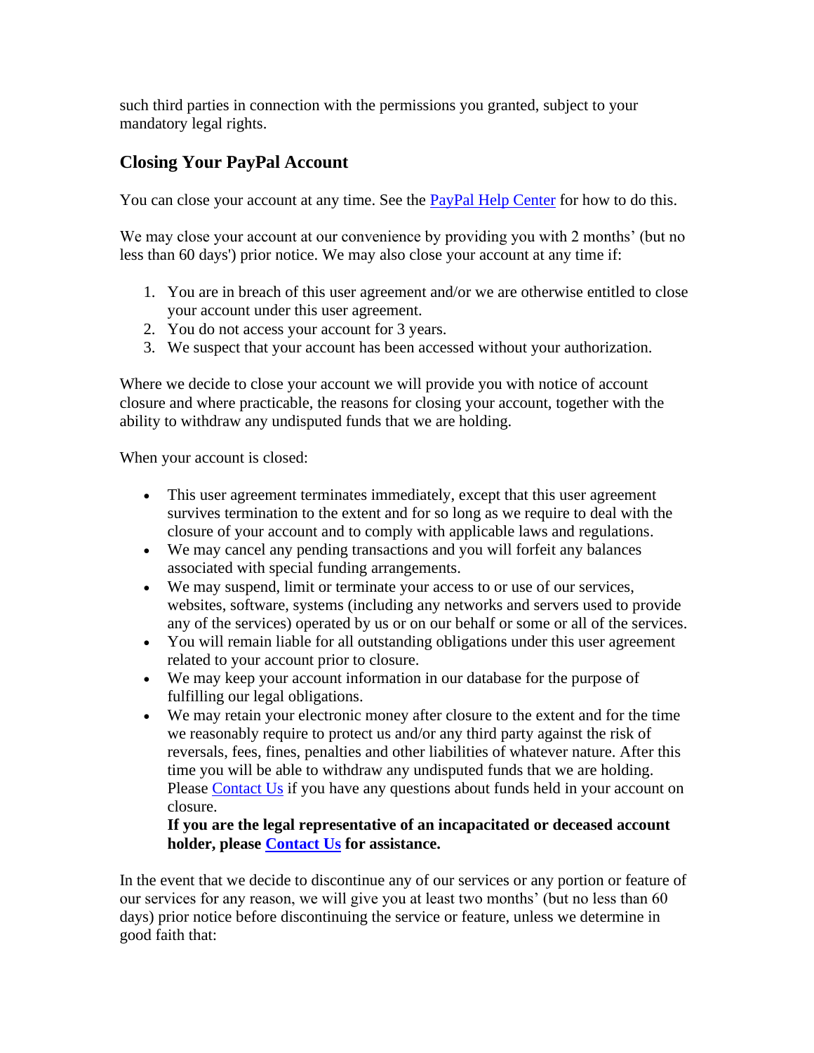such third parties in connection with the permissions you granted, subject to your mandatory legal rights.

## Closing Your PayPal Account

You can close your account at any time. See the PayPal Help Center for how to do this.

We may close your account at our convenience by providing you with 2 months' (but no less than 60 days') prior notice. We may also close your account at any time if:

1. You are in breach of this user agreement and/or we are otherwise entitled to close your account under this user agreement.
2. You do not access your account for 3 years.
3. We suspect that your account has been accessed without your authorization.

Where we decide to close your account we will provide you with notice of account closure and where practicable, the reasons for closing your account, together with the ability to withdraw any undisputed funds that we are holding.

When your account is closed:

- This user agreement terminates immediately, except that this user agreement survives termination to the extent and for so long as we require to deal with the closure of your account and to comply with applicable laws and regulations.
- We may cancel any pending transactions and you will forfeit any balances associated with special funding arrangements.
- We may suspend, limit or terminate your access to or use of our services, websites, software, systems (including any networks and servers used to provide any of the services) operated by us or on our behalf or some or all of the services.
- You will remain liable for all outstanding obligations under this user agreement related to your account prior to closure.
- We may keep your account information in our database for the purpose of fulfilling our legal obligations.
- We may retain your electronic money after closure to the extent and for the time we reasonably require to protect us and/or any third party against the risk of reversals, fees, fines, penalties and other liabilities of whatever nature. After this time you will be able to withdraw any undisputed funds that we are holding. Please Contact Us if you have any questions about funds held in your account on closure.
  **If you are the legal representative of an incapacitated or deceased account holder, please Contact Us for assistance.**

In the event that we decide to discontinue any of our services or any portion or feature of our services for any reason, we will give you at least two months' (but no less than 60 days) prior notice before discontinuing the service or feature, unless we determine in good faith that: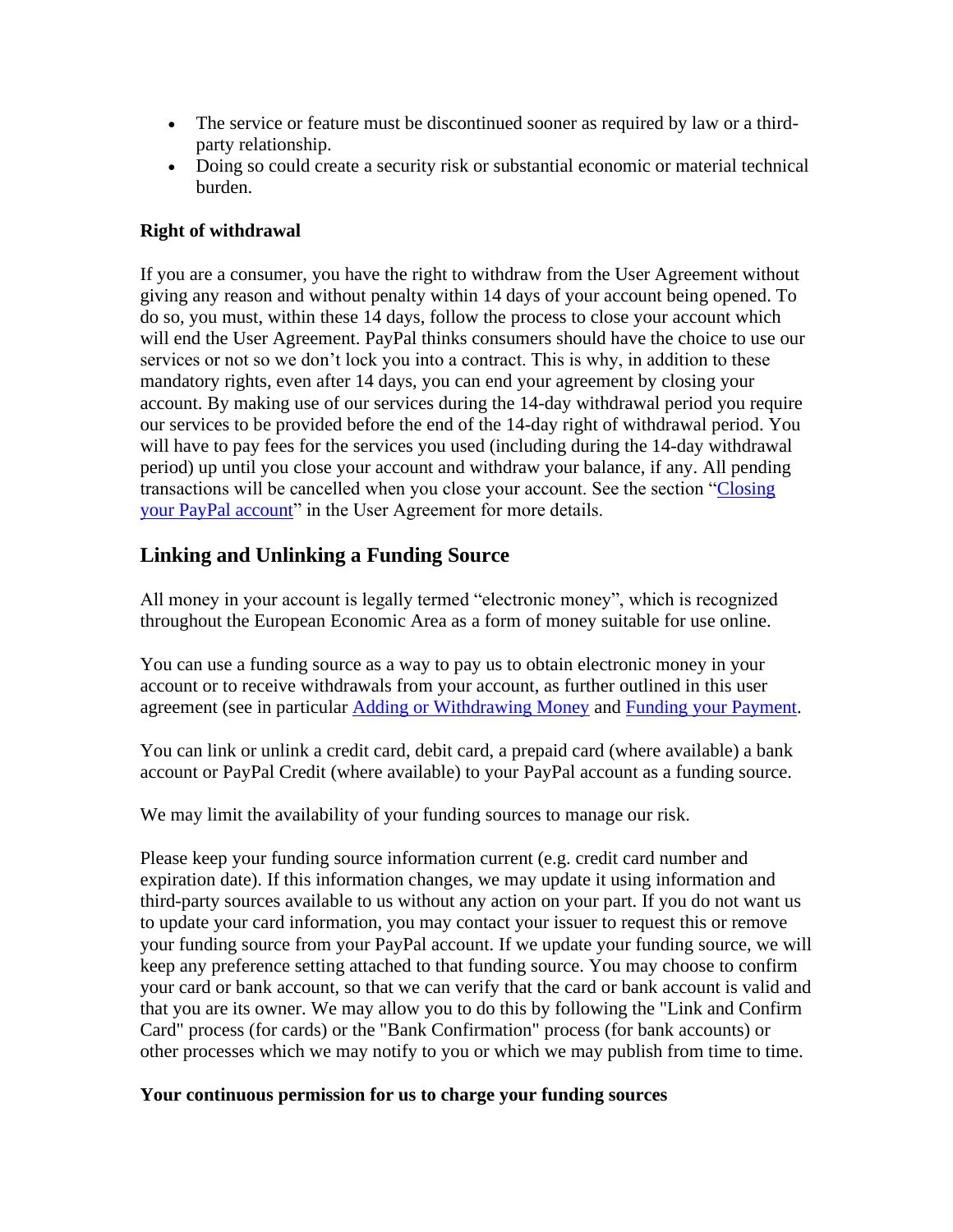- The service or feature must be discontinued sooner as required by law or a third-party relationship.
- Doing so could create a security risk or substantial economic or material technical burden.

**Right of withdrawal**

If you are a consumer, you have the right to withdraw from the User Agreement without giving any reason and without penalty within 14 days of your account being opened. To do so, you must, within these 14 days, follow the process to close your account which will end the User Agreement. PayPal thinks consumers should have the choice to use our services or not so we don't lock you into a contract. This is why, in addition to these mandatory rights, even after 14 days, you can end your agreement by closing your account. By making use of our services during the 14-day withdrawal period you require our services to be provided before the end of the 14-day right of withdrawal period. You will have to pay fees for the services you used (including during the 14-day withdrawal period) up until you close your account and withdraw your balance, if any. All pending transactions will be cancelled when you close your account. See the section "Closing your PayPal account" in the User Agreement for more details.

## Linking and Unlinking a Funding Source

All money in your account is legally termed "electronic money", which is recognized throughout the European Economic Area as a form of money suitable for use online.

You can use a funding source as a way to pay us to obtain electronic money in your account or to receive withdrawals from your account, as further outlined in this user agreement (see in particular Adding or Withdrawing Money and Funding your Payment.

You can link or unlink a credit card, debit card, a prepaid card (where available) a bank account or PayPal Credit (where available) to your PayPal account as a funding source.

We may limit the availability of your funding sources to manage our risk.

Please keep your funding source information current (e.g. credit card number and expiration date). If this information changes, we may update it using information and third-party sources available to us without any action on your part. If you do not want us to update your card information, you may contact your issuer to request this or remove your funding source from your PayPal account. If we update your funding source, we will keep any preference setting attached to that funding source. You may choose to confirm your card or bank account, so that we can verify that the card or bank account is valid and that you are its owner. We may allow you to do this by following the "Link and Confirm Card" process (for cards) or the "Bank Confirmation" process (for bank accounts) or other processes which we may notify to you or which we may publish from time to time.

**Your continuous permission for us to charge your funding sources**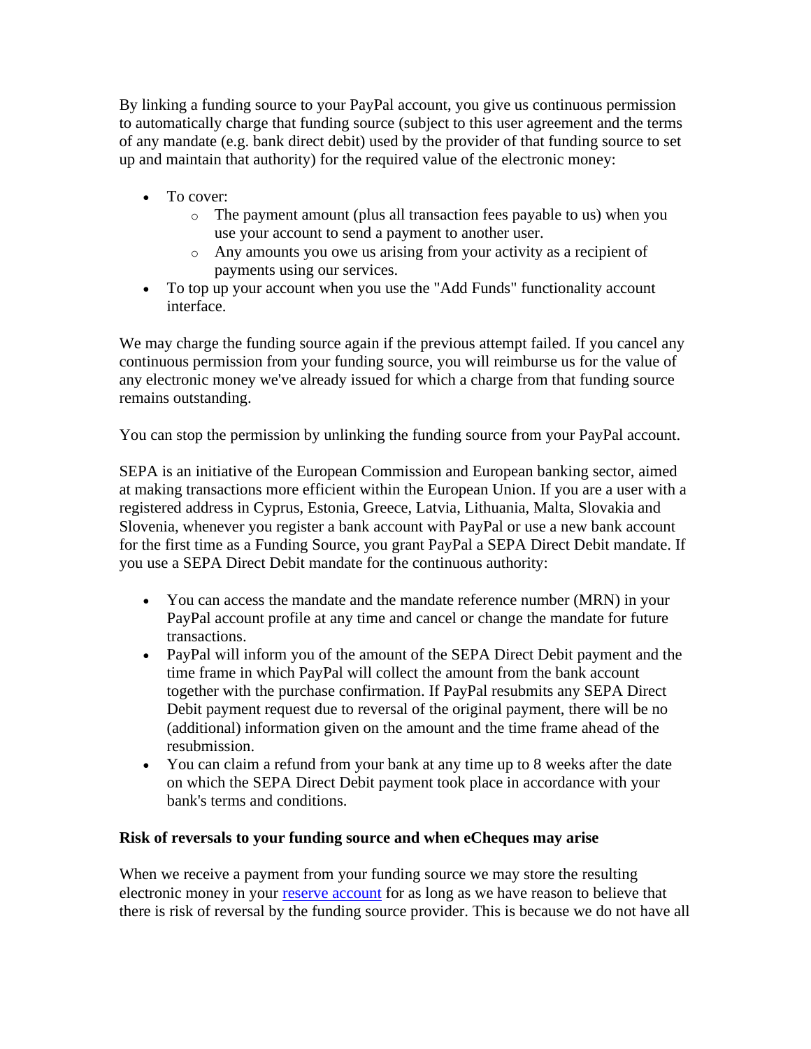By linking a funding source to your PayPal account, you give us continuous permission to automatically charge that funding source (subject to this user agreement and the terms of any mandate (e.g. bank direct debit) used by the provider of that funding source to set up and maintain that authority) for the required value of the electronic money:

- To cover:
  - The payment amount (plus all transaction fees payable to us) when you use your account to send a payment to another user.
  - Any amounts you owe us arising from your activity as a recipient of payments using our services.
- To top up your account when you use the "Add Funds" functionality account interface.

We may charge the funding source again if the previous attempt failed. If you cancel any continuous permission from your funding source, you will reimburse us for the value of any electronic money we've already issued for which a charge from that funding source remains outstanding.

You can stop the permission by unlinking the funding source from your PayPal account.

SEPA is an initiative of the European Commission and European banking sector, aimed at making transactions more efficient within the European Union. If you are a user with a registered address in Cyprus, Estonia, Greece, Latvia, Lithuania, Malta, Slovakia and Slovenia, whenever you register a bank account with PayPal or use a new bank account for the first time as a Funding Source, you grant PayPal a SEPA Direct Debit mandate. If you use a SEPA Direct Debit mandate for the continuous authority:

- You can access the mandate and the mandate reference number (MRN) in your PayPal account profile at any time and cancel or change the mandate for future transactions.
- PayPal will inform you of the amount of the SEPA Direct Debit payment and the time frame in which PayPal will collect the amount from the bank account together with the purchase confirmation. If PayPal resubmits any SEPA Direct Debit payment request due to reversal of the original payment, there will be no (additional) information given on the amount and the time frame ahead of the resubmission.
- You can claim a refund from your bank at any time up to 8 weeks after the date on which the SEPA Direct Debit payment took place in accordance with your bank's terms and conditions.

**Risk of reversals to your funding source and when eCheques may arise**

When we receive a payment from your funding source we may store the resulting electronic money in your reserve account for as long as we have reason to believe that there is risk of reversal by the funding source provider. This is because we do not have all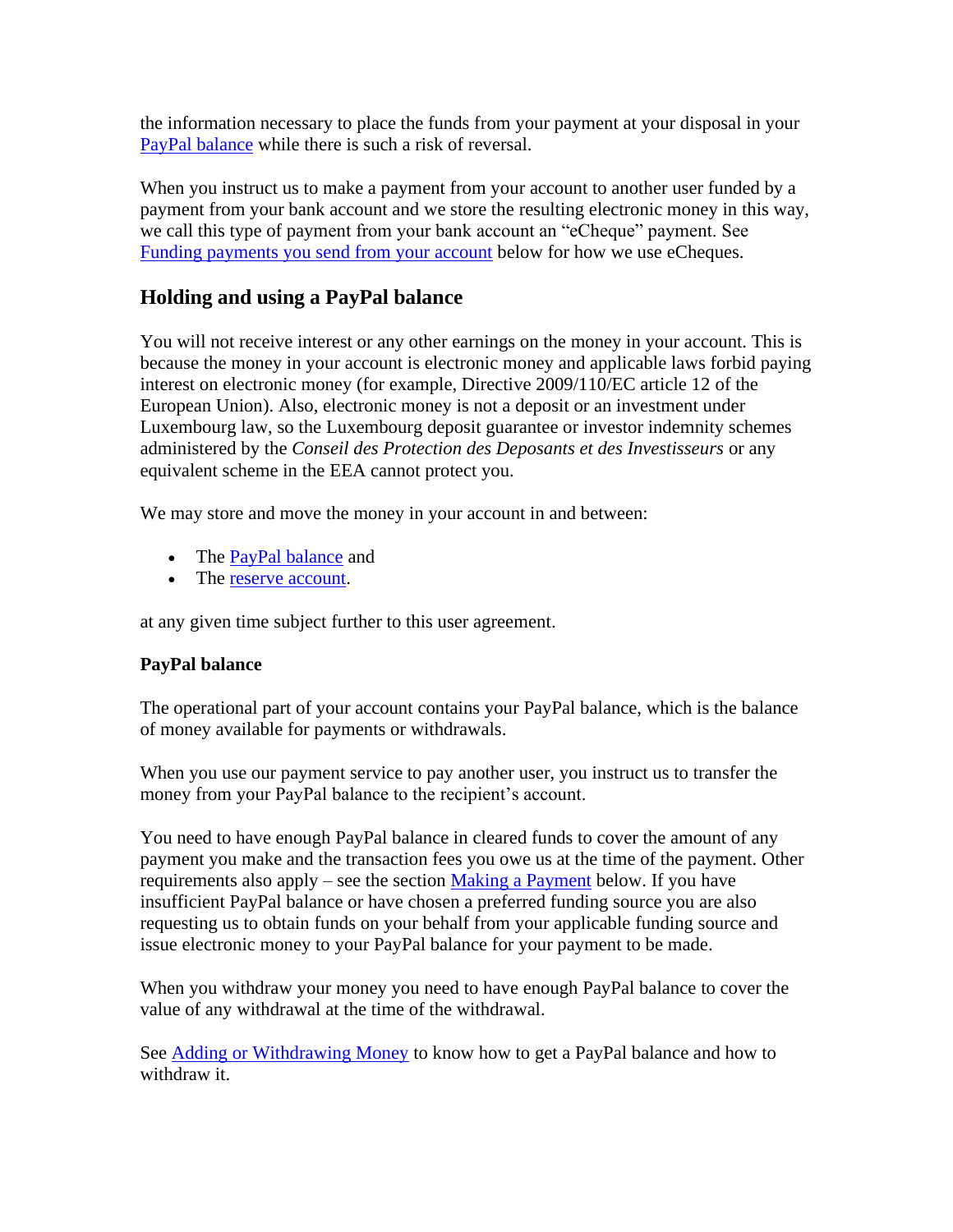the information necessary to place the funds from your payment at your disposal in your [PayPal balance](#) while there is such a risk of reversal.

When you instruct us to make a payment from your account to another user funded by a payment from your bank account and we store the resulting electronic money in this way, we call this type of payment from your bank account an "eCheque" payment. See [Funding payments you send from your account](#) below for how we use eCheques.

## Holding and using a PayPal balance

You will not receive interest or any other earnings on the money in your account. This is because the money in your account is electronic money and applicable laws forbid paying interest on electronic money (for example, Directive 2009/110/EC article 12 of the European Union). Also, electronic money is not a deposit or an investment under Luxembourg law, so the Luxembourg deposit guarantee or investor indemnity schemes administered by the *Conseil des Protection des Deposants et des Investisseurs* or any equivalent scheme in the EEA cannot protect you.

We may store and move the money in your account in and between:

- The [PayPal balance](#) and
- The [reserve account](#).

at any given time subject further to this user agreement.

### PayPal balance

The operational part of your account contains your PayPal balance, which is the balance of money available for payments or withdrawals.

When you use our payment service to pay another user, you instruct us to transfer the money from your PayPal balance to the recipient's account.

You need to have enough PayPal balance in cleared funds to cover the amount of any payment you make and the transaction fees you owe us at the time of the payment. Other requirements also apply – see the section [Making a Payment](#) below. If you have insufficient PayPal balance or have chosen a preferred funding source you are also requesting us to obtain funds on your behalf from your applicable funding source and issue electronic money to your PayPal balance for your payment to be made.

When you withdraw your money you need to have enough PayPal balance to cover the value of any withdrawal at the time of the withdrawal.

See [Adding or Withdrawing Money](#) to know how to get a PayPal balance and how to withdraw it.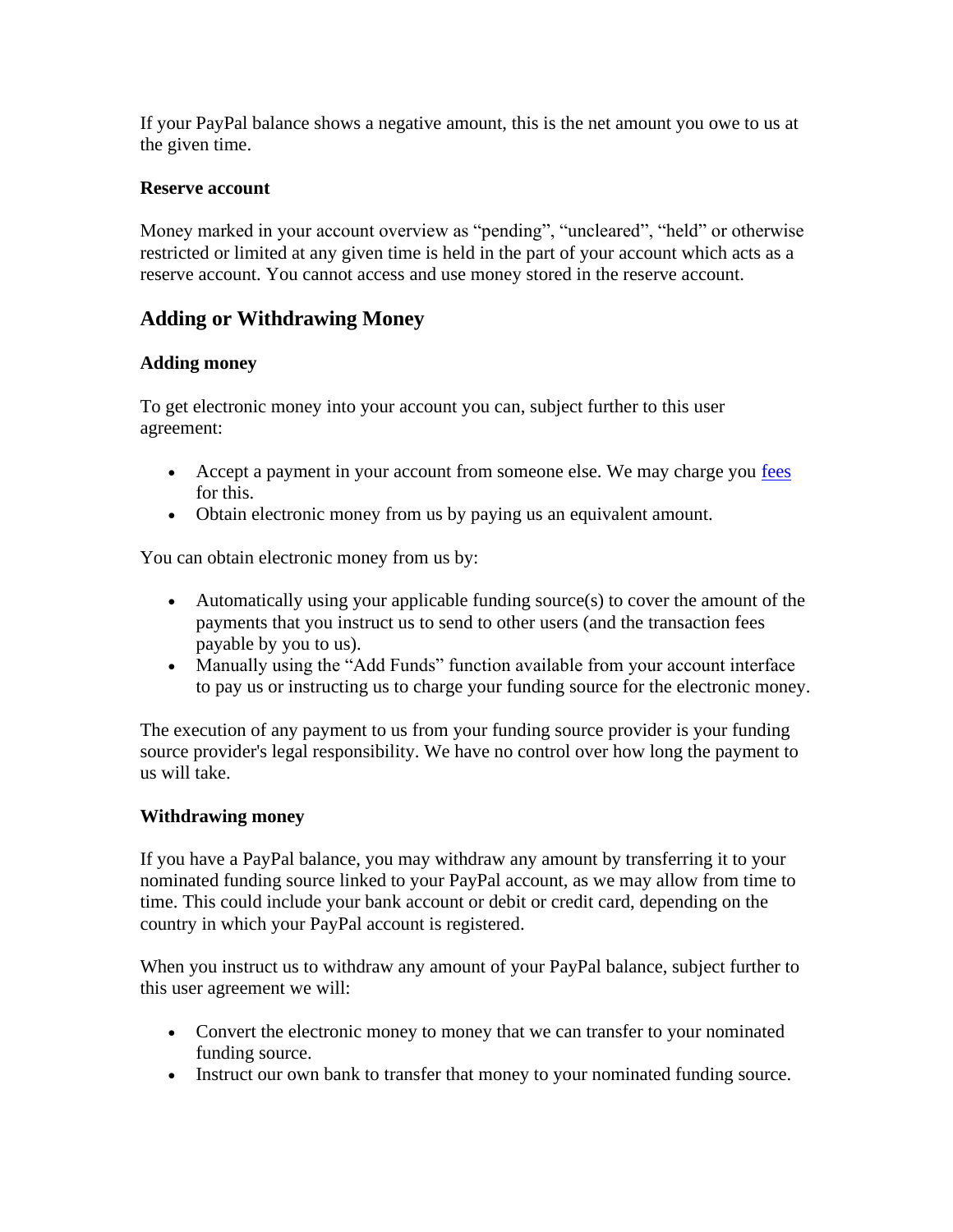If your PayPal balance shows a negative amount, this is the net amount you owe to us at the given time.

**Reserve account**

Money marked in your account overview as “pending”, “uncleared”, “held” or otherwise restricted or limited at any given time is held in the part of your account which acts as a reserve account. You cannot access and use money stored in the reserve account.

## Adding or Withdrawing Money

**Adding money**

To get electronic money into your account you can, subject further to this user agreement:

- Accept a payment in your account from someone else. We may charge you fees for this.
- Obtain electronic money from us by paying us an equivalent amount.

You can obtain electronic money from us by:

- Automatically using your applicable funding source(s) to cover the amount of the payments that you instruct us to send to other users (and the transaction fees payable by you to us).
- Manually using the “Add Funds” function available from your account interface to pay us or instructing us to charge your funding source for the electronic money.

The execution of any payment to us from your funding source provider is your funding source provider's legal responsibility. We have no control over how long the payment to us will take.

**Withdrawing money**

If you have a PayPal balance, you may withdraw any amount by transferring it to your nominated funding source linked to your PayPal account, as we may allow from time to time. This could include your bank account or debit or credit card, depending on the country in which your PayPal account is registered.

When you instruct us to withdraw any amount of your PayPal balance, subject further to this user agreement we will:

- Convert the electronic money to money that we can transfer to your nominated funding source.
- Instruct our own bank to transfer that money to your nominated funding source.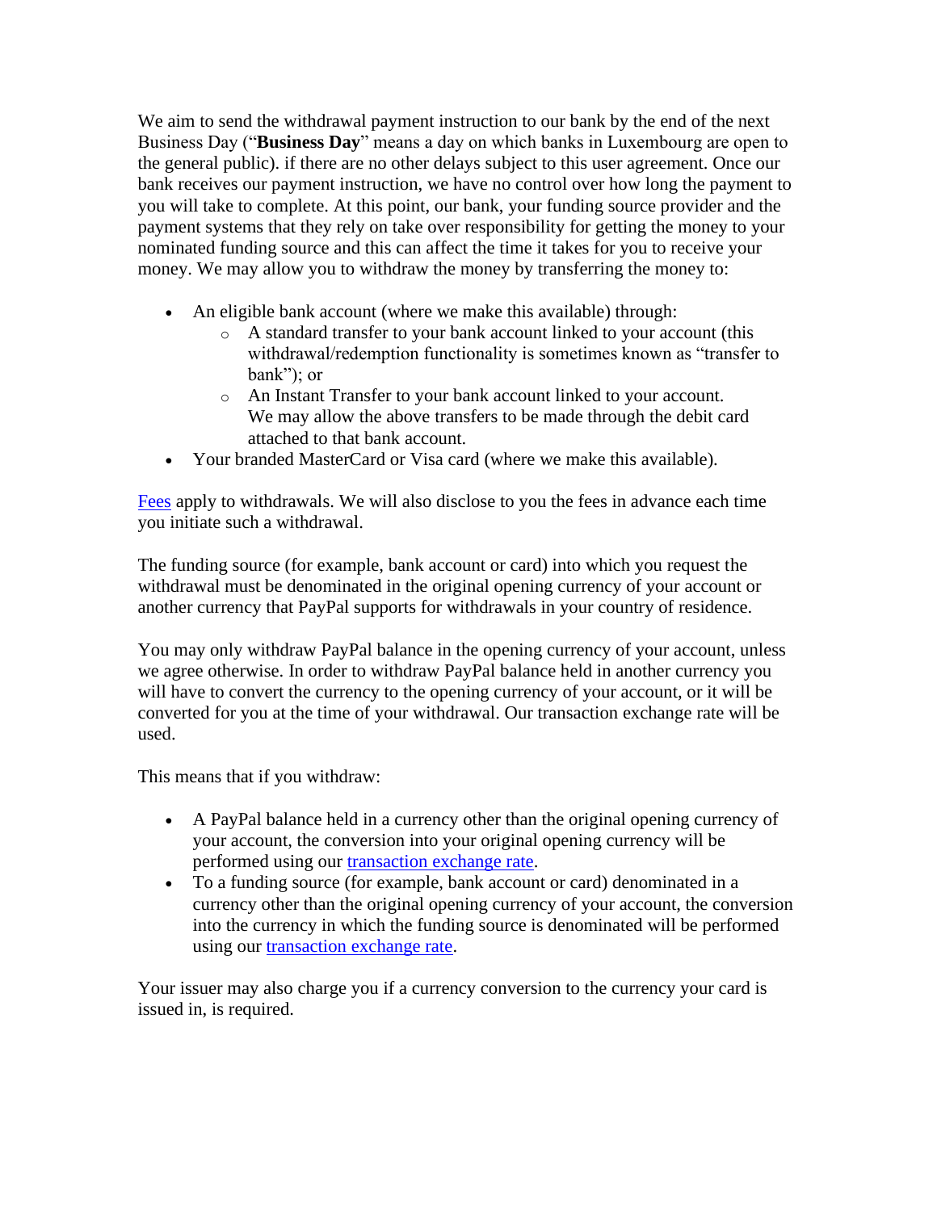We aim to send the withdrawal payment instruction to our bank by the end of the next Business Day ("**Business Day**" means a day on which banks in Luxembourg are open to the general public). if there are no other delays subject to this user agreement. Once our bank receives our payment instruction, we have no control over how long the payment to you will take to complete. At this point, our bank, your funding source provider and the payment systems that they rely on take over responsibility for getting the money to your nominated funding source and this can affect the time it takes for you to receive your money. We may allow you to withdraw the money by transferring the money to:

- An eligible bank account (where we make this available) through:
  - A standard transfer to your bank account linked to your account (this withdrawal/redemption functionality is sometimes known as "transfer to bank"); or
  - An Instant Transfer to your bank account linked to your account. We may allow the above transfers to be made through the debit card attached to that bank account.
- Your branded MasterCard or Visa card (where we make this available).

Fees apply to withdrawals. We will also disclose to you the fees in advance each time you initiate such a withdrawal.

The funding source (for example, bank account or card) into which you request the withdrawal must be denominated in the original opening currency of your account or another currency that PayPal supports for withdrawals in your country of residence.

You may only withdraw PayPal balance in the opening currency of your account, unless we agree otherwise. In order to withdraw PayPal balance held in another currency you will have to convert the currency to the opening currency of your account, or it will be converted for you at the time of your withdrawal. Our transaction exchange rate will be used.

This means that if you withdraw:

- A PayPal balance held in a currency other than the original opening currency of your account, the conversion into your original opening currency will be performed using our transaction exchange rate.
- To a funding source (for example, bank account or card) denominated in a currency other than the original opening currency of your account, the conversion into the currency in which the funding source is denominated will be performed using our transaction exchange rate.

Your issuer may also charge you if a currency conversion to the currency your card is issued in, is required.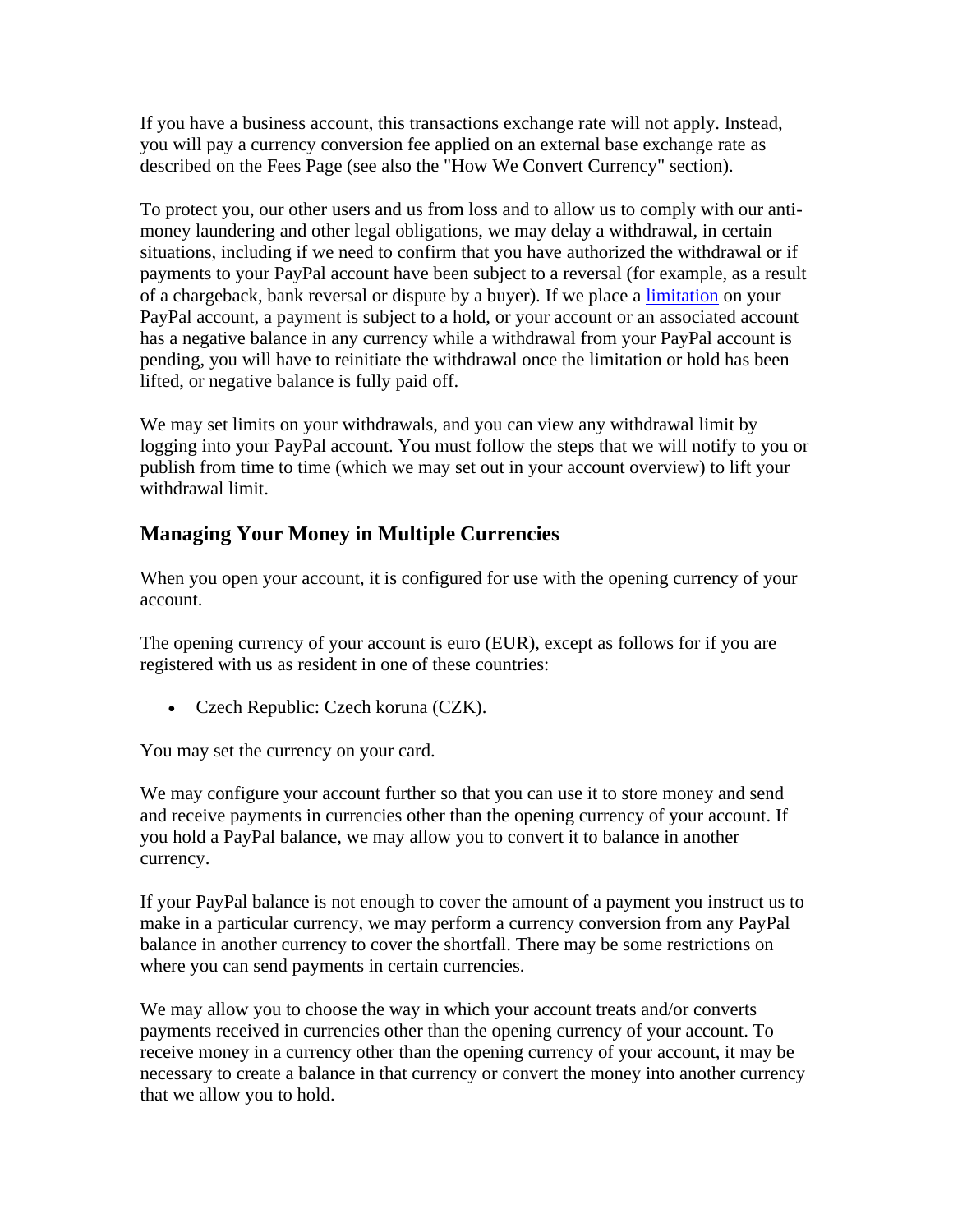If you have a business account, this transactions exchange rate will not apply. Instead, you will pay a currency conversion fee applied on an external base exchange rate as described on the Fees Page (see also the "How We Convert Currency" section).

To protect you, our other users and us from loss and to allow us to comply with our anti-money laundering and other legal obligations, we may delay a withdrawal, in certain situations, including if we need to confirm that you have authorized the withdrawal or if payments to your PayPal account have been subject to a reversal (for example, as a result of a chargeback, bank reversal or dispute by a buyer). If we place a limitation on your PayPal account, a payment is subject to a hold, or your account or an associated account has a negative balance in any currency while a withdrawal from your PayPal account is pending, you will have to reinitiate the withdrawal once the limitation or hold has been lifted, or negative balance is fully paid off.

We may set limits on your withdrawals, and you can view any withdrawal limit by logging into your PayPal account. You must follow the steps that we will notify to you or publish from time to time (which we may set out in your account overview) to lift your withdrawal limit.

## Managing Your Money in Multiple Currencies

When you open your account, it is configured for use with the opening currency of your account.

The opening currency of your account is euro (EUR), except as follows for if you are registered with us as resident in one of these countries:

- Czech Republic: Czech koruna (CZK).

You may set the currency on your card.

We may configure your account further so that you can use it to store money and send and receive payments in currencies other than the opening currency of your account. If you hold a PayPal balance, we may allow you to convert it to balance in another currency.

If your PayPal balance is not enough to cover the amount of a payment you instruct us to make in a particular currency, we may perform a currency conversion from any PayPal balance in another currency to cover the shortfall. There may be some restrictions on where you can send payments in certain currencies.

We may allow you to choose the way in which your account treats and/or converts payments received in currencies other than the opening currency of your account. To receive money in a currency other than the opening currency of your account, it may be necessary to create a balance in that currency or convert the money into another currency that we allow you to hold.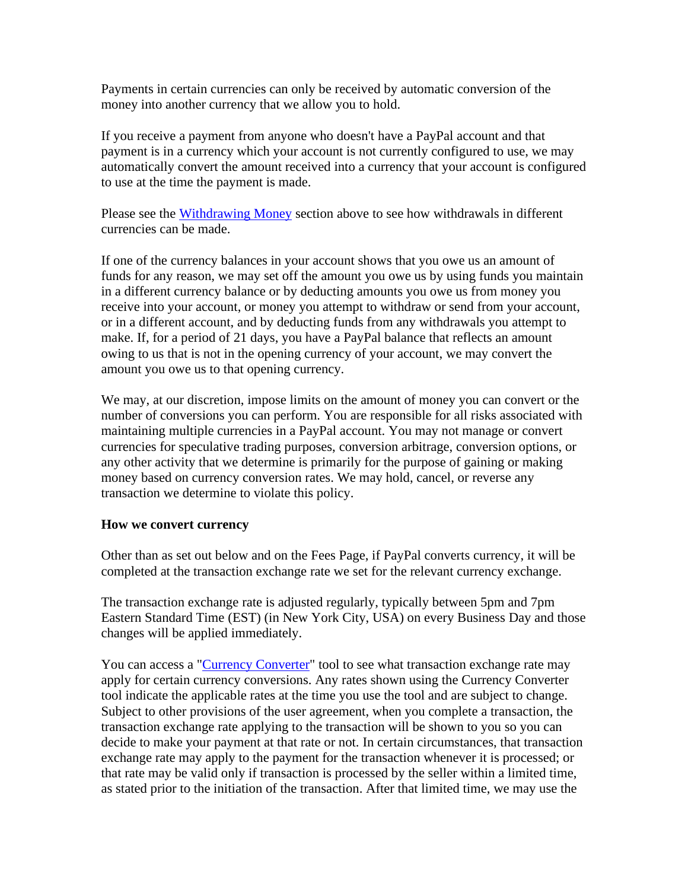Payments in certain currencies can only be received by automatic conversion of the money into another currency that we allow you to hold.

If you receive a payment from anyone who doesn't have a PayPal account and that payment is in a currency which your account is not currently configured to use, we may automatically convert the amount received into a currency that your account is configured to use at the time the payment is made.

Please see the [Withdrawing Money]() section above to see how withdrawals in different currencies can be made.

If one of the currency balances in your account shows that you owe us an amount of funds for any reason, we may set off the amount you owe us by using funds you maintain in a different currency balance or by deducting amounts you owe us from money you receive into your account, or money you attempt to withdraw or send from your account, or in a different account, and by deducting funds from any withdrawals you attempt to make. If, for a period of 21 days, you have a PayPal balance that reflects an amount owing to us that is not in the opening currency of your account, we may convert the amount you owe us to that opening currency.

We may, at our discretion, impose limits on the amount of money you can convert or the number of conversions you can perform. You are responsible for all risks associated with maintaining multiple currencies in a PayPal account. You may not manage or convert currencies for speculative trading purposes, conversion arbitrage, conversion options, or any other activity that we determine is primarily for the purpose of gaining or making money based on currency conversion rates. We may hold, cancel, or reverse any transaction we determine to violate this policy.

**How we convert currency**

Other than as set out below and on the Fees Page, if PayPal converts currency, it will be completed at the transaction exchange rate we set for the relevant currency exchange.

The transaction exchange rate is adjusted regularly, typically between 5pm and 7pm Eastern Standard Time (EST) (in New York City, USA) on every Business Day and those changes will be applied immediately.

You can access a "[Currency Converter]()" tool to see what transaction exchange rate may apply for certain currency conversions. Any rates shown using the Currency Converter tool indicate the applicable rates at the time you use the tool and are subject to change. Subject to other provisions of the user agreement, when you complete a transaction, the transaction exchange rate applying to the transaction will be shown to you so you can decide to make your payment at that rate or not. In certain circumstances, that transaction exchange rate may apply to the payment for the transaction whenever it is processed; or that rate may be valid only if transaction is processed by the seller within a limited time, as stated prior to the initiation of the transaction. After that limited time, we may use the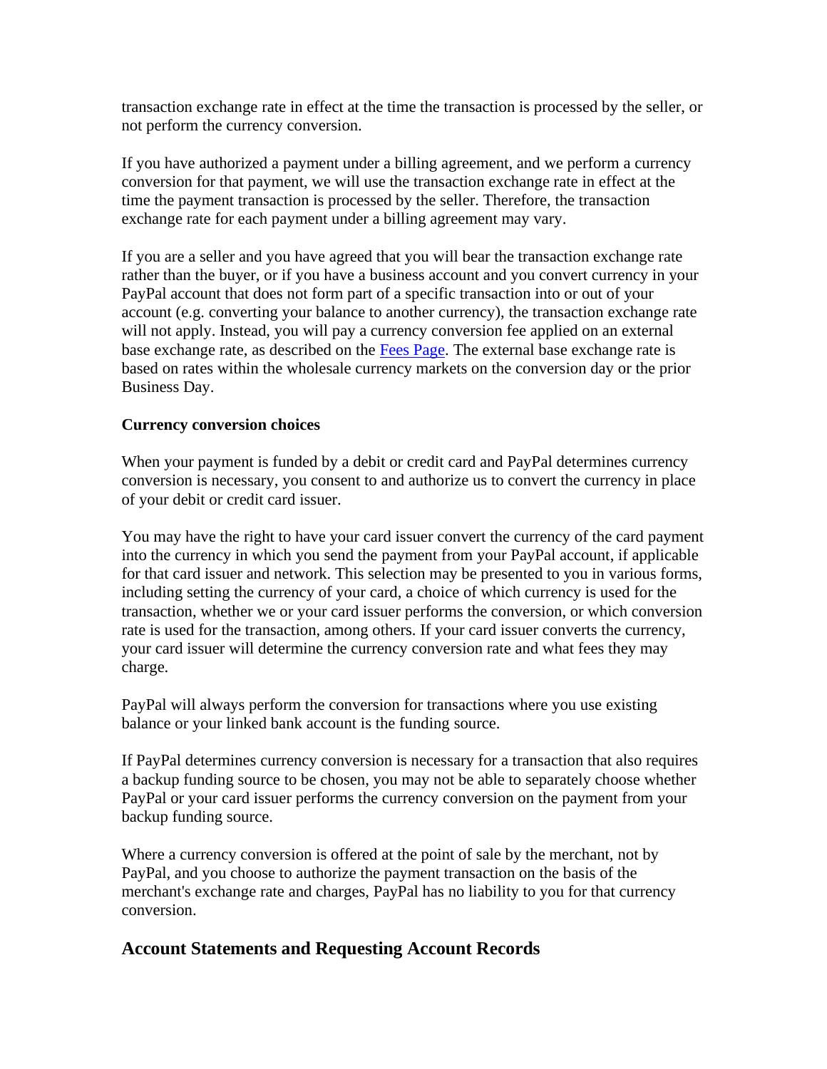transaction exchange rate in effect at the time the transaction is processed by the seller, or not perform the currency conversion.

If you have authorized a payment under a billing agreement, and we perform a currency conversion for that payment, we will use the transaction exchange rate in effect at the time the payment transaction is processed by the seller. Therefore, the transaction exchange rate for each payment under a billing agreement may vary.

If you are a seller and you have agreed that you will bear the transaction exchange rate rather than the buyer, or if you have a business account and you convert currency in your PayPal account that does not form part of a specific transaction into or out of your account (e.g. converting your balance to another currency), the transaction exchange rate will not apply. Instead, you will pay a currency conversion fee applied on an external base exchange rate, as described on the [Fees Page](). The external base exchange rate is based on rates within the wholesale currency markets on the conversion day or the prior Business Day.

**Currency conversion choices**

When your payment is funded by a debit or credit card and PayPal determines currency conversion is necessary, you consent to and authorize us to convert the currency in place of your debit or credit card issuer.

You may have the right to have your card issuer convert the currency of the card payment into the currency in which you send the payment from your PayPal account, if applicable for that card issuer and network. This selection may be presented to you in various forms, including setting the currency of your card, a choice of which currency is used for the transaction, whether we or your card issuer performs the conversion, or which conversion rate is used for the transaction, among others. If your card issuer converts the currency, your card issuer will determine the currency conversion rate and what fees they may charge.

PayPal will always perform the conversion for transactions where you use existing balance or your linked bank account is the funding source.

If PayPal determines currency conversion is necessary for a transaction that also requires a backup funding source to be chosen, you may not be able to separately choose whether PayPal or your card issuer performs the currency conversion on the payment from your backup funding source.

Where a currency conversion is offered at the point of sale by the merchant, not by PayPal, and you choose to authorize the payment transaction on the basis of the merchant's exchange rate and charges, PayPal has no liability to you for that currency conversion.

## Account Statements and Requesting Account Records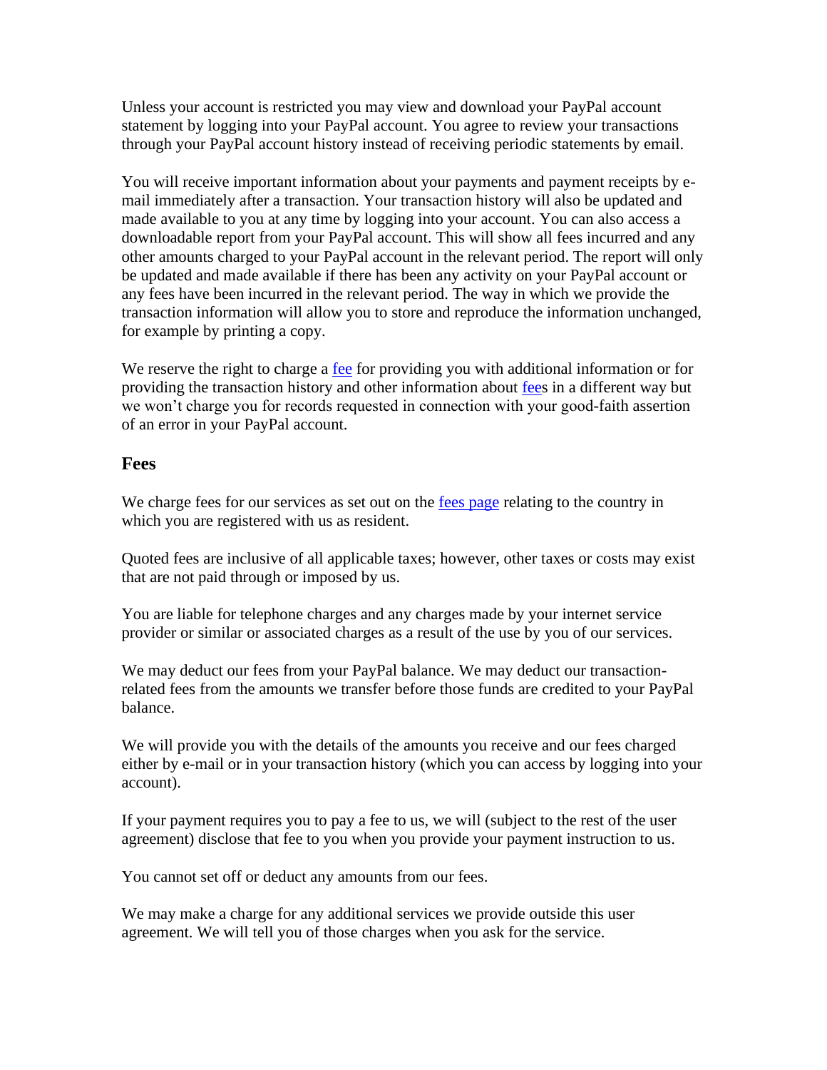Unless your account is restricted you may view and download your PayPal account statement by logging into your PayPal account. You agree to review your transactions through your PayPal account history instead of receiving periodic statements by email.

You will receive important information about your payments and payment receipts by e-mail immediately after a transaction. Your transaction history will also be updated and made available to you at any time by logging into your account. You can also access a downloadable report from your PayPal account. This will show all fees incurred and any other amounts charged to your PayPal account in the relevant period. The report will only be updated and made available if there has been any activity on your PayPal account or any fees have been incurred in the relevant period. The way in which we provide the transaction information will allow you to store and reproduce the information unchanged, for example by printing a copy.

We reserve the right to charge a fee for providing you with additional information or for providing the transaction history and other information about fees in a different way but we won't charge you for records requested in connection with your good-faith assertion of an error in your PayPal account.

## Fees

We charge fees for our services as set out on the fees page relating to the country in which you are registered with us as resident.

Quoted fees are inclusive of all applicable taxes; however, other taxes or costs may exist that are not paid through or imposed by us.

You are liable for telephone charges and any charges made by your internet service provider or similar or associated charges as a result of the use by you of our services.

We may deduct our fees from your PayPal balance. We may deduct our transaction-related fees from the amounts we transfer before those funds are credited to your PayPal balance.

We will provide you with the details of the amounts you receive and our fees charged either by e-mail or in your transaction history (which you can access by logging into your account).

If your payment requires you to pay a fee to us, we will (subject to the rest of the user agreement) disclose that fee to you when you provide your payment instruction to us.

You cannot set off or deduct any amounts from our fees.

We may make a charge for any additional services we provide outside this user agreement. We will tell you of those charges when you ask for the service.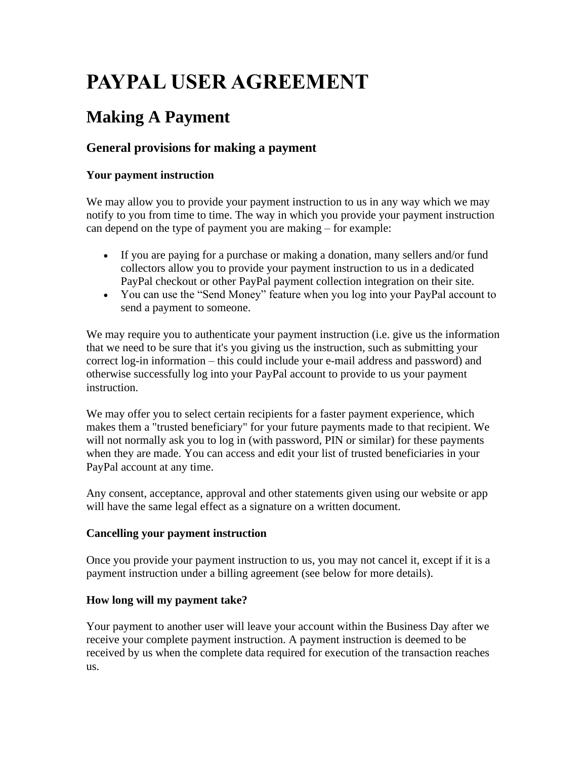# PAYPAL USER AGREEMENT

## Making A Payment

### General provisions for making a payment

**Your payment instruction**

We may allow you to provide your payment instruction to us in any way which we may notify to you from time to time. The way in which you provide your payment instruction can depend on the type of payment you are making – for example:

- If you are paying for a purchase or making a donation, many sellers and/or fund collectors allow you to provide your payment instruction to us in a dedicated PayPal checkout or other PayPal payment collection integration on their site.
- You can use the "Send Money" feature when you log into your PayPal account to send a payment to someone.

We may require you to authenticate your payment instruction (i.e. give us the information that we need to be sure that it's you giving us the instruction, such as submitting your correct log-in information – this could include your e-mail address and password) and otherwise successfully log into your PayPal account to provide to us your payment instruction.

We may offer you to select certain recipients for a faster payment experience, which makes them a "trusted beneficiary" for your future payments made to that recipient. We will not normally ask you to log in (with password, PIN or similar) for these payments when they are made. You can access and edit your list of trusted beneficiaries in your PayPal account at any time.

Any consent, acceptance, approval and other statements given using our website or app will have the same legal effect as a signature on a written document.

**Cancelling your payment instruction**

Once you provide your payment instruction to us, you may not cancel it, except if it is a payment instruction under a billing agreement (see below for more details).

**How long will my payment take?**

Your payment to another user will leave your account within the Business Day after we receive your complete payment instruction. A payment instruction is deemed to be received by us when the complete data required for execution of the transaction reaches us.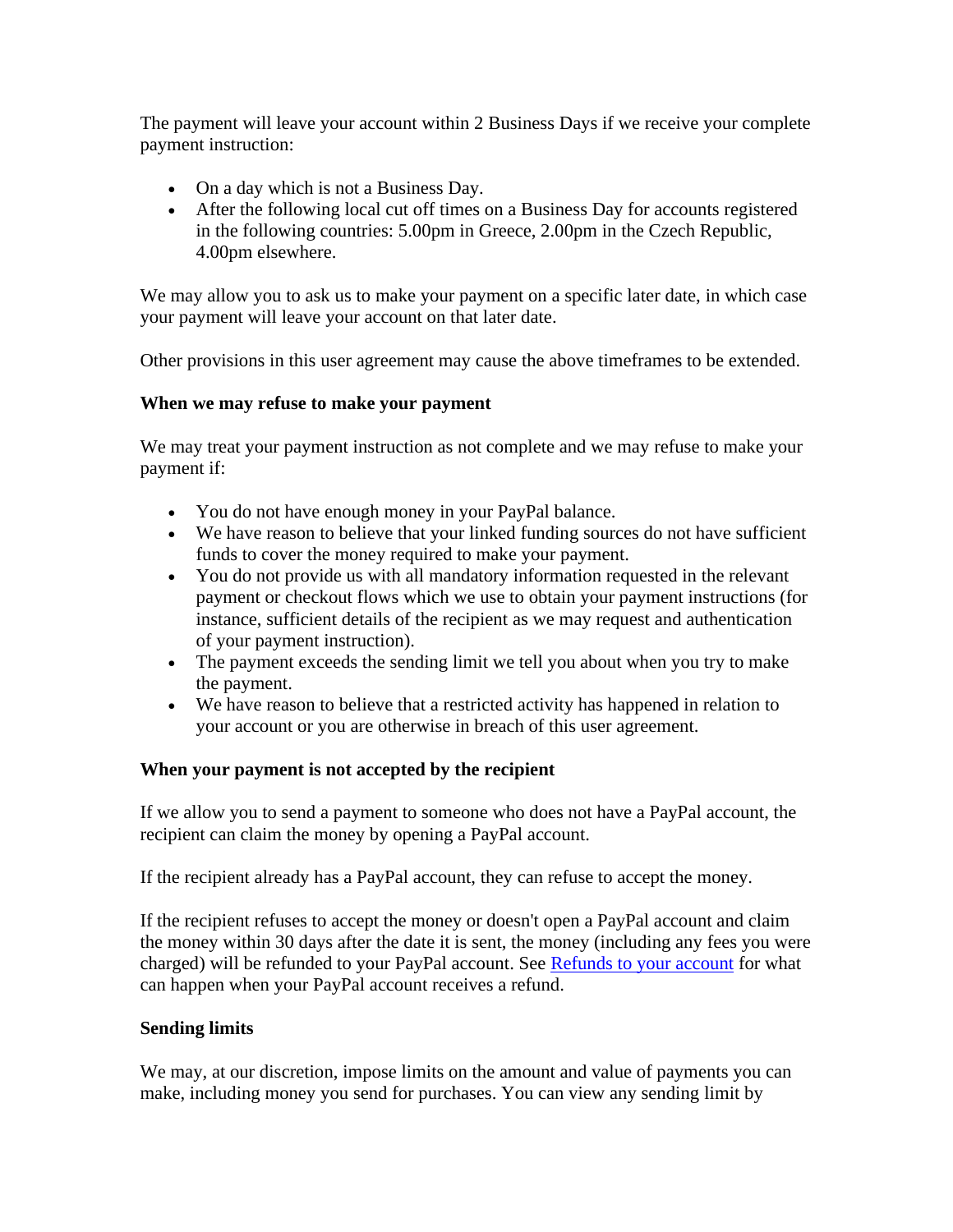The payment will leave your account within 2 Business Days if we receive your complete payment instruction:

- On a day which is not a Business Day.
- After the following local cut off times on a Business Day for accounts registered in the following countries: 5.00pm in Greece, 2.00pm in the Czech Republic, 4.00pm elsewhere.

We may allow you to ask us to make your payment on a specific later date, in which case your payment will leave your account on that later date.

Other provisions in this user agreement may cause the above timeframes to be extended.

**When we may refuse to make your payment**

We may treat your payment instruction as not complete and we may refuse to make your payment if:

- You do not have enough money in your PayPal balance.
- We have reason to believe that your linked funding sources do not have sufficient funds to cover the money required to make your payment.
- You do not provide us with all mandatory information requested in the relevant payment or checkout flows which we use to obtain your payment instructions (for instance, sufficient details of the recipient as we may request and authentication of your payment instruction).
- The payment exceeds the sending limit we tell you about when you try to make the payment.
- We have reason to believe that a restricted activity has happened in relation to your account or you are otherwise in breach of this user agreement.

**When your payment is not accepted by the recipient**

If we allow you to send a payment to someone who does not have a PayPal account, the recipient can claim the money by opening a PayPal account.

If the recipient already has a PayPal account, they can refuse to accept the money.

If the recipient refuses to accept the money or doesn't open a PayPal account and claim the money within 30 days after the date it is sent, the money (including any fees you were charged) will be refunded to your PayPal account. See [Refunds to your account] for what can happen when your PayPal account receives a refund.

**Sending limits**

We may, at our discretion, impose limits on the amount and value of payments you can make, including money you send for purchases. You can view any sending limit by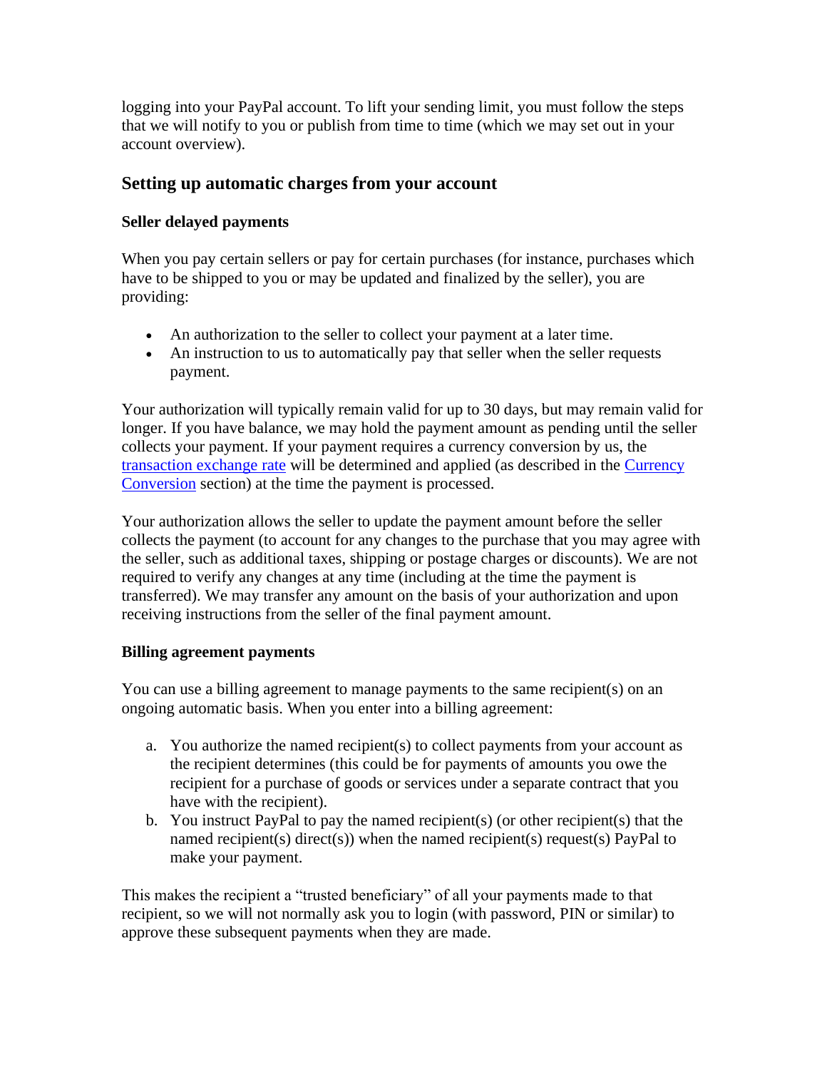logging into your PayPal account. To lift your sending limit, you must follow the steps that we will notify to you or publish from time to time (which we may set out in your account overview).

## Setting up automatic charges from your account

### Seller delayed payments

When you pay certain sellers or pay for certain purchases (for instance, purchases which have to be shipped to you or may be updated and finalized by the seller), you are providing:

- An authorization to the seller to collect your payment at a later time.
- An instruction to us to automatically pay that seller when the seller requests payment.

Your authorization will typically remain valid for up to 30 days, but may remain valid for longer. If you have balance, we may hold the payment amount as pending until the seller collects your payment. If your payment requires a currency conversion by us, the [transaction exchange rate](#) will be determined and applied (as described in the [Currency Conversion](#) section) at the time the payment is processed.

Your authorization allows the seller to update the payment amount before the seller collects the payment (to account for any changes to the purchase that you may agree with the seller, such as additional taxes, shipping or postage charges or discounts). We are not required to verify any changes at any time (including at the time the payment is transferred). We may transfer any amount on the basis of your authorization and upon receiving instructions from the seller of the final payment amount.

### Billing agreement payments

You can use a billing agreement to manage payments to the same recipient(s) on an ongoing automatic basis. When you enter into a billing agreement:

a. You authorize the named recipient(s) to collect payments from your account as the recipient determines (this could be for payments of amounts you owe the recipient for a purchase of goods or services under a separate contract that you have with the recipient).
b. You instruct PayPal to pay the named recipient(s) (or other recipient(s) that the named recipient(s) direct(s)) when the named recipient(s) request(s) PayPal to make your payment.

This makes the recipient a "trusted beneficiary" of all your payments made to that recipient, so we will not normally ask you to login (with password, PIN or similar) to approve these subsequent payments when they are made.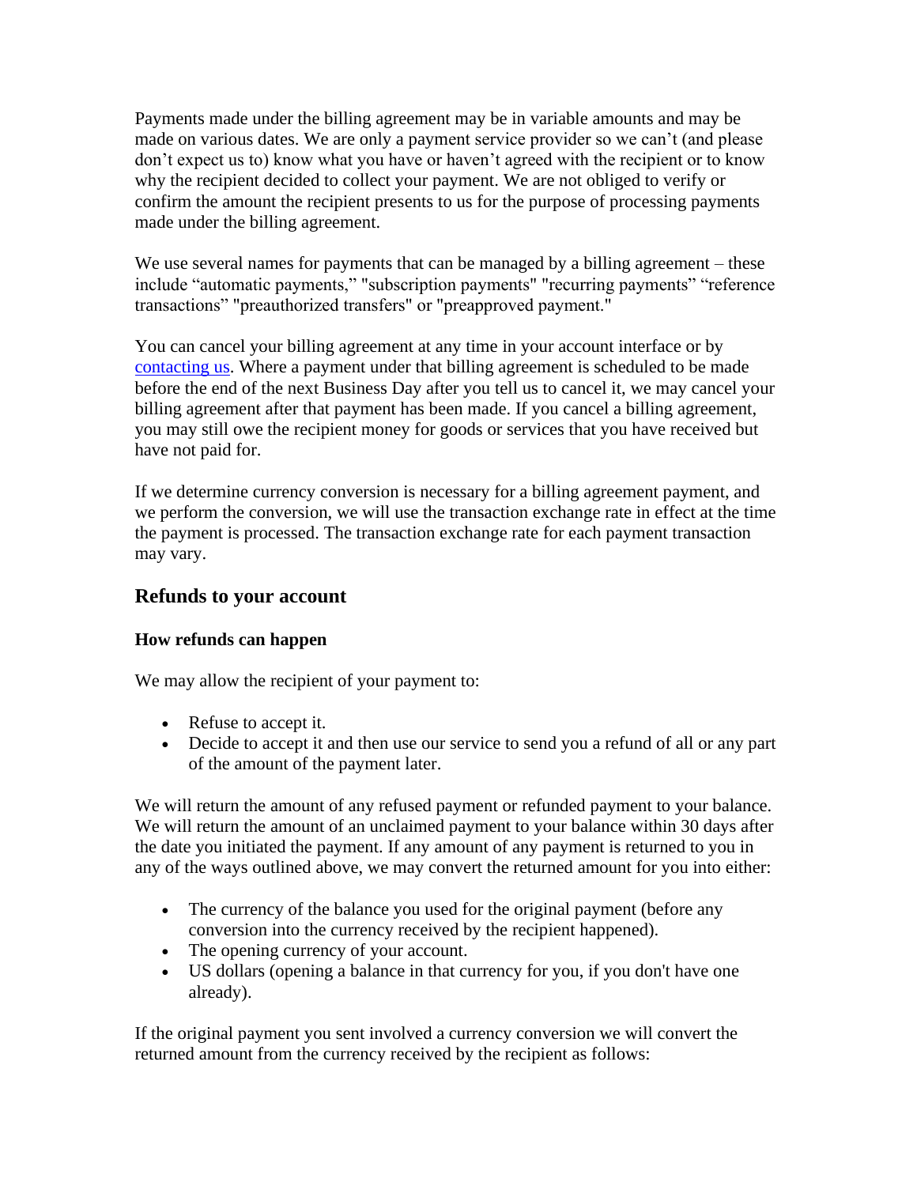Payments made under the billing agreement may be in variable amounts and may be made on various dates. We are only a payment service provider so we can't (and please don't expect us to) know what you have or haven't agreed with the recipient or to know why the recipient decided to collect your payment. We are not obliged to verify or confirm the amount the recipient presents to us for the purpose of processing payments made under the billing agreement.

We use several names for payments that can be managed by a billing agreement – these include "automatic payments," "subscription payments" "recurring payments" "reference transactions" "preauthorized transfers" or "preapproved payment."

You can cancel your billing agreement at any time in your account interface or by contacting us. Where a payment under that billing agreement is scheduled to be made before the end of the next Business Day after you tell us to cancel it, we may cancel your billing agreement after that payment has been made. If you cancel a billing agreement, you may still owe the recipient money for goods or services that you have received but have not paid for.

If we determine currency conversion is necessary for a billing agreement payment, and we perform the conversion, we will use the transaction exchange rate in effect at the time the payment is processed. The transaction exchange rate for each payment transaction may vary.

## Refunds to your account

### How refunds can happen

We may allow the recipient of your payment to:

- Refuse to accept it.
- Decide to accept it and then use our service to send you a refund of all or any part of the amount of the payment later.

We will return the amount of any refused payment or refunded payment to your balance. We will return the amount of an unclaimed payment to your balance within 30 days after the date you initiated the payment. If any amount of any payment is returned to you in any of the ways outlined above, we may convert the returned amount for you into either:

- The currency of the balance you used for the original payment (before any conversion into the currency received by the recipient happened).
- The opening currency of your account.
- US dollars (opening a balance in that currency for you, if you don't have one already).

If the original payment you sent involved a currency conversion we will convert the returned amount from the currency received by the recipient as follows: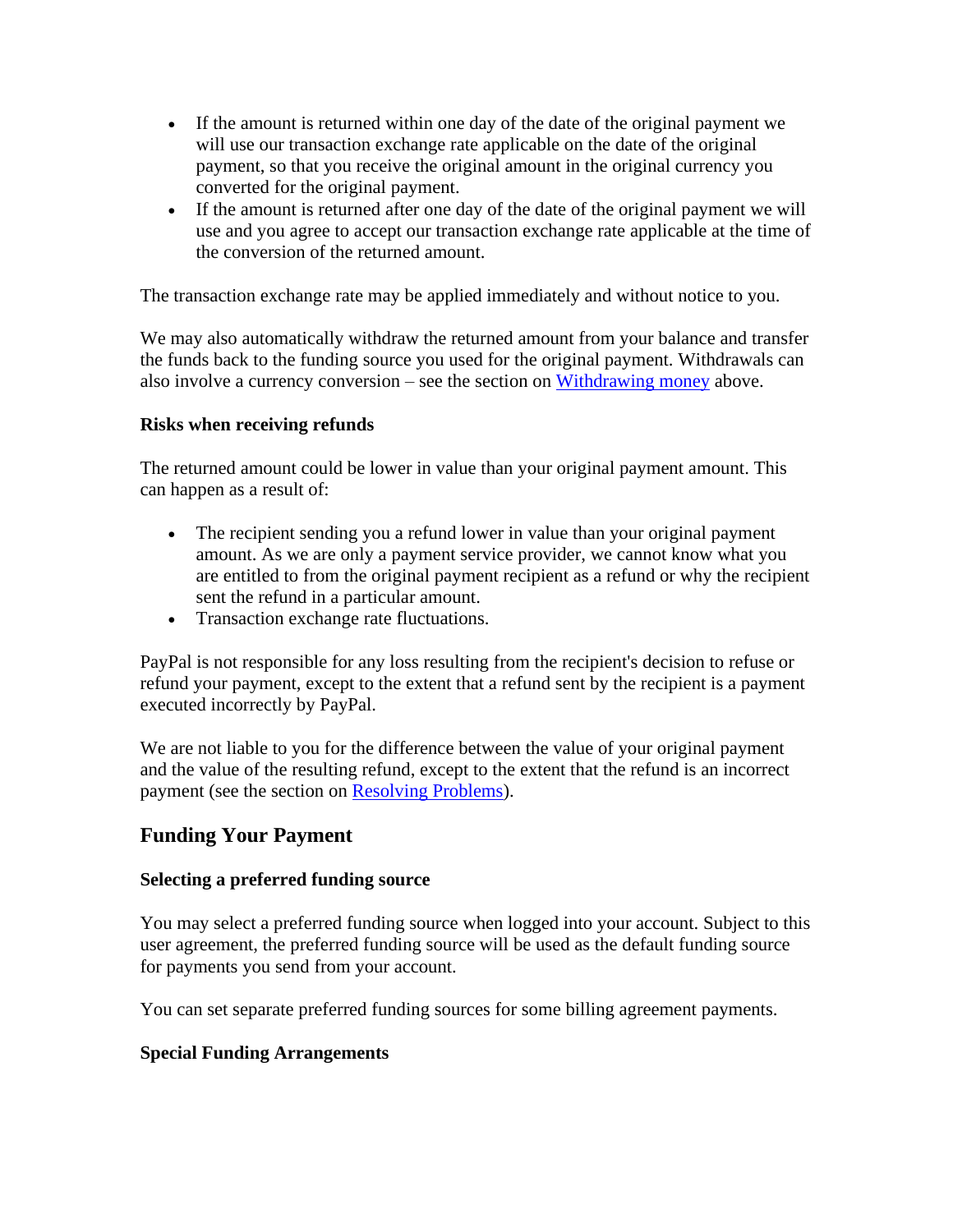- If the amount is returned within one day of the date of the original payment we will use our transaction exchange rate applicable on the date of the original payment, so that you receive the original amount in the original currency you converted for the original payment.
- If the amount is returned after one day of the date of the original payment we will use and you agree to accept our transaction exchange rate applicable at the time of the conversion of the returned amount.

The transaction exchange rate may be applied immediately and without notice to you.

We may also automatically withdraw the returned amount from your balance and transfer the funds back to the funding source you used for the original payment. Withdrawals can also involve a currency conversion – see the section on Withdrawing money above.

**Risks when receiving refunds**

The returned amount could be lower in value than your original payment amount. This can happen as a result of:

- The recipient sending you a refund lower in value than your original payment amount. As we are only a payment service provider, we cannot know what you are entitled to from the original payment recipient as a refund or why the recipient sent the refund in a particular amount.
- Transaction exchange rate fluctuations.

PayPal is not responsible for any loss resulting from the recipient's decision to refuse or refund your payment, except to the extent that a refund sent by the recipient is a payment executed incorrectly by PayPal.

We are not liable to you for the difference between the value of your original payment and the value of the resulting refund, except to the extent that the refund is an incorrect payment (see the section on Resolving Problems).

## Funding Your Payment

**Selecting a preferred funding source**

You may select a preferred funding source when logged into your account. Subject to this user agreement, the preferred funding source will be used as the default funding source for payments you send from your account.

You can set separate preferred funding sources for some billing agreement payments.

**Special Funding Arrangements**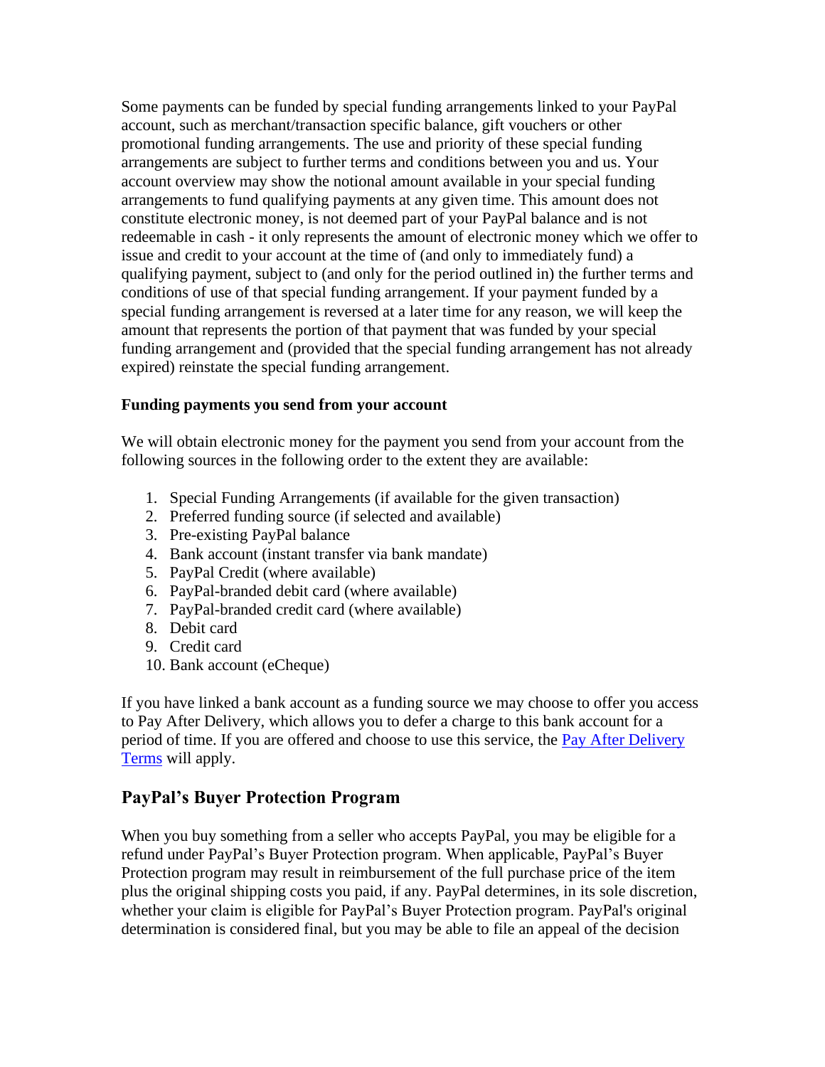Some payments can be funded by special funding arrangements linked to your PayPal account, such as merchant/transaction specific balance, gift vouchers or other promotional funding arrangements. The use and priority of these special funding arrangements are subject to further terms and conditions between you and us. Your account overview may show the notional amount available in your special funding arrangements to fund qualifying payments at any given time. This amount does not constitute electronic money, is not deemed part of your PayPal balance and is not redeemable in cash - it only represents the amount of electronic money which we offer to issue and credit to your account at the time of (and only to immediately fund) a qualifying payment, subject to (and only for the period outlined in) the further terms and conditions of use of that special funding arrangement. If your payment funded by a special funding arrangement is reversed at a later time for any reason, we will keep the amount that represents the portion of that payment that was funded by your special funding arrangement and (provided that the special funding arrangement has not already expired) reinstate the special funding arrangement.

**Funding payments you send from your account**

We will obtain electronic money for the payment you send from your account from the following sources in the following order to the extent they are available:

1. Special Funding Arrangements (if available for the given transaction)
2. Preferred funding source (if selected and available)
3. Pre-existing PayPal balance
4. Bank account (instant transfer via bank mandate)
5. PayPal Credit (where available)
6. PayPal-branded debit card (where available)
7. PayPal-branded credit card (where available)
8. Debit card
9. Credit card
10. Bank account (eCheque)

If you have linked a bank account as a funding source we may choose to offer you access to Pay After Delivery, which allows you to defer a charge to this bank account for a period of time. If you are offered and choose to use this service, the [Pay After Delivery Terms] will apply.

## PayPal's Buyer Protection Program

When you buy something from a seller who accepts PayPal, you may be eligible for a refund under PayPal's Buyer Protection program. When applicable, PayPal's Buyer Protection program may result in reimbursement of the full purchase price of the item plus the original shipping costs you paid, if any. PayPal determines, in its sole discretion, whether your claim is eligible for PayPal's Buyer Protection program. PayPal's original determination is considered final, but you may be able to file an appeal of the decision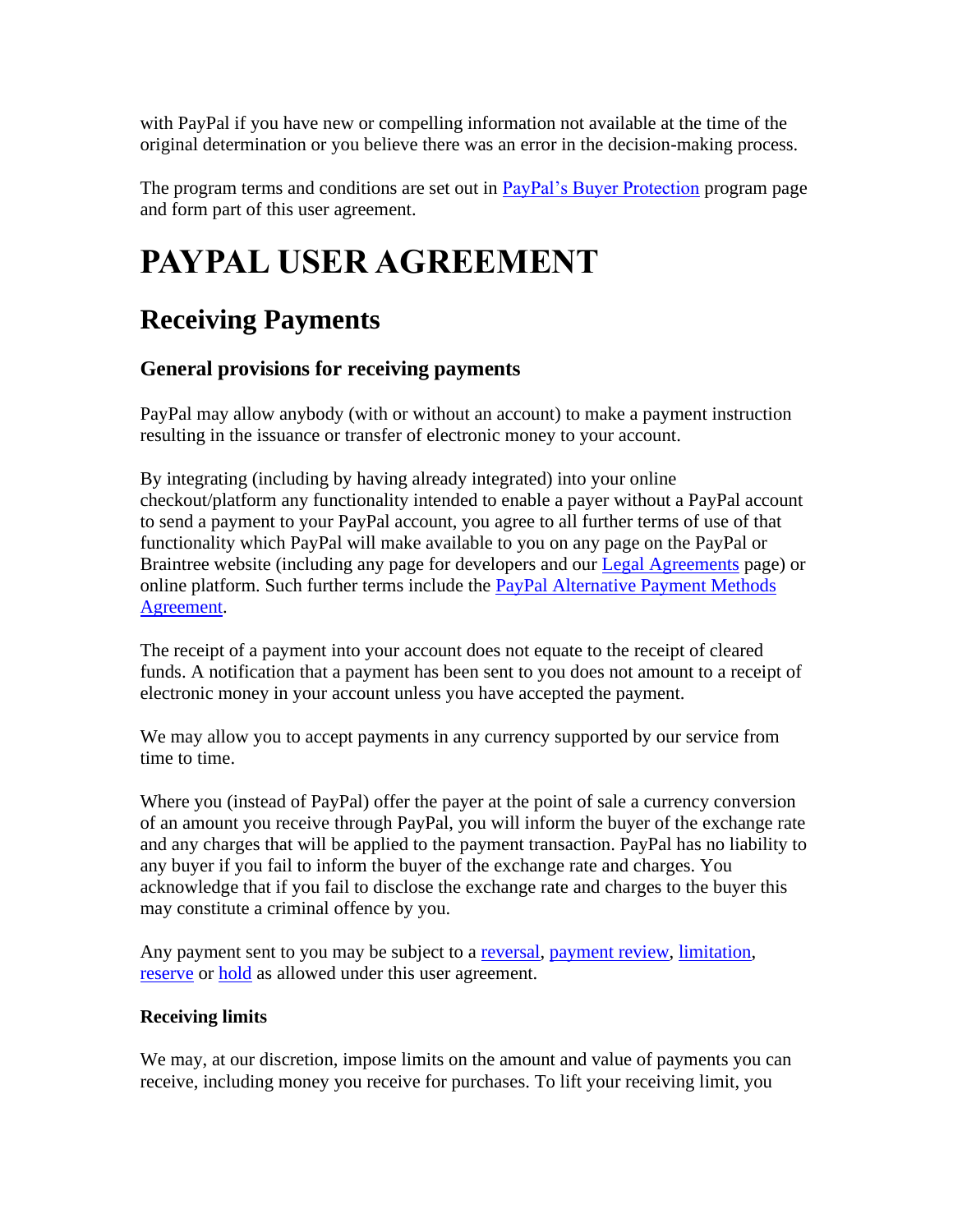with PayPal if you have new or compelling information not available at the time of the original determination or you believe there was an error in the decision-making process.

The program terms and conditions are set out in PayPal's Buyer Protection program page and form part of this user agreement.

# PAYPAL USER AGREEMENT

## Receiving Payments

### General provisions for receiving payments

PayPal may allow anybody (with or without an account) to make a payment instruction resulting in the issuance or transfer of electronic money to your account.

By integrating (including by having already integrated) into your online checkout/platform any functionality intended to enable a payer without a PayPal account to send a payment to your PayPal account, you agree to all further terms of use of that functionality which PayPal will make available to you on any page on the PayPal or Braintree website (including any page for developers and our Legal Agreements page) or online platform. Such further terms include the PayPal Alternative Payment Methods Agreement.

The receipt of a payment into your account does not equate to the receipt of cleared funds. A notification that a payment has been sent to you does not amount to a receipt of electronic money in your account unless you have accepted the payment.

We may allow you to accept payments in any currency supported by our service from time to time.

Where you (instead of PayPal) offer the payer at the point of sale a currency conversion of an amount you receive through PayPal, you will inform the buyer of the exchange rate and any charges that will be applied to the payment transaction. PayPal has no liability to any buyer if you fail to inform the buyer of the exchange rate and charges. You acknowledge that if you fail to disclose the exchange rate and charges to the buyer this may constitute a criminal offence by you.

Any payment sent to you may be subject to a reversal, payment review, limitation, reserve or hold as allowed under this user agreement.

#### Receiving limits

We may, at our discretion, impose limits on the amount and value of payments you can receive, including money you receive for purchases. To lift your receiving limit, you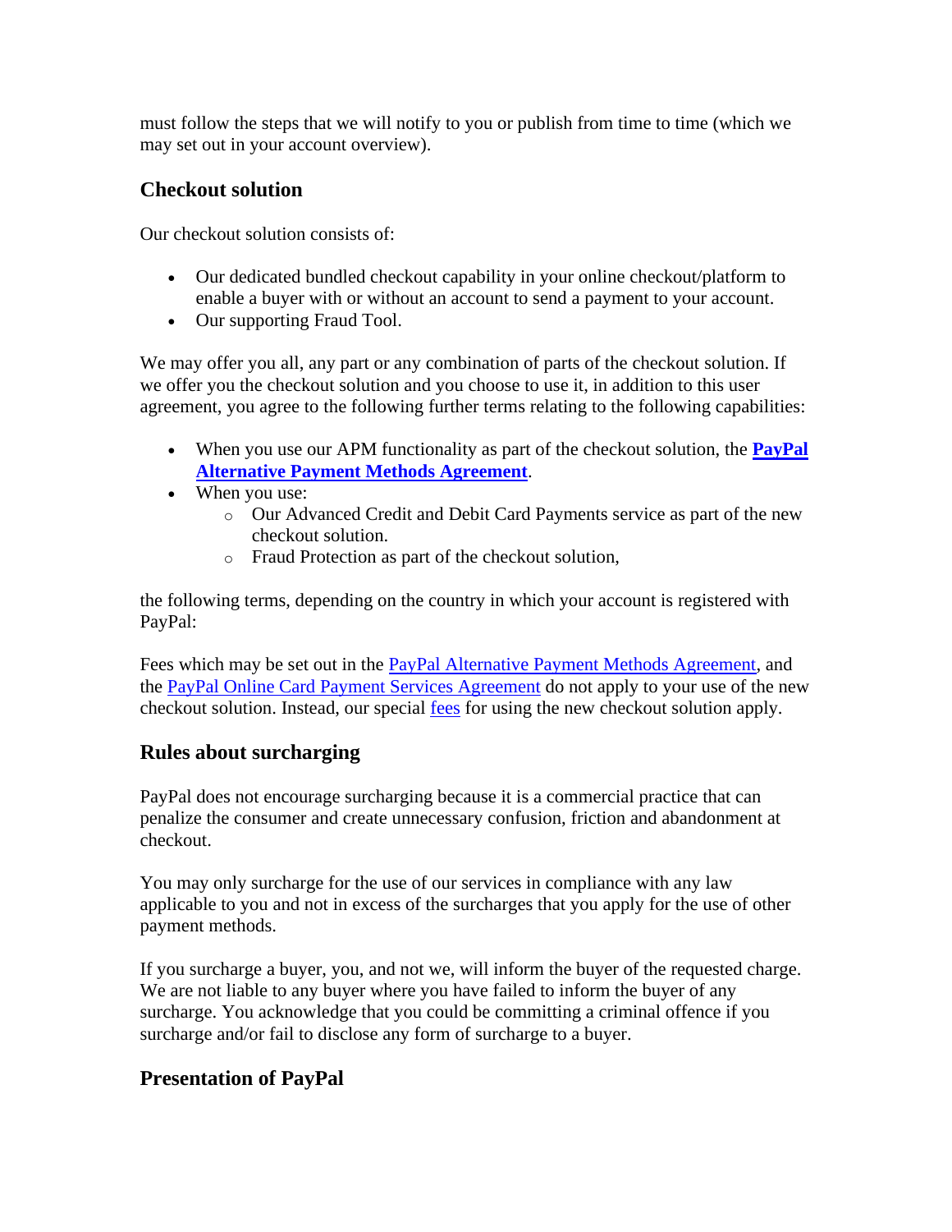must follow the steps that we will notify to you or publish from time to time (which we may set out in your account overview).

### Checkout solution

Our checkout solution consists of:

- Our dedicated bundled checkout capability in your online checkout/platform to enable a buyer with or without an account to send a payment to your account.
- Our supporting Fraud Tool.

We may offer you all, any part or any combination of parts of the checkout solution. If we offer you the checkout solution and you choose to use it, in addition to this user agreement, you agree to the following further terms relating to the following capabilities:

- When you use our APM functionality as part of the checkout solution, the **PayPal Alternative Payment Methods Agreement**.
- When you use:
  - Our Advanced Credit and Debit Card Payments service as part of the new checkout solution.
  - Fraud Protection as part of the checkout solution,

the following terms, depending on the country in which your account is registered with PayPal:

Fees which may be set out in the PayPal Alternative Payment Methods Agreement, and the PayPal Online Card Payment Services Agreement do not apply to your use of the new checkout solution. Instead, our special fees for using the new checkout solution apply.

### Rules about surcharging

PayPal does not encourage surcharging because it is a commercial practice that can penalize the consumer and create unnecessary confusion, friction and abandonment at checkout.

You may only surcharge for the use of our services in compliance with any law applicable to you and not in excess of the surcharges that you apply for the use of other payment methods.

If you surcharge a buyer, you, and not we, will inform the buyer of the requested charge. We are not liable to any buyer where you have failed to inform the buyer of any surcharge. You acknowledge that you could be committing a criminal offence if you surcharge and/or fail to disclose any form of surcharge to a buyer.

### Presentation of PayPal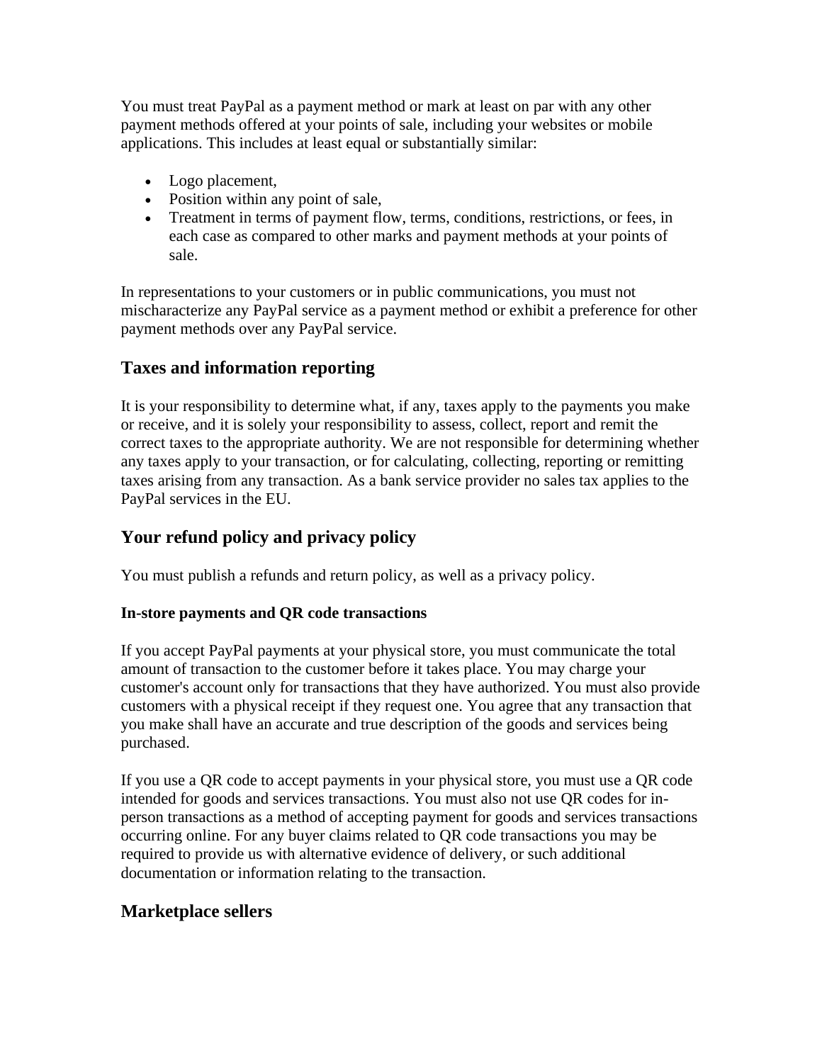You must treat PayPal as a payment method or mark at least on par with any other payment methods offered at your points of sale, including your websites or mobile applications. This includes at least equal or substantially similar:

- Logo placement,
- Position within any point of sale,
- Treatment in terms of payment flow, terms, conditions, restrictions, or fees, in each case as compared to other marks and payment methods at your points of sale.

In representations to your customers or in public communications, you must not mischaracterize any PayPal service as a payment method or exhibit a preference for other payment methods over any PayPal service.

## Taxes and information reporting

It is your responsibility to determine what, if any, taxes apply to the payments you make or receive, and it is solely your responsibility to assess, collect, report and remit the correct taxes to the appropriate authority. We are not responsible for determining whether any taxes apply to your transaction, or for calculating, collecting, reporting or remitting taxes arising from any transaction. As a bank service provider no sales tax applies to the PayPal services in the EU.

## Your refund policy and privacy policy

You must publish a refunds and return policy, as well as a privacy policy.

### In-store payments and QR code transactions

If you accept PayPal payments at your physical store, you must communicate the total amount of transaction to the customer before it takes place. You may charge your customer's account only for transactions that they have authorized. You must also provide customers with a physical receipt if they request one. You agree that any transaction that you make shall have an accurate and true description of the goods and services being purchased.

If you use a QR code to accept payments in your physical store, you must use a QR code intended for goods and services transactions. You must also not use QR codes for in-person transactions as a method of accepting payment for goods and services transactions occurring online. For any buyer claims related to QR code transactions you may be required to provide us with alternative evidence of delivery, or such additional documentation or information relating to the transaction.

## Marketplace sellers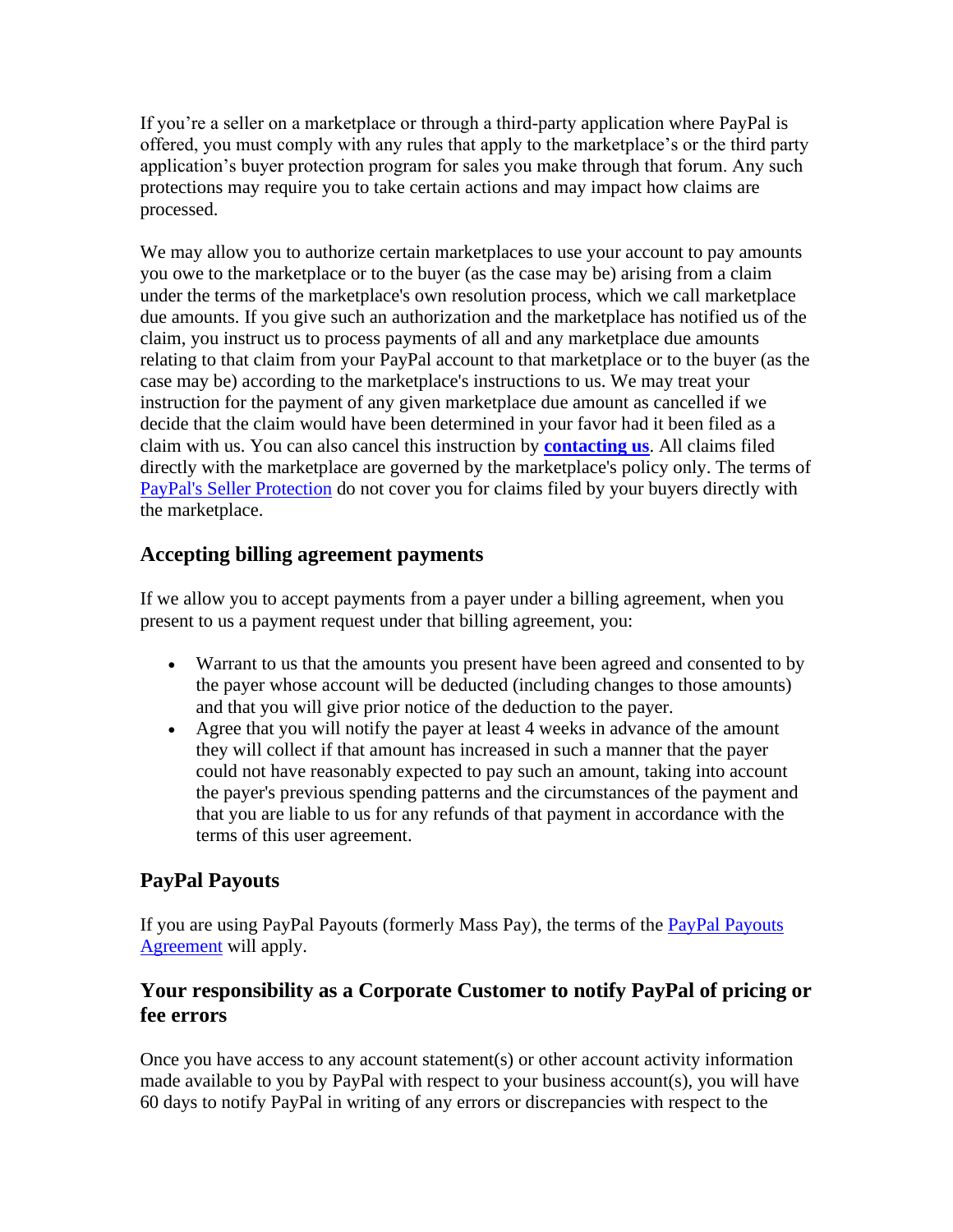If you're a seller on a marketplace or through a third-party application where PayPal is offered, you must comply with any rules that apply to the marketplace's or the third party application's buyer protection program for sales you make through that forum. Any such protections may require you to take certain actions and may impact how claims are processed.

We may allow you to authorize certain marketplaces to use your account to pay amounts you owe to the marketplace or to the buyer (as the case may be) arising from a claim under the terms of the marketplace's own resolution process, which we call marketplace due amounts. If you give such an authorization and the marketplace has notified us of the claim, you instruct us to process payments of all and any marketplace due amounts relating to that claim from your PayPal account to that marketplace or to the buyer (as the case may be) according to the marketplace's instructions to us. We may treat your instruction for the payment of any given marketplace due amount as cancelled if we decide that the claim would have been determined in your favor had it been filed as a claim with us. You can also cancel this instruction by **contacting us**. All claims filed directly with the marketplace are governed by the marketplace's policy only. The terms of PayPal's Seller Protection do not cover you for claims filed by your buyers directly with the marketplace.

### Accepting billing agreement payments

If we allow you to accept payments from a payer under a billing agreement, when you present to us a payment request under that billing agreement, you:

- Warrant to us that the amounts you present have been agreed and consented to by the payer whose account will be deducted (including changes to those amounts) and that you will give prior notice of the deduction to the payer.
- Agree that you will notify the payer at least 4 weeks in advance of the amount they will collect if that amount has increased in such a manner that the payer could not have reasonably expected to pay such an amount, taking into account the payer's previous spending patterns and the circumstances of the payment and that you are liable to us for any refunds of that payment in accordance with the terms of this user agreement.

### PayPal Payouts

If you are using PayPal Payouts (formerly Mass Pay), the terms of the PayPal Payouts Agreement will apply.

### Your responsibility as a Corporate Customer to notify PayPal of pricing or fee errors

Once you have access to any account statement(s) or other account activity information made available to you by PayPal with respect to your business account(s), you will have 60 days to notify PayPal in writing of any errors or discrepancies with respect to the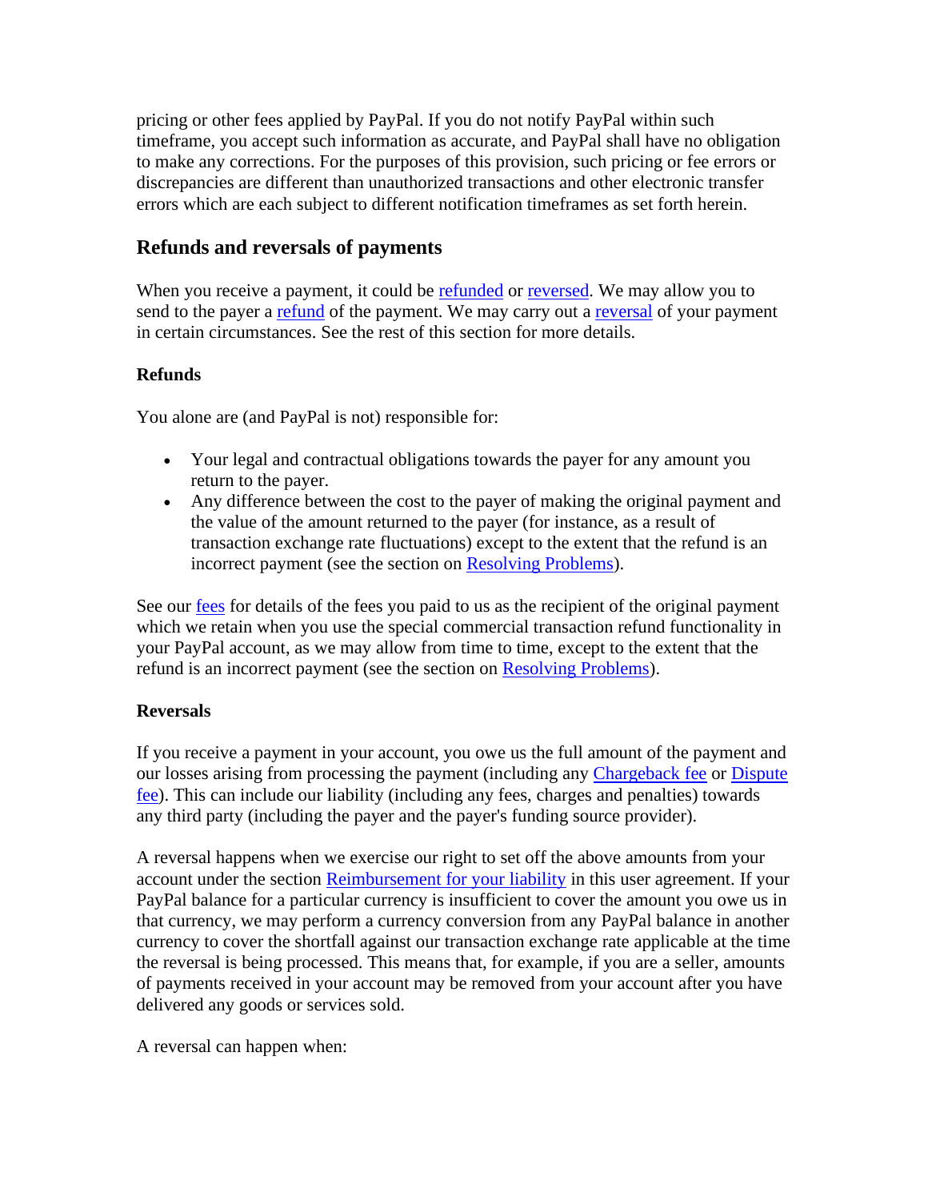pricing or other fees applied by PayPal. If you do not notify PayPal within such timeframe, you accept such information as accurate, and PayPal shall have no obligation to make any corrections. For the purposes of this provision, such pricing or fee errors or discrepancies are different than unauthorized transactions and other electronic transfer errors which are each subject to different notification timeframes as set forth herein.

## Refunds and reversals of payments

When you receive a payment, it could be refunded or reversed. We may allow you to send to the payer a refund of the payment. We may carry out a reversal of your payment in certain circumstances. See the rest of this section for more details.

### Refunds

You alone are (and PayPal is not) responsible for:

- Your legal and contractual obligations towards the payer for any amount you return to the payer.
- Any difference between the cost to the payer of making the original payment and the value of the amount returned to the payer (for instance, as a result of transaction exchange rate fluctuations) except to the extent that the refund is an incorrect payment (see the section on Resolving Problems).

See our fees for details of the fees you paid to us as the recipient of the original payment which we retain when you use the special commercial transaction refund functionality in your PayPal account, as we may allow from time to time, except to the extent that the refund is an incorrect payment (see the section on Resolving Problems).

### Reversals

If you receive a payment in your account, you owe us the full amount of the payment and our losses arising from processing the payment (including any Chargeback fee or Dispute fee). This can include our liability (including any fees, charges and penalties) towards any third party (including the payer and the payer's funding source provider).

A reversal happens when we exercise our right to set off the above amounts from your account under the section Reimbursement for your liability in this user agreement. If your PayPal balance for a particular currency is insufficient to cover the amount you owe us in that currency, we may perform a currency conversion from any PayPal balance in another currency to cover the shortfall against our transaction exchange rate applicable at the time the reversal is being processed. This means that, for example, if you are a seller, amounts of payments received in your account may be removed from your account after you have delivered any goods or services sold.

A reversal can happen when: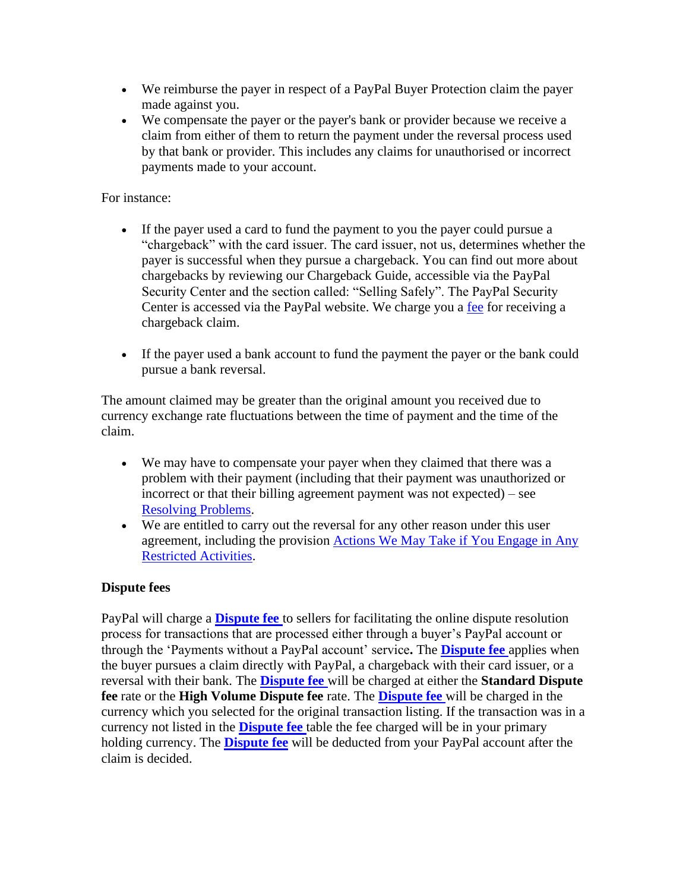- We reimburse the payer in respect of a PayPal Buyer Protection claim the payer made against you.
- We compensate the payer or the payer's bank or provider because we receive a claim from either of them to return the payment under the reversal process used by that bank or provider. This includes any claims for unauthorised or incorrect payments made to your account.

For instance:

- If the payer used a card to fund the payment to you the payer could pursue a "chargeback" with the card issuer. The card issuer, not us, determines whether the payer is successful when they pursue a chargeback. You can find out more about chargebacks by reviewing our Chargeback Guide, accessible via the PayPal Security Center and the section called: "Selling Safely". The PayPal Security Center is accessed via the PayPal website. We charge you a fee for receiving a chargeback claim.

- If the payer used a bank account to fund the payment the payer or the bank could pursue a bank reversal.

The amount claimed may be greater than the original amount you received due to currency exchange rate fluctuations between the time of payment and the time of the claim.

- We may have to compensate your payer when they claimed that there was a problem with their payment (including that their payment was unauthorized or incorrect or that their billing agreement payment was not expected) – see Resolving Problems.
- We are entitled to carry out the reversal for any other reason under this user agreement, including the provision Actions We May Take if You Engage in Any Restricted Activities.

**Dispute fees**

PayPal will charge a **Dispute fee** to sellers for facilitating the online dispute resolution process for transactions that are processed either through a buyer's PayPal account or through the 'Payments without a PayPal account' service**.** The **Dispute fee** applies when the buyer pursues a claim directly with PayPal, a chargeback with their card issuer, or a reversal with their bank. The **Dispute fee** will be charged at either the **Standard Dispute fee** rate or the **High Volume Dispute fee** rate. The **Dispute fee** will be charged in the currency which you selected for the original transaction listing. If the transaction was in a currency not listed in the **Dispute fee** table the fee charged will be in your primary holding currency. The **Dispute fee** will be deducted from your PayPal account after the claim is decided.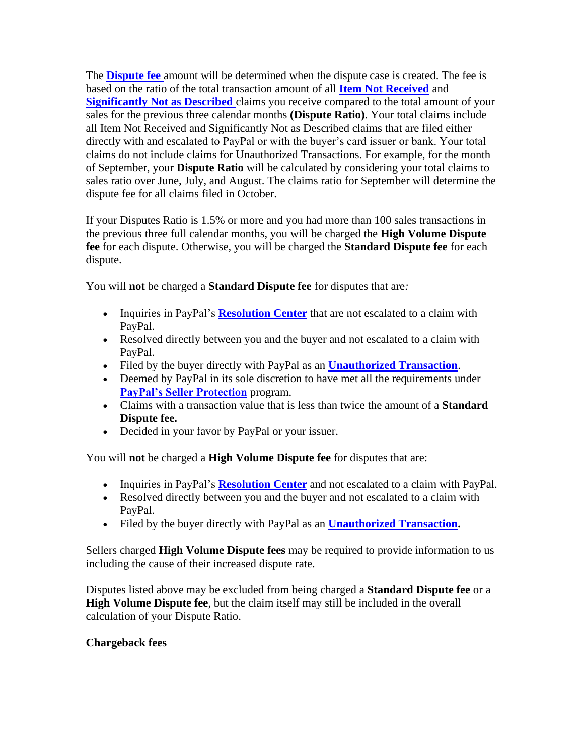The **Dispute fee** amount will be determined when the dispute case is created. The fee is based on the ratio of the total transaction amount of all **Item Not Received** and **Significantly Not as Described** claims you receive compared to the total amount of your sales for the previous three calendar months **(Dispute Ratio)**. Your total claims include all Item Not Received and Significantly Not as Described claims that are filed either directly with and escalated to PayPal or with the buyer's card issuer or bank. Your total claims do not include claims for Unauthorized Transactions. For example, for the month of September, your **Dispute Ratio** will be calculated by considering your total claims to sales ratio over June, July, and August. The claims ratio for September will determine the dispute fee for all claims filed in October.

If your Disputes Ratio is 1.5% or more and you had more than 100 sales transactions in the previous three full calendar months, you will be charged the **High Volume Dispute fee** for each dispute. Otherwise, you will be charged the **Standard Dispute fee** for each dispute.

You will **not** be charged a **Standard Dispute fee** for disputes that are*:*

- Inquiries in PayPal's **Resolution Center** that are not escalated to a claim with PayPal.
- Resolved directly between you and the buyer and not escalated to a claim with PayPal.
- Filed by the buyer directly with PayPal as an **Unauthorized Transaction**.
- Deemed by PayPal in its sole discretion to have met all the requirements under **PayPal's Seller Protection** program.
- Claims with a transaction value that is less than twice the amount of a **Standard Dispute fee.**
- Decided in your favor by PayPal or your issuer.

You will **not** be charged a **High Volume Dispute fee** for disputes that are:

- Inquiries in PayPal's **Resolution Center** and not escalated to a claim with PayPal.
- Resolved directly between you and the buyer and not escalated to a claim with PayPal.
- Filed by the buyer directly with PayPal as an **Unauthorized Transaction.**

Sellers charged **High Volume Dispute fees** may be required to provide information to us including the cause of their increased dispute rate.

Disputes listed above may be excluded from being charged a **Standard Dispute fee** or a **High Volume Dispute fee**, but the claim itself may still be included in the overall calculation of your Dispute Ratio.

**Chargeback fees**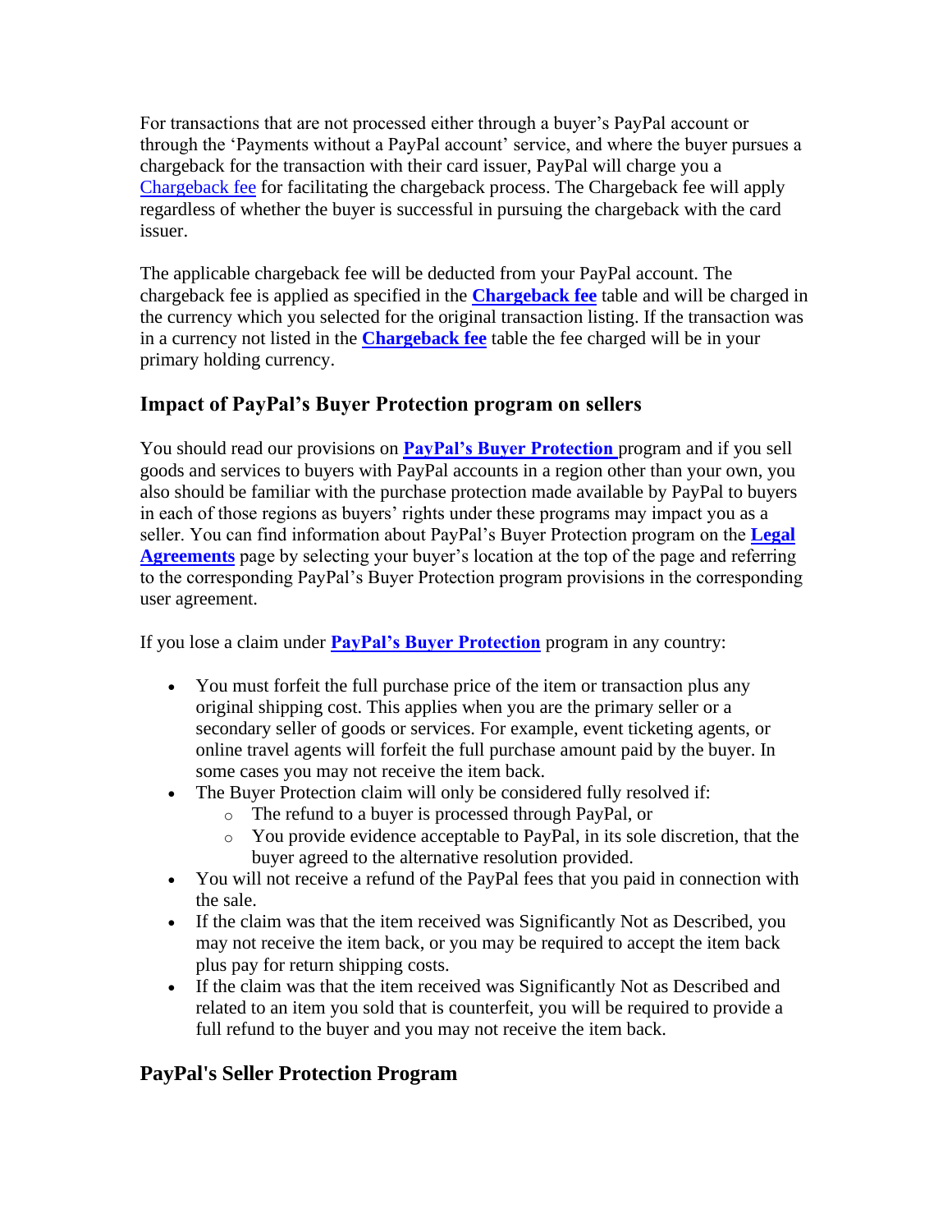For transactions that are not processed either through a buyer's PayPal account or through the 'Payments without a PayPal account' service, and where the buyer pursues a chargeback for the transaction with their card issuer, PayPal will charge you a Chargeback fee for facilitating the chargeback process. The Chargeback fee will apply regardless of whether the buyer is successful in pursuing the chargeback with the card issuer.

The applicable chargeback fee will be deducted from your PayPal account. The chargeback fee is applied as specified in the **Chargeback fee** table and will be charged in the currency which you selected for the original transaction listing. If the transaction was in a currency not listed in the **Chargeback fee** table the fee charged will be in your primary holding currency.

## Impact of PayPal's Buyer Protection program on sellers

You should read our provisions on **PayPal's Buyer Protection** program and if you sell goods and services to buyers with PayPal accounts in a region other than your own, you also should be familiar with the purchase protection made available by PayPal to buyers in each of those regions as buyers' rights under these programs may impact you as a seller. You can find information about PayPal's Buyer Protection program on the **Legal Agreements** page by selecting your buyer's location at the top of the page and referring to the corresponding PayPal's Buyer Protection program provisions in the corresponding user agreement.

If you lose a claim under **PayPal's Buyer Protection** program in any country:

- You must forfeit the full purchase price of the item or transaction plus any original shipping cost. This applies when you are the primary seller or a secondary seller of goods or services. For example, event ticketing agents, or online travel agents will forfeit the full purchase amount paid by the buyer. In some cases you may not receive the item back.
- The Buyer Protection claim will only be considered fully resolved if:
  - The refund to a buyer is processed through PayPal, or
  - You provide evidence acceptable to PayPal, in its sole discretion, that the buyer agreed to the alternative resolution provided.
- You will not receive a refund of the PayPal fees that you paid in connection with the sale.
- If the claim was that the item received was Significantly Not as Described, you may not receive the item back, or you may be required to accept the item back plus pay for return shipping costs.
- If the claim was that the item received was Significantly Not as Described and related to an item you sold that is counterfeit, you will be required to provide a full refund to the buyer and you may not receive the item back.

## PayPal's Seller Protection Program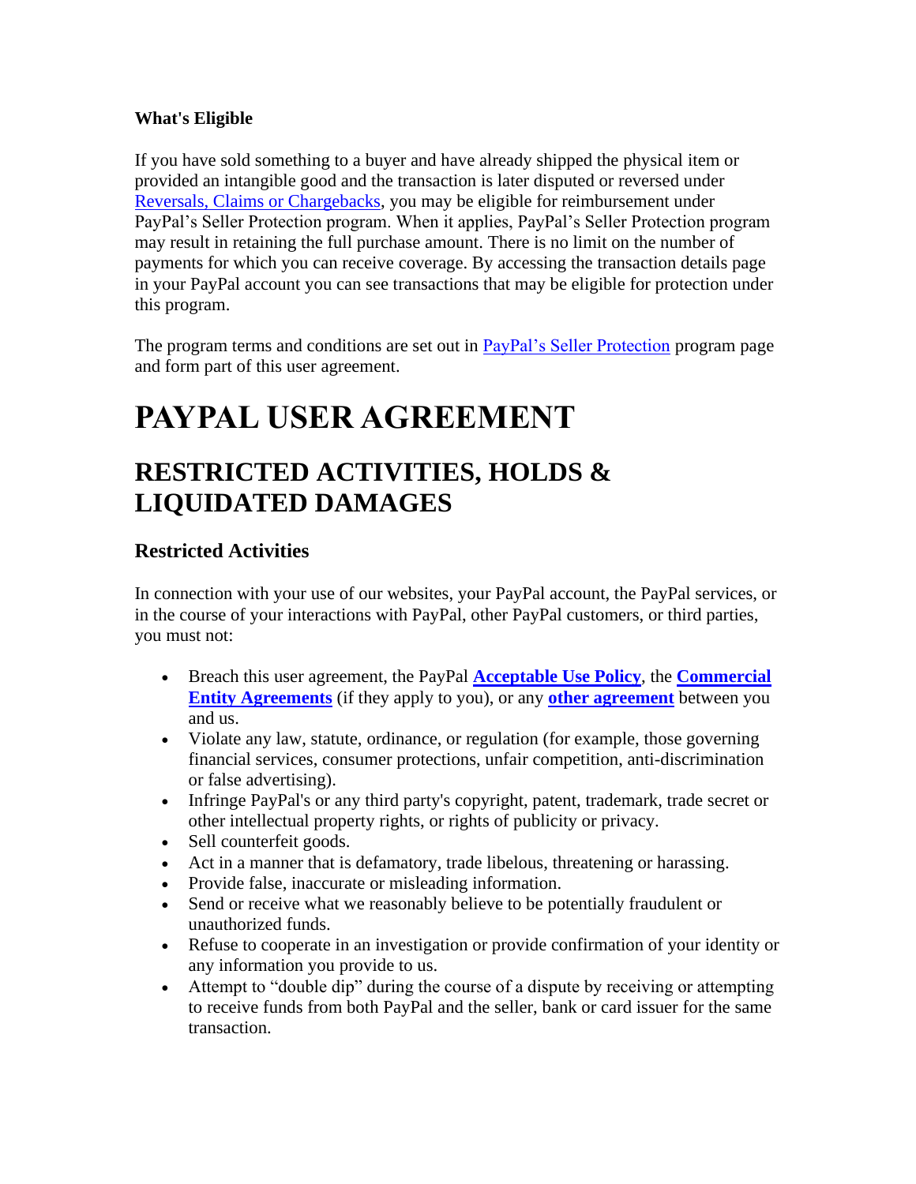**What's Eligible**

If you have sold something to a buyer and have already shipped the physical item or provided an intangible good and the transaction is later disputed or reversed under Reversals, Claims or Chargebacks, you may be eligible for reimbursement under PayPal's Seller Protection program. When it applies, PayPal's Seller Protection program may result in retaining the full purchase amount. There is no limit on the number of payments for which you can receive coverage. By accessing the transaction details page in your PayPal account you can see transactions that may be eligible for protection under this program.

The program terms and conditions are set out in PayPal's Seller Protection program page and form part of this user agreement.

# PAYPAL USER AGREEMENT

## RESTRICTED ACTIVITIES, HOLDS & LIQUIDATED DAMAGES

### Restricted Activities

In connection with your use of our websites, your PayPal account, the PayPal services, or in the course of your interactions with PayPal, other PayPal customers, or third parties, you must not:

- Breach this user agreement, the PayPal **Acceptable Use Policy**, the **Commercial Entity Agreements** (if they apply to you), or any **other agreement** between you and us.
- Violate any law, statute, ordinance, or regulation (for example, those governing financial services, consumer protections, unfair competition, anti-discrimination or false advertising).
- Infringe PayPal's or any third party's copyright, patent, trademark, trade secret or other intellectual property rights, or rights of publicity or privacy.
- Sell counterfeit goods.
- Act in a manner that is defamatory, trade libelous, threatening or harassing.
- Provide false, inaccurate or misleading information.
- Send or receive what we reasonably believe to be potentially fraudulent or unauthorized funds.
- Refuse to cooperate in an investigation or provide confirmation of your identity or any information you provide to us.
- Attempt to "double dip" during the course of a dispute by receiving or attempting to receive funds from both PayPal and the seller, bank or card issuer for the same transaction.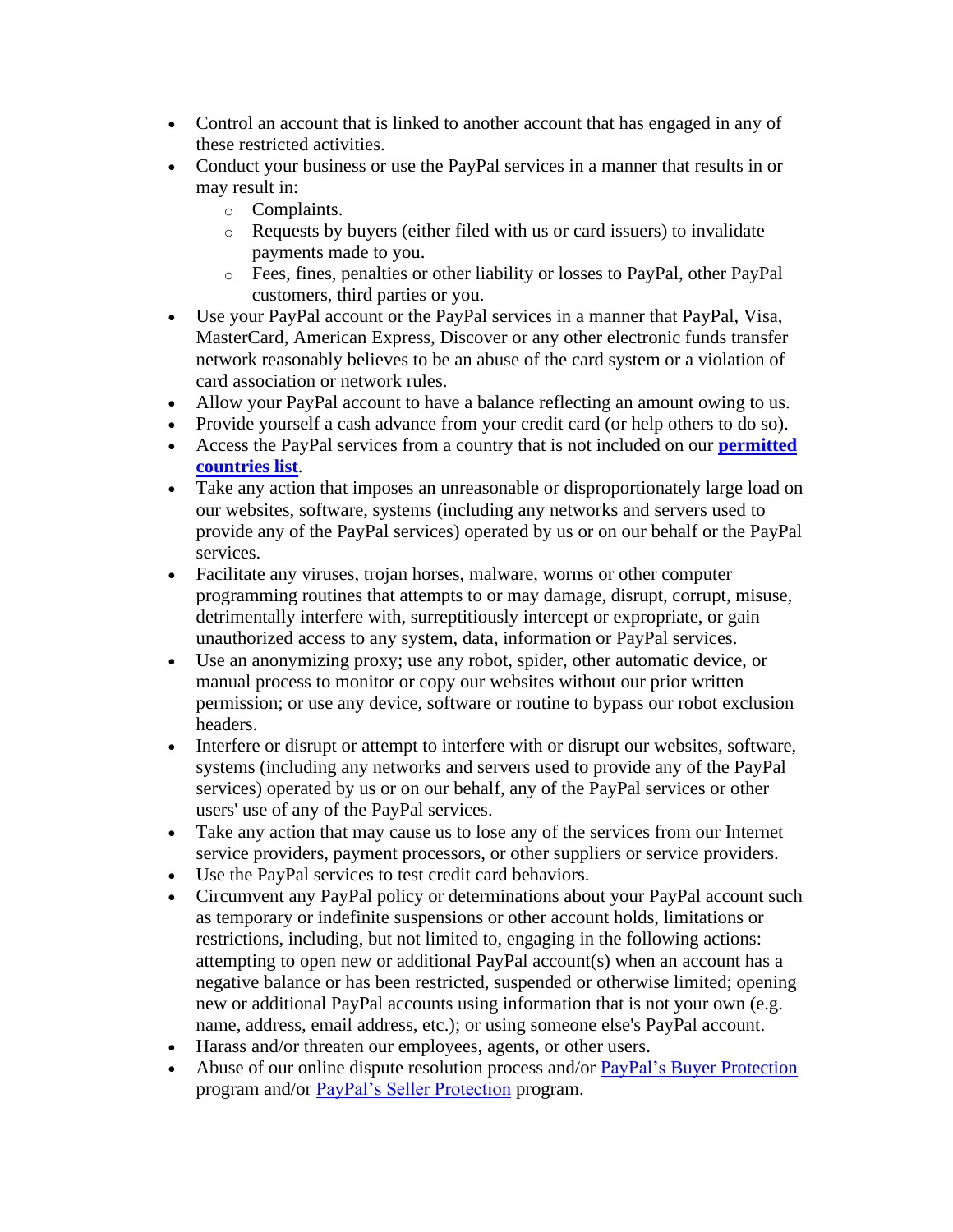- Control an account that is linked to another account that has engaged in any of these restricted activities.
- Conduct your business or use the PayPal services in a manner that results in or may result in:
    - Complaints.
    - Requests by buyers (either filed with us or card issuers) to invalidate payments made to you.
    - Fees, fines, penalties or other liability or losses to PayPal, other PayPal customers, third parties or you.
- Use your PayPal account or the PayPal services in a manner that PayPal, Visa, MasterCard, American Express, Discover or any other electronic funds transfer network reasonably believes to be an abuse of the card system or a violation of card association or network rules.
- Allow your PayPal account to have a balance reflecting an amount owing to us.
- Provide yourself a cash advance from your credit card (or help others to do so).
- Access the PayPal services from a country that is not included on our **permitted countries list**.
- Take any action that imposes an unreasonable or disproportionately large load on our websites, software, systems (including any networks and servers used to provide any of the PayPal services) operated by us or on our behalf or the PayPal services.
- Facilitate any viruses, trojan horses, malware, worms or other computer programming routines that attempts to or may damage, disrupt, corrupt, misuse, detrimentally interfere with, surreptitiously intercept or expropriate, or gain unauthorized access to any system, data, information or PayPal services.
- Use an anonymizing proxy; use any robot, spider, other automatic device, or manual process to monitor or copy our websites without our prior written permission; or use any device, software or routine to bypass our robot exclusion headers.
- Interfere or disrupt or attempt to interfere with or disrupt our websites, software, systems (including any networks and servers used to provide any of the PayPal services) operated by us or on our behalf, any of the PayPal services or other users' use of any of the PayPal services.
- Take any action that may cause us to lose any of the services from our Internet service providers, payment processors, or other suppliers or service providers.
- Use the PayPal services to test credit card behaviors.
- Circumvent any PayPal policy or determinations about your PayPal account such as temporary or indefinite suspensions or other account holds, limitations or restrictions, including, but not limited to, engaging in the following actions: attempting to open new or additional PayPal account(s) when an account has a negative balance or has been restricted, suspended or otherwise limited; opening new or additional PayPal accounts using information that is not your own (e.g. name, address, email address, etc.); or using someone else's PayPal account.
- Harass and/or threaten our employees, agents, or other users.
- Abuse of our online dispute resolution process and/or PayPal's Buyer Protection program and/or PayPal's Seller Protection program.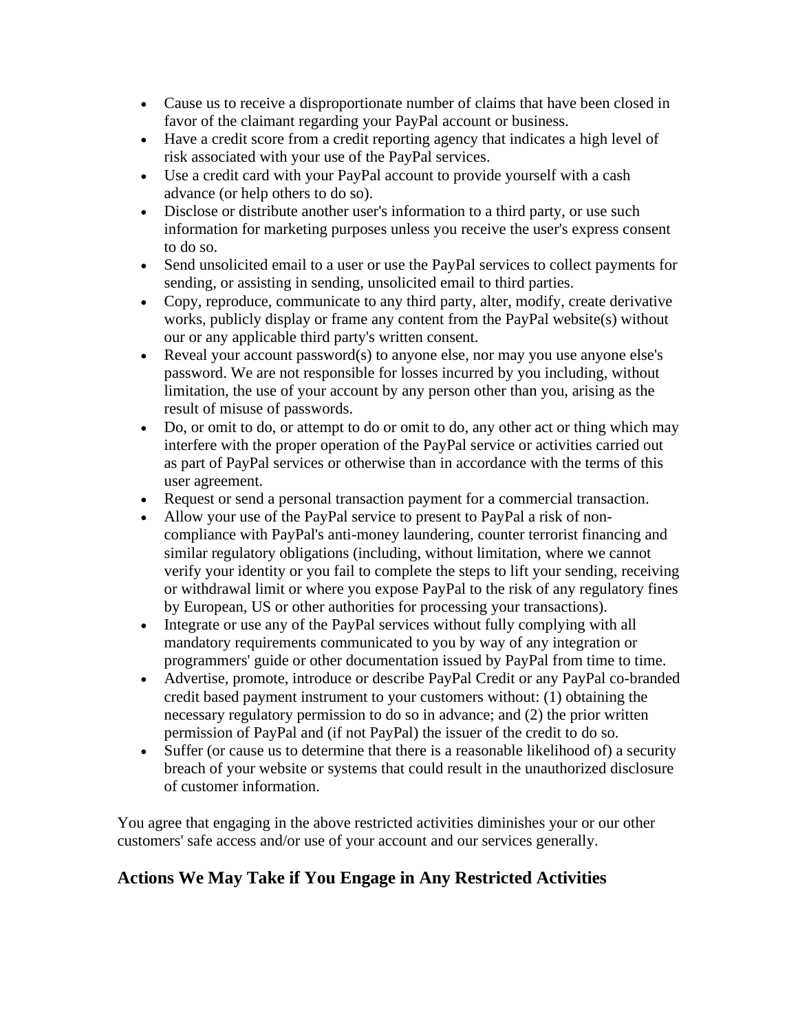- Cause us to receive a disproportionate number of claims that have been closed in favor of the claimant regarding your PayPal account or business.
- Have a credit score from a credit reporting agency that indicates a high level of risk associated with your use of the PayPal services.
- Use a credit card with your PayPal account to provide yourself with a cash advance (or help others to do so).
- Disclose or distribute another user's information to a third party, or use such information for marketing purposes unless you receive the user's express consent to do so.
- Send unsolicited email to a user or use the PayPal services to collect payments for sending, or assisting in sending, unsolicited email to third parties.
- Copy, reproduce, communicate to any third party, alter, modify, create derivative works, publicly display or frame any content from the PayPal website(s) without our or any applicable third party's written consent.
- Reveal your account password(s) to anyone else, nor may you use anyone else's password. We are not responsible for losses incurred by you including, without limitation, the use of your account by any person other than you, arising as the result of misuse of passwords.
- Do, or omit to do, or attempt to do or omit to do, any other act or thing which may interfere with the proper operation of the PayPal service or activities carried out as part of PayPal services or otherwise than in accordance with the terms of this user agreement.
- Request or send a personal transaction payment for a commercial transaction.
- Allow your use of the PayPal service to present to PayPal a risk of non-compliance with PayPal's anti-money laundering, counter terrorist financing and similar regulatory obligations (including, without limitation, where we cannot verify your identity or you fail to complete the steps to lift your sending, receiving or withdrawal limit or where you expose PayPal to the risk of any regulatory fines by European, US or other authorities for processing your transactions).
- Integrate or use any of the PayPal services without fully complying with all mandatory requirements communicated to you by way of any integration or programmers' guide or other documentation issued by PayPal from time to time.
- Advertise, promote, introduce or describe PayPal Credit or any PayPal co-branded credit based payment instrument to your customers without: (1) obtaining the necessary regulatory permission to do so in advance; and (2) the prior written permission of PayPal and (if not PayPal) the issuer of the credit to do so.
- Suffer (or cause us to determine that there is a reasonable likelihood of) a security breach of your website or systems that could result in the unauthorized disclosure of customer information.

You agree that engaging in the above restricted activities diminishes your or our other customers' safe access and/or use of your account and our services generally.

## Actions We May Take if You Engage in Any Restricted Activities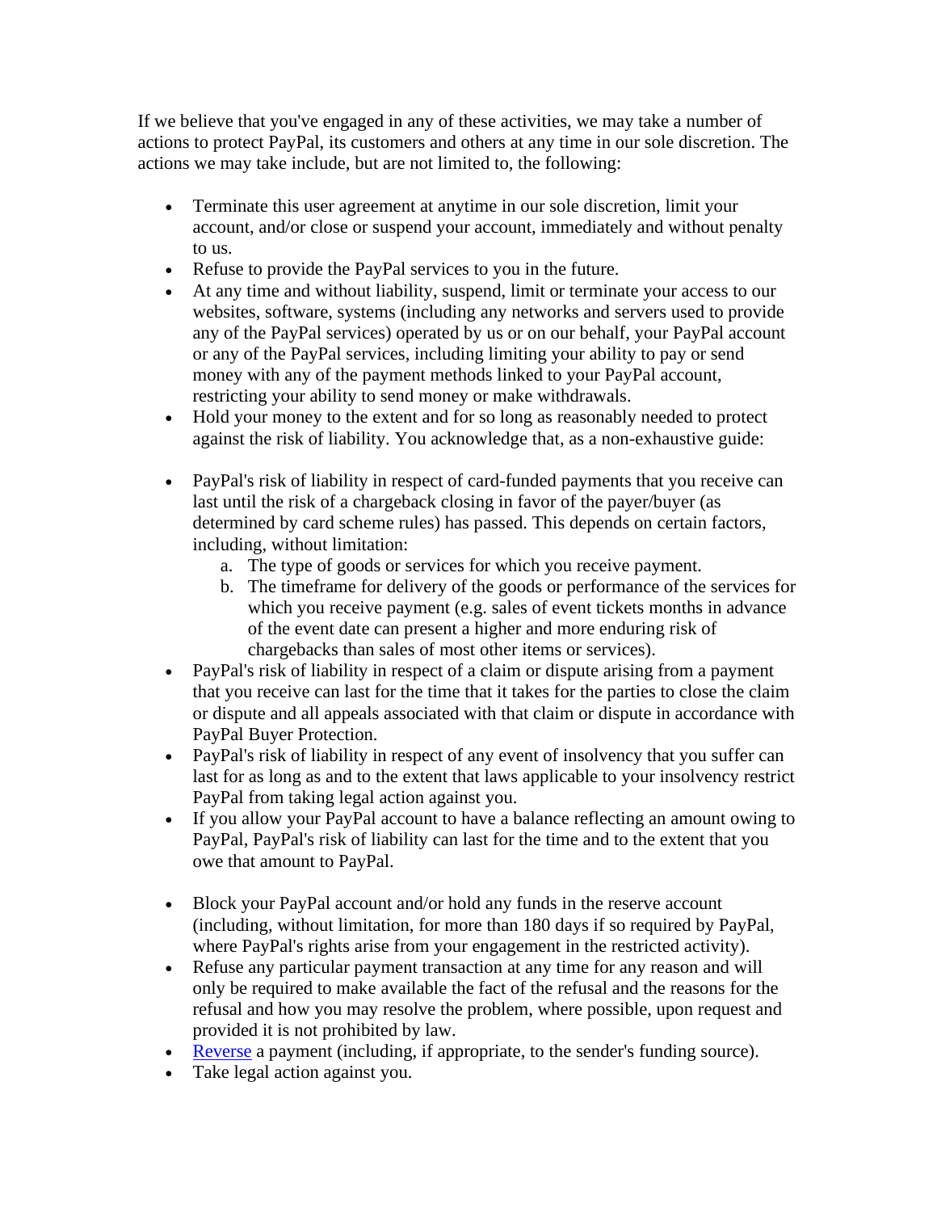If we believe that you've engaged in any of these activities, we may take a number of actions to protect PayPal, its customers and others at any time in our sole discretion. The actions we may take include, but are not limited to, the following:

- Terminate this user agreement at anytime in our sole discretion, limit your account, and/or close or suspend your account, immediately and without penalty to us.
- Refuse to provide the PayPal services to you in the future.
- At any time and without liability, suspend, limit or terminate your access to our websites, software, systems (including any networks and servers used to provide any of the PayPal services) operated by us or on our behalf, your PayPal account or any of the PayPal services, including limiting your ability to pay or send money with any of the payment methods linked to your PayPal account, restricting your ability to send money or make withdrawals.
- Hold your money to the extent and for so long as reasonably needed to protect against the risk of liability. You acknowledge that, as a non-exhaustive guide:

- PayPal's risk of liability in respect of card-funded payments that you receive can last until the risk of a chargeback closing in favor of the payer/buyer (as determined by card scheme rules) has passed. This depends on certain factors, including, without limitation:
  a. The type of goods or services for which you receive payment.
  b. The timeframe for delivery of the goods or performance of the services for which you receive payment (e.g. sales of event tickets months in advance of the event date can present a higher and more enduring risk of chargebacks than sales of most other items or services).
- PayPal's risk of liability in respect of a claim or dispute arising from a payment that you receive can last for the time that it takes for the parties to close the claim or dispute and all appeals associated with that claim or dispute in accordance with PayPal Buyer Protection.
- PayPal's risk of liability in respect of any event of insolvency that you suffer can last for as long as and to the extent that laws applicable to your insolvency restrict PayPal from taking legal action against you.
- If you allow your PayPal account to have a balance reflecting an amount owing to PayPal, PayPal's risk of liability can last for the time and to the extent that you owe that amount to PayPal.

- Block your PayPal account and/or hold any funds in the reserve account (including, without limitation, for more than 180 days if so required by PayPal, where PayPal's rights arise from your engagement in the restricted activity).
- Refuse any particular payment transaction at any time for any reason and will only be required to make available the fact of the refusal and the reasons for the refusal and how you may resolve the problem, where possible, upon request and provided it is not prohibited by law.
- Reverse a payment (including, if appropriate, to the sender's funding source).
- Take legal action against you.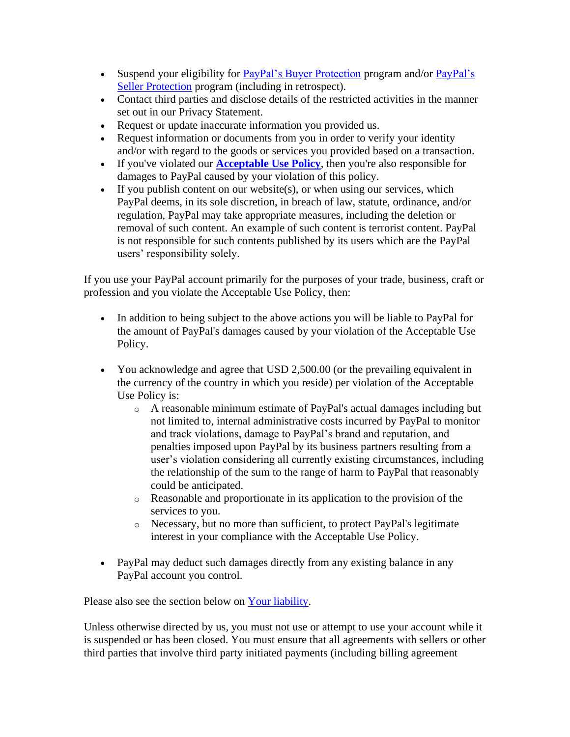- Suspend your eligibility for PayPal's Buyer Protection program and/or PayPal's Seller Protection program (including in retrospect).
- Contact third parties and disclose details of the restricted activities in the manner set out in our Privacy Statement.
- Request or update inaccurate information you provided us.
- Request information or documents from you in order to verify your identity and/or with regard to the goods or services you provided based on a transaction.
- If you've violated our **Acceptable Use Policy**, then you're also responsible for damages to PayPal caused by your violation of this policy.
- If you publish content on our website(s), or when using our services, which PayPal deems, in its sole discretion, in breach of law, statute, ordinance, and/or regulation, PayPal may take appropriate measures, including the deletion or removal of such content. An example of such content is terrorist content. PayPal is not responsible for such contents published by its users which are the PayPal users' responsibility solely.

If you use your PayPal account primarily for the purposes of your trade, business, craft or profession and you violate the Acceptable Use Policy, then:

- In addition to being subject to the above actions you will be liable to PayPal for the amount of PayPal's damages caused by your violation of the Acceptable Use Policy.
- You acknowledge and agree that USD 2,500.00 (or the prevailing equivalent in the currency of the country in which you reside) per violation of the Acceptable Use Policy is:
  - A reasonable minimum estimate of PayPal's actual damages including but not limited to, internal administrative costs incurred by PayPal to monitor and track violations, damage to PayPal's brand and reputation, and penalties imposed upon PayPal by its business partners resulting from a user's violation considering all currently existing circumstances, including the relationship of the sum to the range of harm to PayPal that reasonably could be anticipated.
  - Reasonable and proportionate in its application to the provision of the services to you.
  - Necessary, but no more than sufficient, to protect PayPal's legitimate interest in your compliance with the Acceptable Use Policy.
- PayPal may deduct such damages directly from any existing balance in any PayPal account you control.

Please also see the section below on Your liability.

Unless otherwise directed by us, you must not use or attempt to use your account while it is suspended or has been closed. You must ensure that all agreements with sellers or other third parties that involve third party initiated payments (including billing agreement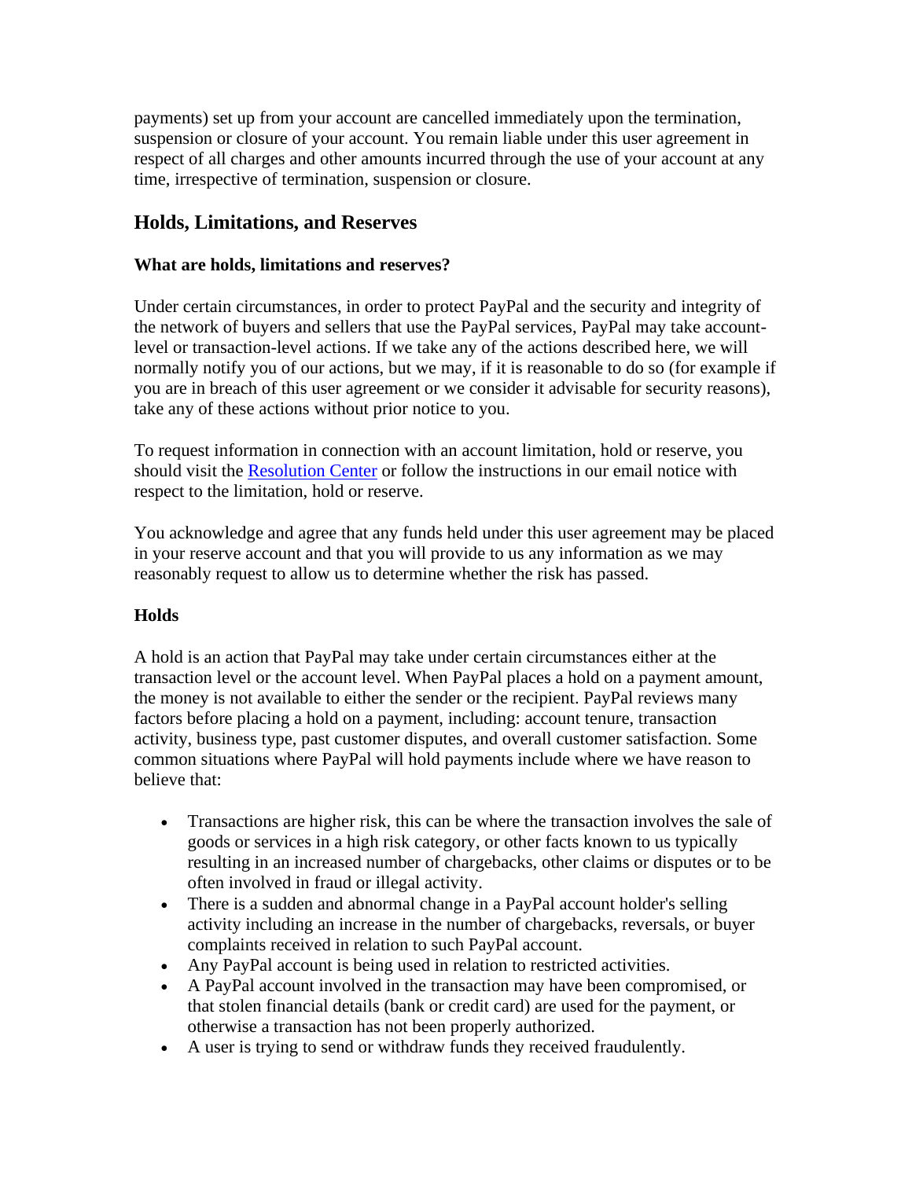payments) set up from your account are cancelled immediately upon the termination, suspension or closure of your account. You remain liable under this user agreement in respect of all charges and other amounts incurred through the use of your account at any time, irrespective of termination, suspension or closure.

## Holds, Limitations, and Reserves

### What are holds, limitations and reserves?

Under certain circumstances, in order to protect PayPal and the security and integrity of the network of buyers and sellers that use the PayPal services, PayPal may take account-level or transaction-level actions. If we take any of the actions described here, we will normally notify you of our actions, but we may, if it is reasonable to do so (for example if you are in breach of this user agreement or we consider it advisable for security reasons), take any of these actions without prior notice to you.

To request information in connection with an account limitation, hold or reserve, you should visit the [Resolution Center] or follow the instructions in our email notice with respect to the limitation, hold or reserve.

You acknowledge and agree that any funds held under this user agreement may be placed in your reserve account and that you will provide to us any information as we may reasonably request to allow us to determine whether the risk has passed.

### Holds

A hold is an action that PayPal may take under certain circumstances either at the transaction level or the account level. When PayPal places a hold on a payment amount, the money is not available to either the sender or the recipient. PayPal reviews many factors before placing a hold on a payment, including: account tenure, transaction activity, business type, past customer disputes, and overall customer satisfaction. Some common situations where PayPal will hold payments include where we have reason to believe that:

- Transactions are higher risk, this can be where the transaction involves the sale of goods or services in a high risk category, or other facts known to us typically resulting in an increased number of chargebacks, other claims or disputes or to be often involved in fraud or illegal activity.
- There is a sudden and abnormal change in a PayPal account holder's selling activity including an increase in the number of chargebacks, reversals, or buyer complaints received in relation to such PayPal account.
- Any PayPal account is being used in relation to restricted activities.
- A PayPal account involved in the transaction may have been compromised, or that stolen financial details (bank or credit card) are used for the payment, or otherwise a transaction has not been properly authorized.
- A user is trying to send or withdraw funds they received fraudulently.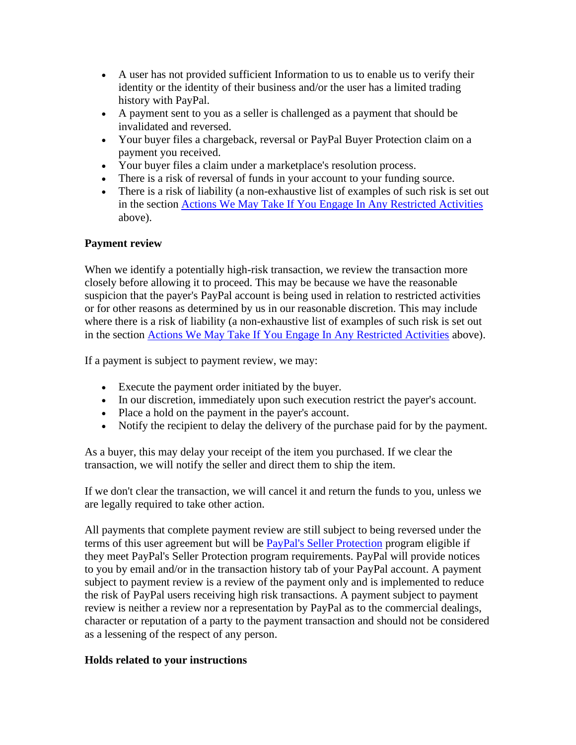- A user has not provided sufficient Information to us to enable us to verify their identity or the identity of their business and/or the user has a limited trading history with PayPal.
- A payment sent to you as a seller is challenged as a payment that should be invalidated and reversed.
- Your buyer files a chargeback, reversal or PayPal Buyer Protection claim on a payment you received.
- Your buyer files a claim under a marketplace's resolution process.
- There is a risk of reversal of funds in your account to your funding source.
- There is a risk of liability (a non-exhaustive list of examples of such risk is set out in the section Actions We May Take If You Engage In Any Restricted Activities above).

**Payment review**

When we identify a potentially high-risk transaction, we review the transaction more closely before allowing it to proceed. This may be because we have the reasonable suspicion that the payer's PayPal account is being used in relation to restricted activities or for other reasons as determined by us in our reasonable discretion. This may include where there is a risk of liability (a non-exhaustive list of examples of such risk is set out in the section Actions We May Take If You Engage In Any Restricted Activities above).

If a payment is subject to payment review, we may:

- Execute the payment order initiated by the buyer.
- In our discretion, immediately upon such execution restrict the payer's account.
- Place a hold on the payment in the payer's account.
- Notify the recipient to delay the delivery of the purchase paid for by the payment.

As a buyer, this may delay your receipt of the item you purchased. If we clear the transaction, we will notify the seller and direct them to ship the item.

If we don't clear the transaction, we will cancel it and return the funds to you, unless we are legally required to take other action.

All payments that complete payment review are still subject to being reversed under the terms of this user agreement but will be PayPal's Seller Protection program eligible if they meet PayPal's Seller Protection program requirements. PayPal will provide notices to you by email and/or in the transaction history tab of your PayPal account. A payment subject to payment review is a review of the payment only and is implemented to reduce the risk of PayPal users receiving high risk transactions. A payment subject to payment review is neither a review nor a representation by PayPal as to the commercial dealings, character or reputation of a party to the payment transaction and should not be considered as a lessening of the respect of any person.

**Holds related to your instructions**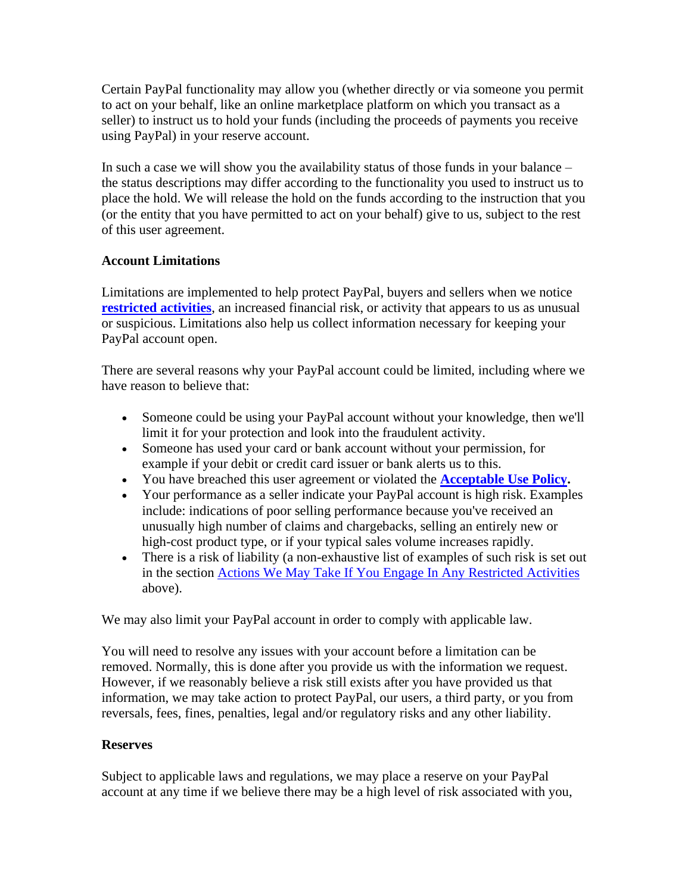Certain PayPal functionality may allow you (whether directly or via someone you permit to act on your behalf, like an online marketplace platform on which you transact as a seller) to instruct us to hold your funds (including the proceeds of payments you receive using PayPal) in your reserve account.

In such a case we will show you the availability status of those funds in your balance – the status descriptions may differ according to the functionality you used to instruct us to place the hold. We will release the hold on the funds according to the instruction that you (or the entity that you have permitted to act on your behalf) give to us, subject to the rest of this user agreement.

**Account Limitations**

Limitations are implemented to help protect PayPal, buyers and sellers when we notice **restricted activities**, an increased financial risk, or activity that appears to us as unusual or suspicious. Limitations also help us collect information necessary for keeping your PayPal account open.

There are several reasons why your PayPal account could be limited, including where we have reason to believe that:

- Someone could be using your PayPal account without your knowledge, then we'll limit it for your protection and look into the fraudulent activity.
- Someone has used your card or bank account without your permission, for example if your debit or credit card issuer or bank alerts us to this.
- You have breached this user agreement or violated the **Acceptable Use Policy.**
- Your performance as a seller indicate your PayPal account is high risk. Examples include: indications of poor selling performance because you've received an unusually high number of claims and chargebacks, selling an entirely new or high-cost product type, or if your typical sales volume increases rapidly.
- There is a risk of liability (a non-exhaustive list of examples of such risk is set out in the section Actions We May Take If You Engage In Any Restricted Activities above).

We may also limit your PayPal account in order to comply with applicable law.

You will need to resolve any issues with your account before a limitation can be removed. Normally, this is done after you provide us with the information we request. However, if we reasonably believe a risk still exists after you have provided us that information, we may take action to protect PayPal, our users, a third party, or you from reversals, fees, fines, penalties, legal and/or regulatory risks and any other liability.

**Reserves**

Subject to applicable laws and regulations, we may place a reserve on your PayPal account at any time if we believe there may be a high level of risk associated with you,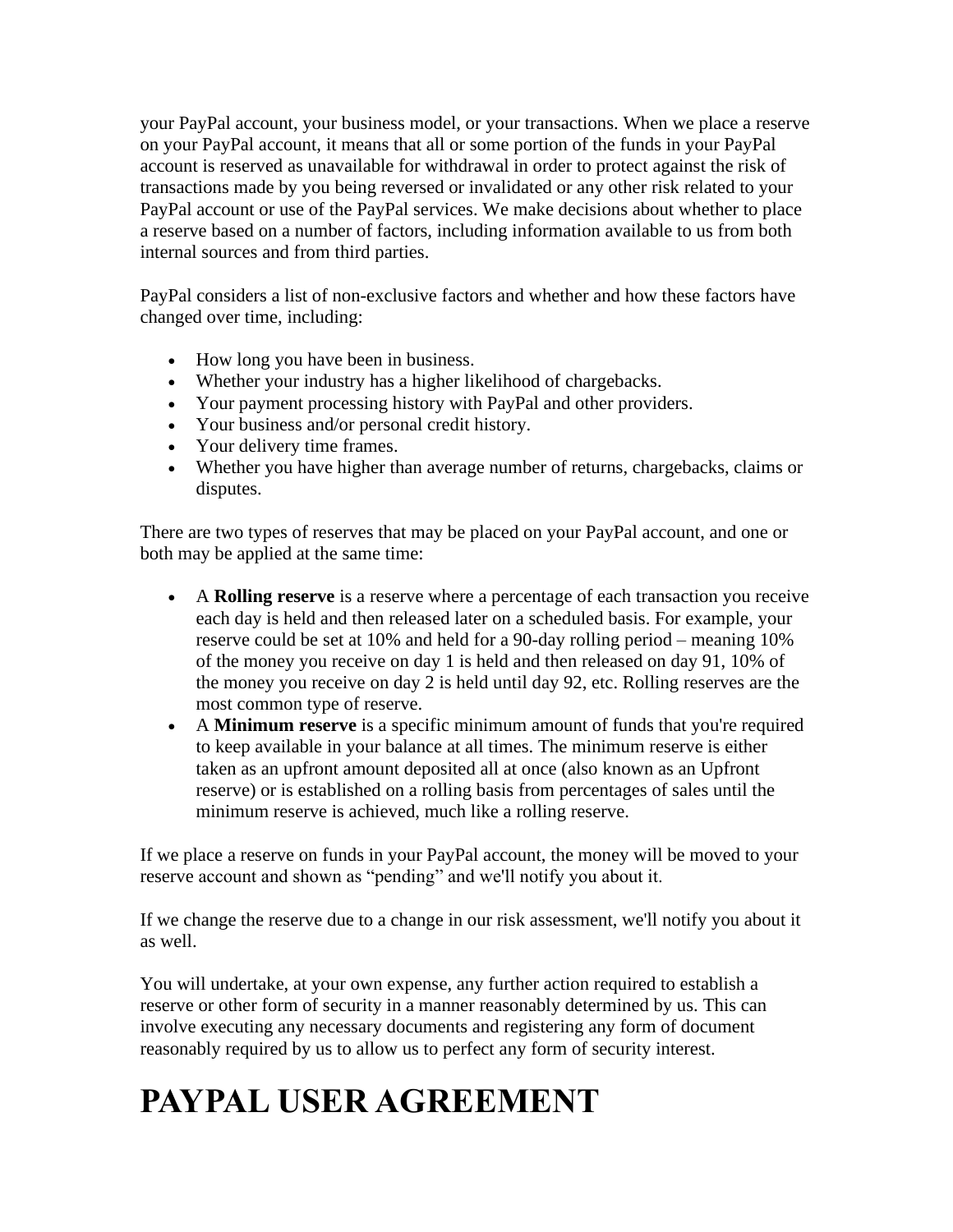your PayPal account, your business model, or your transactions. When we place a reserve on your PayPal account, it means that all or some portion of the funds in your PayPal account is reserved as unavailable for withdrawal in order to protect against the risk of transactions made by you being reversed or invalidated or any other risk related to your PayPal account or use of the PayPal services. We make decisions about whether to place a reserve based on a number of factors, including information available to us from both internal sources and from third parties.

PayPal considers a list of non-exclusive factors and whether and how these factors have changed over time, including:

- How long you have been in business.
- Whether your industry has a higher likelihood of chargebacks.
- Your payment processing history with PayPal and other providers.
- Your business and/or personal credit history.
- Your delivery time frames.
- Whether you have higher than average number of returns, chargebacks, claims or disputes.

There are two types of reserves that may be placed on your PayPal account, and one or both may be applied at the same time:

- A **Rolling reserve** is a reserve where a percentage of each transaction you receive each day is held and then released later on a scheduled basis. For example, your reserve could be set at 10% and held for a 90-day rolling period – meaning 10% of the money you receive on day 1 is held and then released on day 91, 10% of the money you receive on day 2 is held until day 92, etc. Rolling reserves are the most common type of reserve.
- A **Minimum reserve** is a specific minimum amount of funds that you're required to keep available in your balance at all times. The minimum reserve is either taken as an upfront amount deposited all at once (also known as an Upfront reserve) or is established on a rolling basis from percentages of sales until the minimum reserve is achieved, much like a rolling reserve.

If we place a reserve on funds in your PayPal account, the money will be moved to your reserve account and shown as "pending" and we'll notify you about it.

If we change the reserve due to a change in our risk assessment, we'll notify you about it as well.

You will undertake, at your own expense, any further action required to establish a reserve or other form of security in a manner reasonably determined by us. This can involve executing any necessary documents and registering any form of document reasonably required by us to allow us to perfect any form of security interest.

# PAYPAL USER AGREEMENT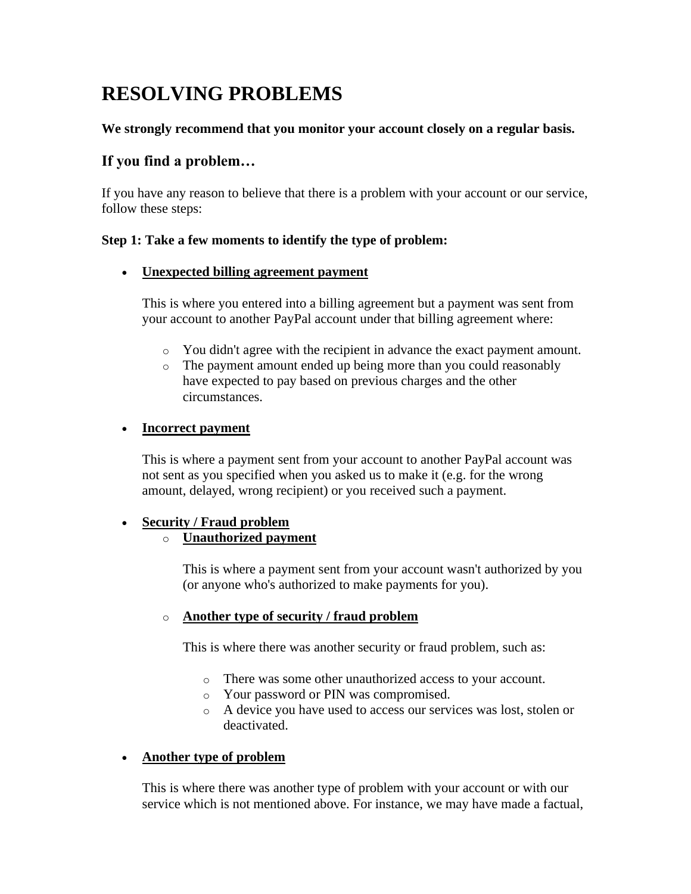# RESOLVING PROBLEMS

**We strongly recommend that you monitor your account closely on a regular basis.**

## If you find a problem…

If you have any reason to believe that there is a problem with your account or our service, follow these steps:

**Step 1: Take a few moments to identify the type of problem:**

- **Unexpected billing agreement payment**

  This is where you entered into a billing agreement but a payment was sent from your account to another PayPal account under that billing agreement where:

  - You didn't agree with the recipient in advance the exact payment amount.
  - The payment amount ended up being more than you could reasonably have expected to pay based on previous charges and the other circumstances.

- **Incorrect payment**

  This is where a payment sent from your account to another PayPal account was not sent as you specified when you asked us to make it (e.g. for the wrong amount, delayed, wrong recipient) or you received such a payment.

- **Security / Fraud problem**
  - **Unauthorized payment**

    This is where a payment sent from your account wasn't authorized by you (or anyone who's authorized to make payments for you).

  - **Another type of security / fraud problem**

    This is where there was another security or fraud problem, such as:

    - There was some other unauthorized access to your account.
    - Your password or PIN was compromised.
    - A device you have used to access our services was lost, stolen or deactivated.

- **Another type of problem**

  This is where there was another type of problem with your account or with our service which is not mentioned above. For instance, we may have made a factual,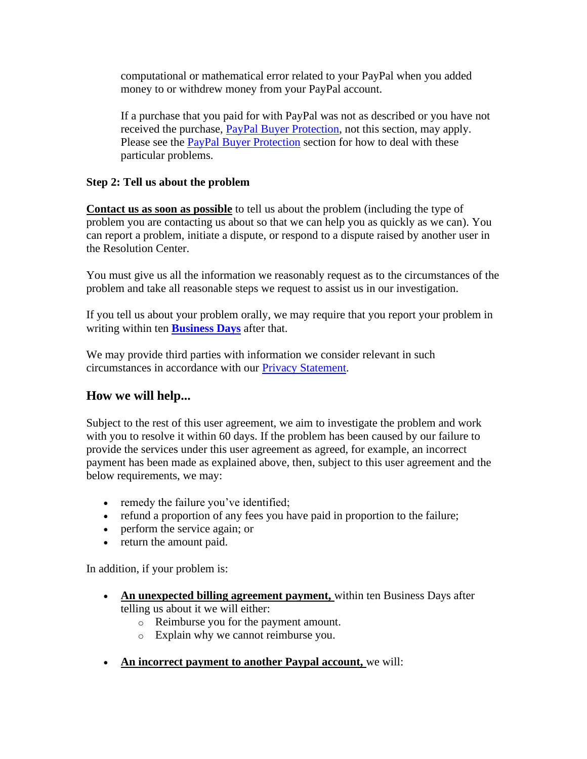computational or mathematical error related to your PayPal when you added money to or withdrew money from your PayPal account.

If a purchase that you paid for with PayPal was not as described or you have not received the purchase, PayPal Buyer Protection, not this section, may apply. Please see the PayPal Buyer Protection section for how to deal with these particular problems.

**Step 2: Tell us about the problem**

**Contact us as soon as possible** to tell us about the problem (including the type of problem you are contacting us about so that we can help you as quickly as we can). You can report a problem, initiate a dispute, or respond to a dispute raised by another user in the Resolution Center.

You must give us all the information we reasonably request as to the circumstances of the problem and take all reasonable steps we request to assist us in our investigation.

If you tell us about your problem orally, we may require that you report your problem in writing within ten **Business Days** after that.

We may provide third parties with information we consider relevant in such circumstances in accordance with our Privacy Statement.

## How we will help...

Subject to the rest of this user agreement, we aim to investigate the problem and work with you to resolve it within 60 days. If the problem has been caused by our failure to provide the services under this user agreement as agreed, for example, an incorrect payment has been made as explained above, then, subject to this user agreement and the below requirements, we may:

- remedy the failure you've identified;
- refund a proportion of any fees you have paid in proportion to the failure;
- perform the service again; or
- return the amount paid.

In addition, if your problem is:

- **An unexpected billing agreement payment,** within ten Business Days after telling us about it we will either:
  - Reimburse you for the payment amount.
  - Explain why we cannot reimburse you.
- **An incorrect payment to another Paypal account,** we will: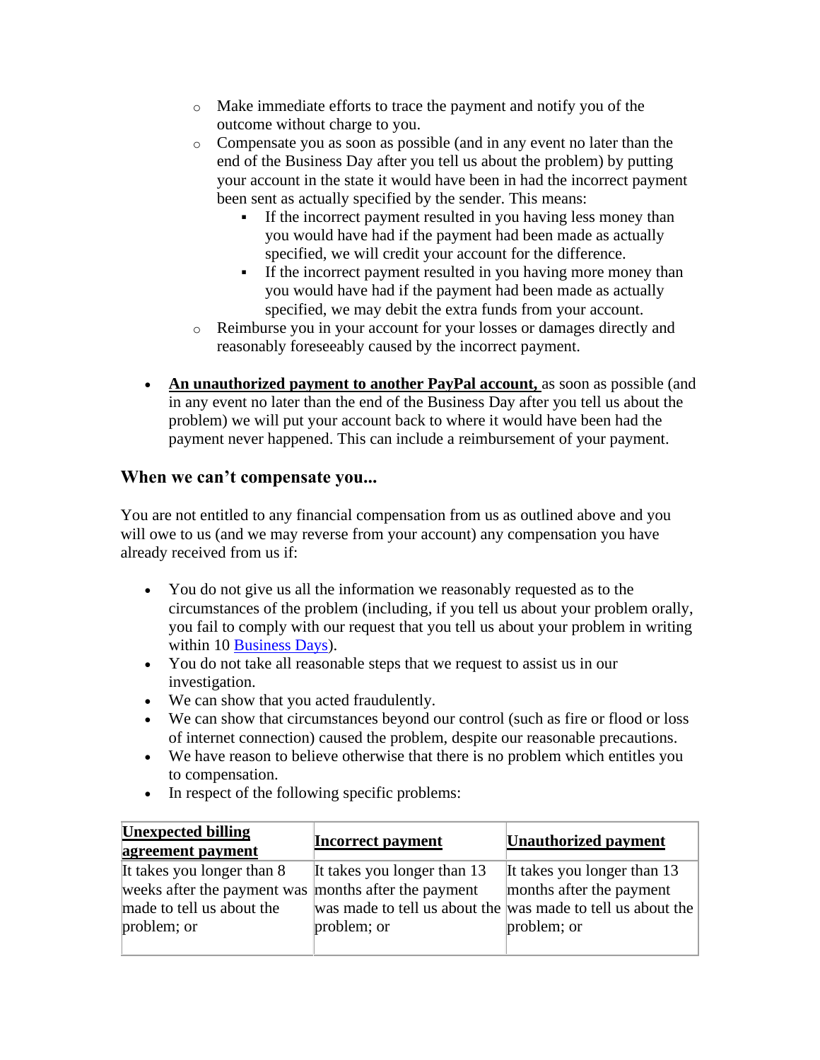- Make immediate efforts to trace the payment and notify you of the outcome without charge to you.
  - Compensate you as soon as possible (and in any event no later than the end of the Business Day after you tell us about the problem) by putting your account in the state it would have been in had the incorrect payment been sent as actually specified by the sender. This means:
    - If the incorrect payment resulted in you having less money than you would have had if the payment had been made as actually specified, we will credit your account for the difference.
    - If the incorrect payment resulted in you having more money than you would have had if the payment had been made as actually specified, we may debit the extra funds from your account.
  - Reimburse you in your account for your losses or damages directly and reasonably foreseeably caused by the incorrect payment.

- **An unauthorized payment to another PayPal account,** as soon as possible (and in any event no later than the end of the Business Day after you tell us about the problem) we will put your account back to where it would have been had the payment never happened. This can include a reimbursement of your payment.

### When we can't compensate you...

You are not entitled to any financial compensation from us as outlined above and you will owe to us (and we may reverse from your account) any compensation you have already received from us if:

- You do not give us all the information we reasonably requested as to the circumstances of the problem (including, if you tell us about your problem orally, you fail to comply with our request that you tell us about your problem in writing within 10 Business Days).
- You do not take all reasonable steps that we request to assist us in our investigation.
- We can show that you acted fraudulently.
- We can show that circumstances beyond our control (such as fire or flood or loss of internet connection) caused the problem, despite our reasonable precautions.
- We have reason to believe otherwise that there is no problem which entitles you to compensation.
- In respect of the following specific problems:

| **Unexpected billing agreement payment** | **Incorrect payment** | **Unauthorized payment** |
|---|---|---|
| It takes you longer than 8 weeks after the payment was made to tell us about the problem; or | It takes you longer than 13 months after the payment was made to tell us about the problem; or | It takes you longer than 13 months after the payment was made to tell us about the problem; or |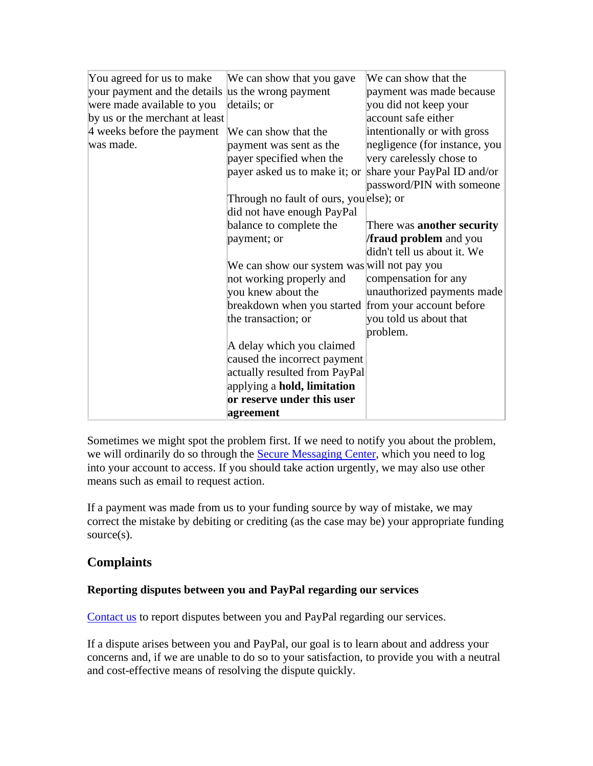| You agreed for us to make your payment and the details were made available to you by us or the merchant at least 4 weeks before the payment was made. | We can show that you gave us the wrong payment details; or<br><br>We can show that the payment was sent as the payer specified when the payer asked us to make it; or<br><br>Through no fault of ours, you did not have enough PayPal balance to complete the payment; or<br><br>We can show our system was not working properly and you knew about the breakdown when you started the transaction; or<br><br>A delay which you claimed caused the incorrect payment actually resulted from PayPal applying a **hold, limitation or reserve under this user agreement** | We can show that the payment was made because you did not keep your account safe either intentionally or with gross negligence (for instance, you very carelessly chose to share your PayPal ID and/or password/PIN with someone else); or<br><br>There was **another security /fraud problem** and you didn't tell us about it. We will not pay you compensation for any unauthorized payments made from your account before you told us about that problem. |
|---|---|---|

Sometimes we might spot the problem first. If we need to notify you about the problem, we will ordinarily do so through the Secure Messaging Center, which you need to log into your account to access. If you should take action urgently, we may also use other means such as email to request action.

If a payment was made from us to your funding source by way of mistake, we may correct the mistake by debiting or crediting (as the case may be) your appropriate funding source(s).

## Complaints

### Reporting disputes between you and PayPal regarding our services

Contact us to report disputes between you and PayPal regarding our services.

If a dispute arises between you and PayPal, our goal is to learn about and address your concerns and, if we are unable to do so to your satisfaction, to provide you with a neutral and cost-effective means of resolving the dispute quickly.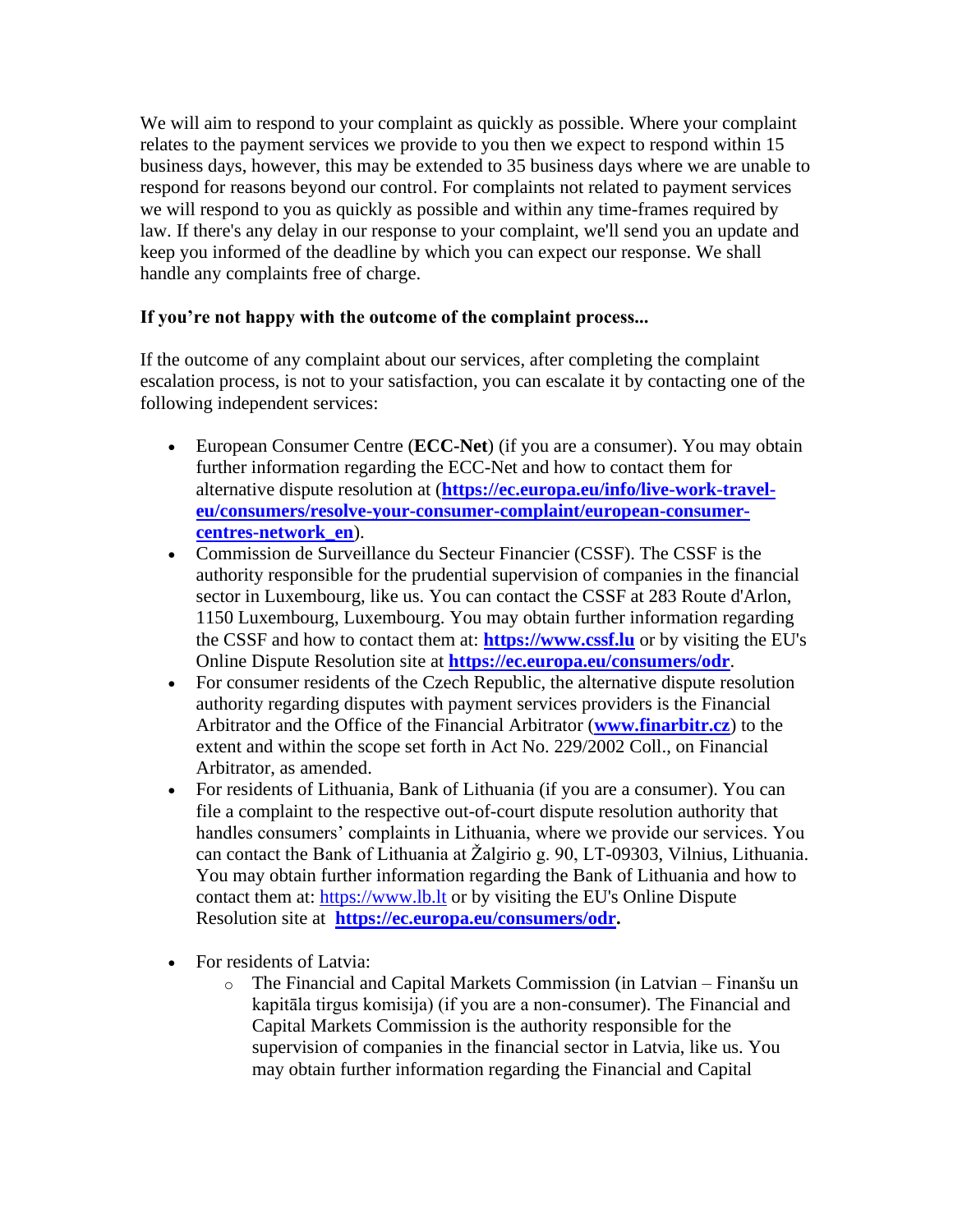We will aim to respond to your complaint as quickly as possible. Where your complaint relates to the payment services we provide to you then we expect to respond within 15 business days, however, this may be extended to 35 business days where we are unable to respond for reasons beyond our control. For complaints not related to payment services we will respond to you as quickly as possible and within any time-frames required by law. If there's any delay in our response to your complaint, we'll send you an update and keep you informed of the deadline by which you can expect our response. We shall handle any complaints free of charge.

**If you're not happy with the outcome of the complaint process...**

If the outcome of any complaint about our services, after completing the complaint escalation process, is not to your satisfaction, you can escalate it by contacting one of the following independent services:

- European Consumer Centre (**ECC-Net**) (if you are a consumer). You may obtain further information regarding the ECC-Net and how to contact them for alternative dispute resolution at (**https://ec.europa.eu/info/live-work-travel-eu/consumers/resolve-your-consumer-complaint/european-consumer-centres-network_en**).
- Commission de Surveillance du Secteur Financier (CSSF). The CSSF is the authority responsible for the prudential supervision of companies in the financial sector in Luxembourg, like us. You can contact the CSSF at 283 Route d'Arlon, 1150 Luxembourg, Luxembourg. You may obtain further information regarding the CSSF and how to contact them at: **https://www.cssf.lu** or by visiting the EU's Online Dispute Resolution site at **https://ec.europa.eu/consumers/odr**.
- For consumer residents of the Czech Republic, the alternative dispute resolution authority regarding disputes with payment services providers is the Financial Arbitrator and the Office of the Financial Arbitrator (**www.finarbitr.cz**) to the extent and within the scope set forth in Act No. 229/2002 Coll., on Financial Arbitrator, as amended.
- For residents of Lithuania, Bank of Lithuania (if you are a consumer). You can file a complaint to the respective out-of-court dispute resolution authority that handles consumers' complaints in Lithuania, where we provide our services. You can contact the Bank of Lithuania at Žalgirio g. 90, LT-09303, Vilnius, Lithuania. You may obtain further information regarding the Bank of Lithuania and how to contact them at: https://www.lb.lt or by visiting the EU's Online Dispute Resolution site at **https://ec.europa.eu/consumers/odr.**
- For residents of Latvia:
  - The Financial and Capital Markets Commission (in Latvian – Finanšu un kapitāla tirgus komisija) (if you are a non-consumer). The Financial and Capital Markets Commission is the authority responsible for the supervision of companies in the financial sector in Latvia, like us. You may obtain further information regarding the Financial and Capital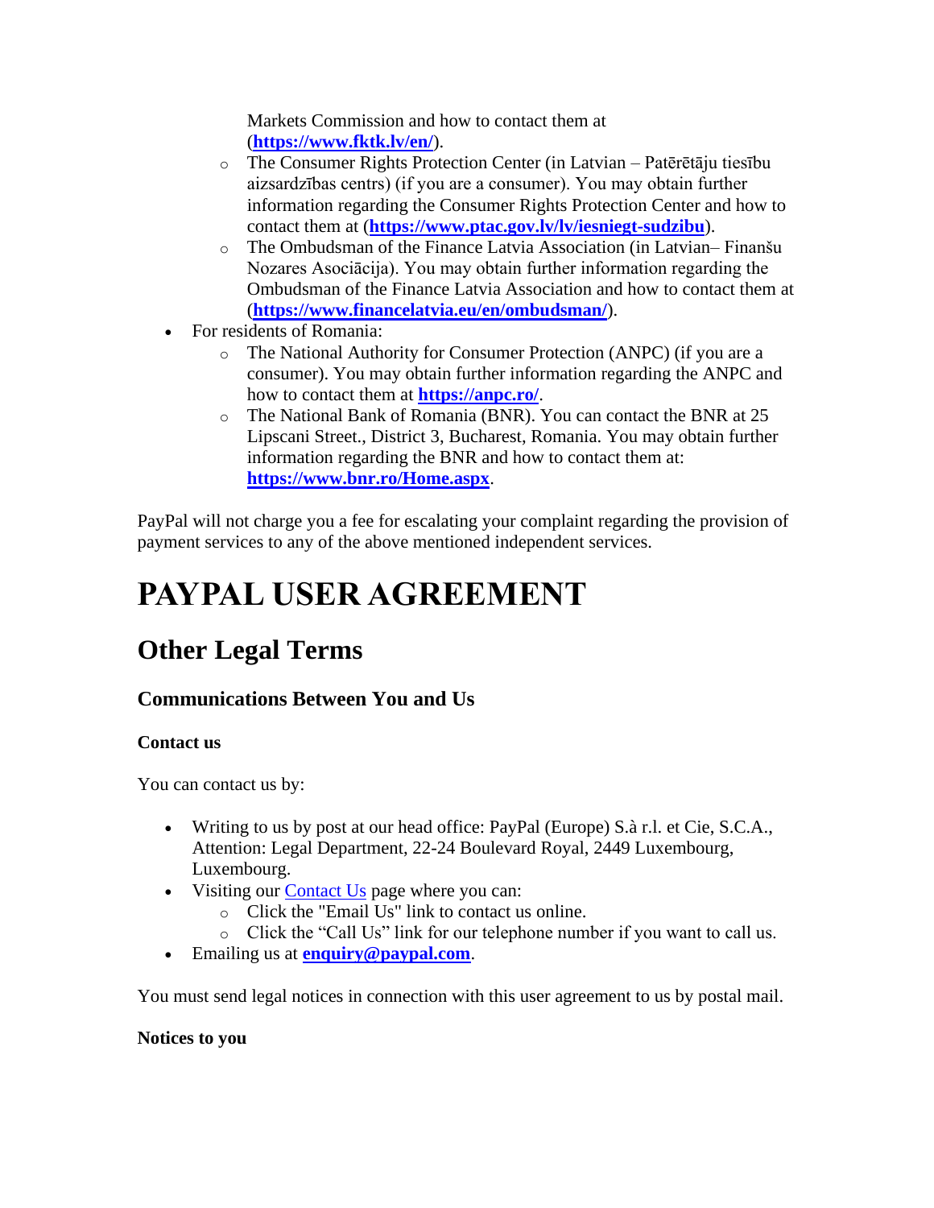Markets Commission and how to contact them at (**https://www.fktk.lv/en/**).
  - The Consumer Rights Protection Center (in Latvian – Patērētāju tiesību aizsardzības centrs) (if you are a consumer). You may obtain further information regarding the Consumer Rights Protection Center and how to contact them at (**https://www.ptac.gov.lv/lv/iesniegt-sudzibu**).
  - The Ombudsman of the Finance Latvia Association (in Latvian– Finanšu Nozares Asociācija). You may obtain further information regarding the Ombudsman of the Finance Latvia Association and how to contact them at (**https://www.financelatvia.eu/en/ombudsman/**).
- For residents of Romania:
  - The National Authority for Consumer Protection (ANPC) (if you are a consumer). You may obtain further information regarding the ANPC and how to contact them at **https://anpc.ro/**.
  - The National Bank of Romania (BNR). You can contact the BNR at 25 Lipscani Street., District 3, Bucharest, Romania. You may obtain further information regarding the BNR and how to contact them at: **https://www.bnr.ro/Home.aspx**.

PayPal will not charge you a fee for escalating your complaint regarding the provision of payment services to any of the above mentioned independent services.

# PAYPAL USER AGREEMENT

## Other Legal Terms

### Communications Between You and Us

**Contact us**

You can contact us by:

- Writing to us by post at our head office: PayPal (Europe) S.à r.l. et Cie, S.C.A., Attention: Legal Department, 22-24 Boulevard Royal, 2449 Luxembourg, Luxembourg.
- Visiting our Contact Us page where you can:
  - Click the "Email Us" link to contact us online.
  - Click the "Call Us" link for our telephone number if you want to call us.
- Emailing us at **enquiry@paypal.com**.

You must send legal notices in connection with this user agreement to us by postal mail.

**Notices to you**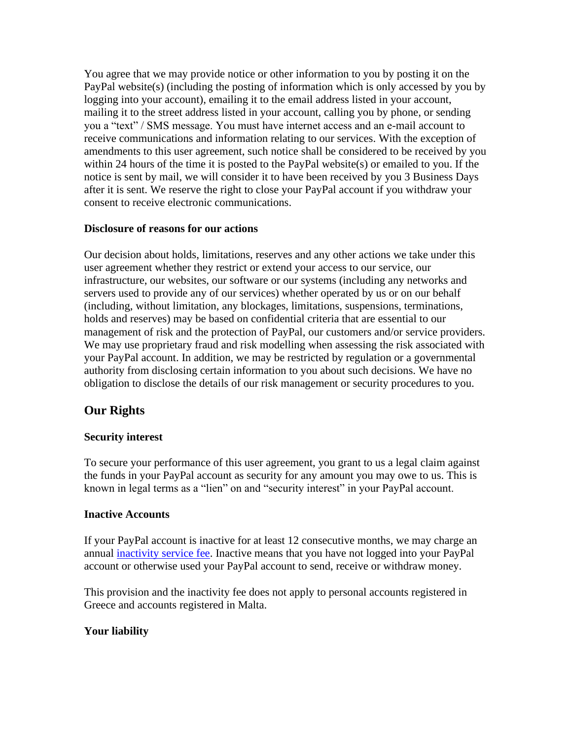You agree that we may provide notice or other information to you by posting it on the PayPal website(s) (including the posting of information which is only accessed by you by logging into your account), emailing it to the email address listed in your account, mailing it to the street address listed in your account, calling you by phone, or sending you a "text" / SMS message. You must have internet access and an e-mail account to receive communications and information relating to our services. With the exception of amendments to this user agreement, such notice shall be considered to be received by you within 24 hours of the time it is posted to the PayPal website(s) or emailed to you. If the notice is sent by mail, we will consider it to have been received by you 3 Business Days after it is sent. We reserve the right to close your PayPal account if you withdraw your consent to receive electronic communications.

**Disclosure of reasons for our actions**

Our decision about holds, limitations, reserves and any other actions we take under this user agreement whether they restrict or extend your access to our service, our infrastructure, our websites, our software or our systems (including any networks and servers used to provide any of our services) whether operated by us or on our behalf (including, without limitation, any blockages, limitations, suspensions, terminations, holds and reserves) may be based on confidential criteria that are essential to our management of risk and the protection of PayPal, our customers and/or service providers. We may use proprietary fraud and risk modelling when assessing the risk associated with your PayPal account. In addition, we may be restricted by regulation or a governmental authority from disclosing certain information to you about such decisions. We have no obligation to disclose the details of our risk management or security procedures to you.

## Our Rights

**Security interest**

To secure your performance of this user agreement, you grant to us a legal claim against the funds in your PayPal account as security for any amount you may owe to us. This is known in legal terms as a "lien" on and "security interest" in your PayPal account.

**Inactive Accounts**

If your PayPal account is inactive for at least 12 consecutive months, we may charge an annual inactivity service fee. Inactive means that you have not logged into your PayPal account or otherwise used your PayPal account to send, receive or withdraw money.

This provision and the inactivity fee does not apply to personal accounts registered in Greece and accounts registered in Malta.

**Your liability**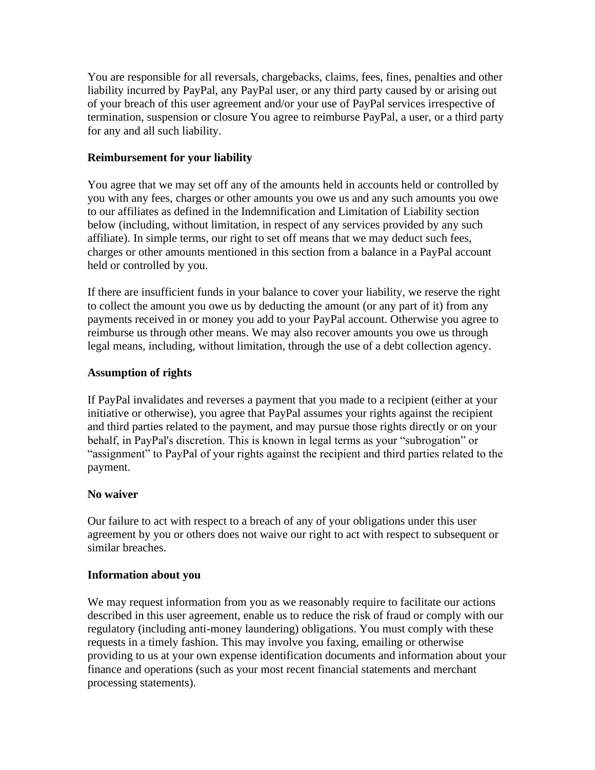You are responsible for all reversals, chargebacks, claims, fees, fines, penalties and other liability incurred by PayPal, any PayPal user, or any third party caused by or arising out of your breach of this user agreement and/or your use of PayPal services irrespective of termination, suspension or closure You agree to reimburse PayPal, a user, or a third party for any and all such liability.

**Reimbursement for your liability**

You agree that we may set off any of the amounts held in accounts held or controlled by you with any fees, charges or other amounts you owe us and any such amounts you owe to our affiliates as defined in the Indemnification and Limitation of Liability section below (including, without limitation, in respect of any services provided by any such affiliate). In simple terms, our right to set off means that we may deduct such fees, charges or other amounts mentioned in this section from a balance in a PayPal account held or controlled by you.

If there are insufficient funds in your balance to cover your liability, we reserve the right to collect the amount you owe us by deducting the amount (or any part of it) from any payments received in or money you add to your PayPal account. Otherwise you agree to reimburse us through other means. We may also recover amounts you owe us through legal means, including, without limitation, through the use of a debt collection agency.

**Assumption of rights**

If PayPal invalidates and reverses a payment that you made to a recipient (either at your initiative or otherwise), you agree that PayPal assumes your rights against the recipient and third parties related to the payment, and may pursue those rights directly or on your behalf, in PayPal's discretion. This is known in legal terms as your "subrogation" or "assignment" to PayPal of your rights against the recipient and third parties related to the payment.

**No waiver**

Our failure to act with respect to a breach of any of your obligations under this user agreement by you or others does not waive our right to act with respect to subsequent or similar breaches.

**Information about you**

We may request information from you as we reasonably require to facilitate our actions described in this user agreement, enable us to reduce the risk of fraud or comply with our regulatory (including anti-money laundering) obligations. You must comply with these requests in a timely fashion. This may involve you faxing, emailing or otherwise providing to us at your own expense identification documents and information about your finance and operations (such as your most recent financial statements and merchant processing statements).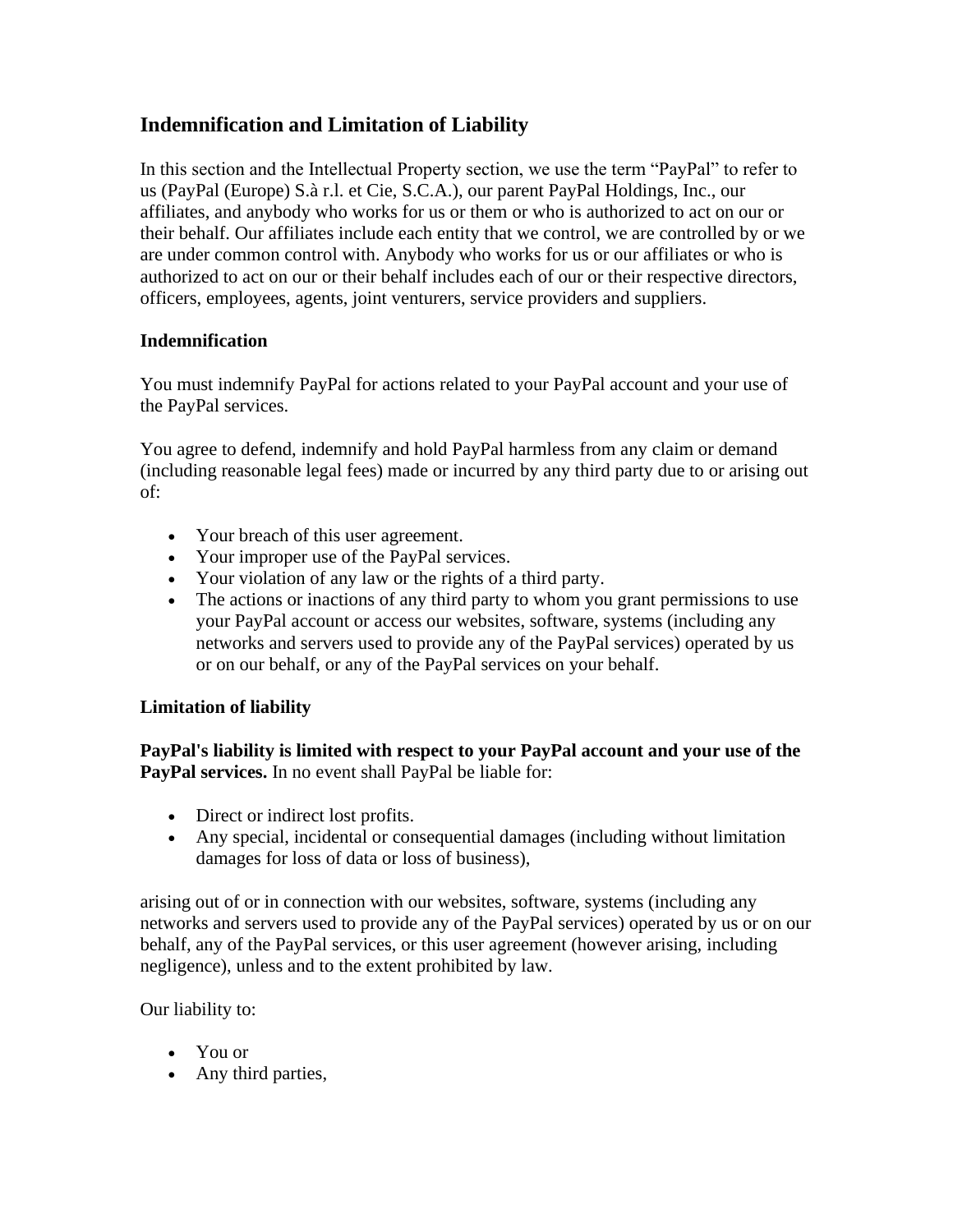## Indemnification and Limitation of Liability

In this section and the Intellectual Property section, we use the term "PayPal" to refer to us (PayPal (Europe) S.à r.l. et Cie, S.C.A.), our parent PayPal Holdings, Inc., our affiliates, and anybody who works for us or them or who is authorized to act on our or their behalf. Our affiliates include each entity that we control, we are controlled by or we are under common control with. Anybody who works for us or our affiliates or who is authorized to act on our or their behalf includes each of our or their respective directors, officers, employees, agents, joint venturers, service providers and suppliers.

### Indemnification

You must indemnify PayPal for actions related to your PayPal account and your use of the PayPal services.

You agree to defend, indemnify and hold PayPal harmless from any claim or demand (including reasonable legal fees) made or incurred by any third party due to or arising out of:

- Your breach of this user agreement.
- Your improper use of the PayPal services.
- Your violation of any law or the rights of a third party.
- The actions or inactions of any third party to whom you grant permissions to use your PayPal account or access our websites, software, systems (including any networks and servers used to provide any of the PayPal services) operated by us or on our behalf, or any of the PayPal services on your behalf.

### Limitation of liability

**PayPal's liability is limited with respect to your PayPal account and your use of the PayPal services.** In no event shall PayPal be liable for:

- Direct or indirect lost profits.
- Any special, incidental or consequential damages (including without limitation damages for loss of data or loss of business),

arising out of or in connection with our websites, software, systems (including any networks and servers used to provide any of the PayPal services) operated by us or on our behalf, any of the PayPal services, or this user agreement (however arising, including negligence), unless and to the extent prohibited by law.

Our liability to:

- You or
- Any third parties,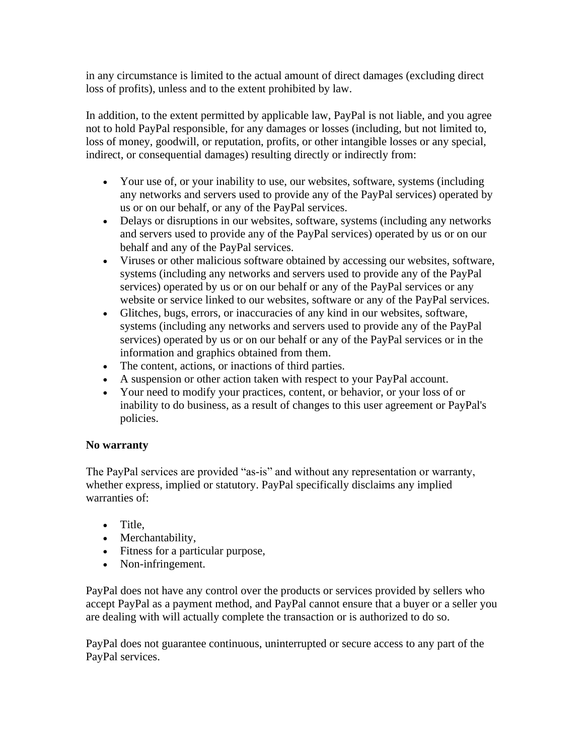in any circumstance is limited to the actual amount of direct damages (excluding direct loss of profits), unless and to the extent prohibited by law.

In addition, to the extent permitted by applicable law, PayPal is not liable, and you agree not to hold PayPal responsible, for any damages or losses (including, but not limited to, loss of money, goodwill, or reputation, profits, or other intangible losses or any special, indirect, or consequential damages) resulting directly or indirectly from:

- Your use of, or your inability to use, our websites, software, systems (including any networks and servers used to provide any of the PayPal services) operated by us or on our behalf, or any of the PayPal services.
- Delays or disruptions in our websites, software, systems (including any networks and servers used to provide any of the PayPal services) operated by us or on our behalf and any of the PayPal services.
- Viruses or other malicious software obtained by accessing our websites, software, systems (including any networks and servers used to provide any of the PayPal services) operated by us or on our behalf or any of the PayPal services or any website or service linked to our websites, software or any of the PayPal services.
- Glitches, bugs, errors, or inaccuracies of any kind in our websites, software, systems (including any networks and servers used to provide any of the PayPal services) operated by us or on our behalf or any of the PayPal services or in the information and graphics obtained from them.
- The content, actions, or inactions of third parties.
- A suspension or other action taken with respect to your PayPal account.
- Your need to modify your practices, content, or behavior, or your loss of or inability to do business, as a result of changes to this user agreement or PayPal's policies.

**No warranty**

The PayPal services are provided "as-is" and without any representation or warranty, whether express, implied or statutory. PayPal specifically disclaims any implied warranties of:

- Title,
- Merchantability,
- Fitness for a particular purpose,
- Non-infringement.

PayPal does not have any control over the products or services provided by sellers who accept PayPal as a payment method, and PayPal cannot ensure that a buyer or a seller you are dealing with will actually complete the transaction or is authorized to do so.

PayPal does not guarantee continuous, uninterrupted or secure access to any part of the PayPal services.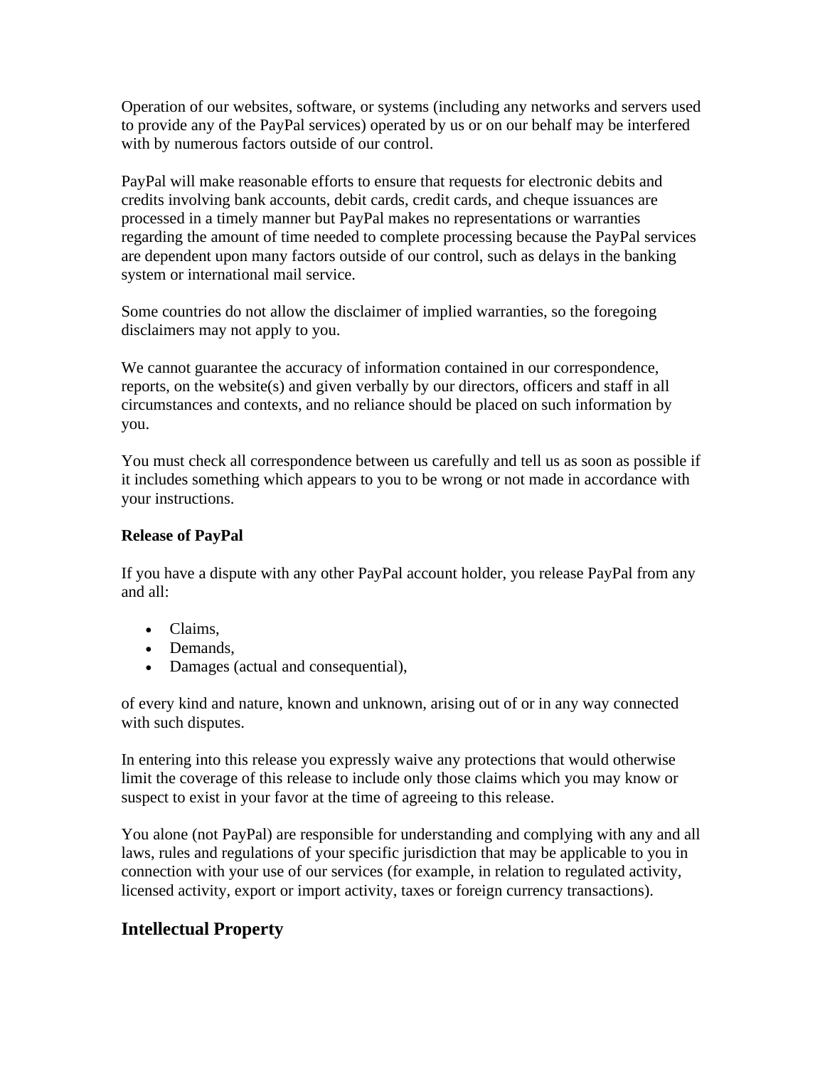Operation of our websites, software, or systems (including any networks and servers used to provide any of the PayPal services) operated by us or on our behalf may be interfered with by numerous factors outside of our control.

PayPal will make reasonable efforts to ensure that requests for electronic debits and credits involving bank accounts, debit cards, credit cards, and cheque issuances are processed in a timely manner but PayPal makes no representations or warranties regarding the amount of time needed to complete processing because the PayPal services are dependent upon many factors outside of our control, such as delays in the banking system or international mail service.

Some countries do not allow the disclaimer of implied warranties, so the foregoing disclaimers may not apply to you.

We cannot guarantee the accuracy of information contained in our correspondence, reports, on the website(s) and given verbally by our directors, officers and staff in all circumstances and contexts, and no reliance should be placed on such information by you.

You must check all correspondence between us carefully and tell us as soon as possible if it includes something which appears to you to be wrong or not made in accordance with your instructions.

**Release of PayPal**

If you have a dispute with any other PayPal account holder, you release PayPal from any and all:

- Claims,
- Demands,
- Damages (actual and consequential),

of every kind and nature, known and unknown, arising out of or in any way connected with such disputes.

In entering into this release you expressly waive any protections that would otherwise limit the coverage of this release to include only those claims which you may know or suspect to exist in your favor at the time of agreeing to this release.

You alone (not PayPal) are responsible for understanding and complying with any and all laws, rules and regulations of your specific jurisdiction that may be applicable to you in connection with your use of our services (for example, in relation to regulated activity, licensed activity, export or import activity, taxes or foreign currency transactions).

## Intellectual Property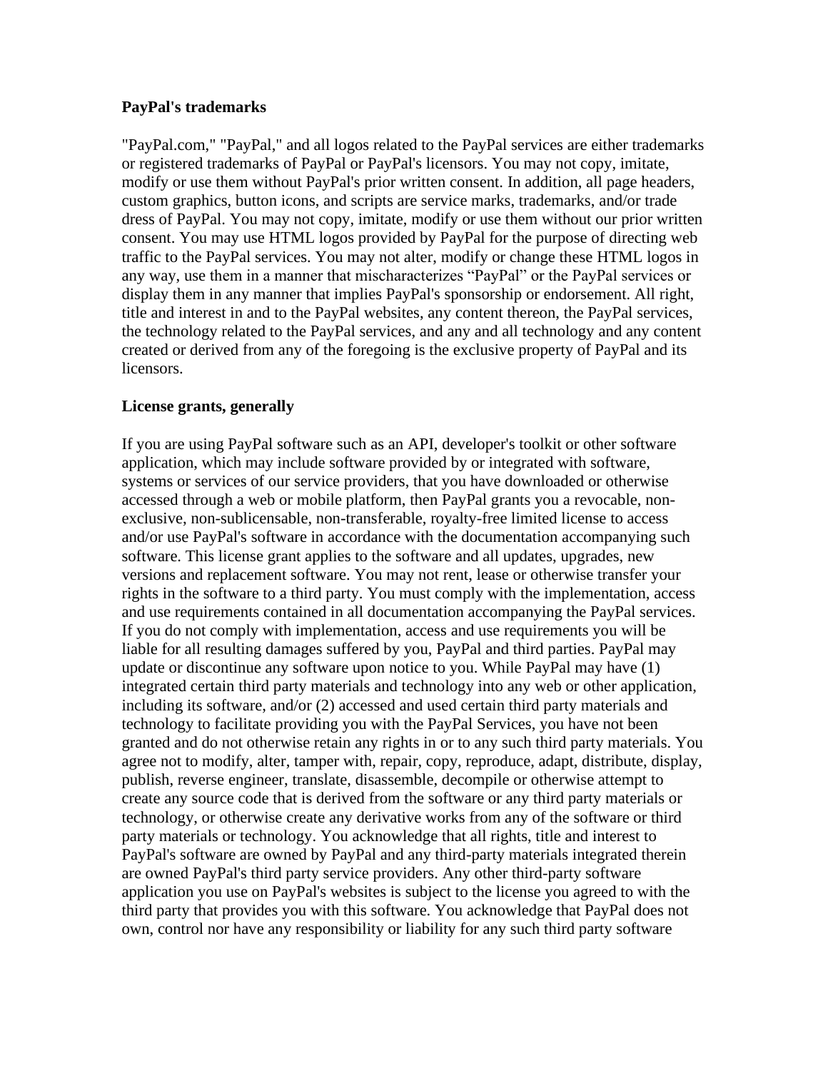**PayPal's trademarks**

"PayPal.com," "PayPal," and all logos related to the PayPal services are either trademarks or registered trademarks of PayPal or PayPal's licensors. You may not copy, imitate, modify or use them without PayPal's prior written consent. In addition, all page headers, custom graphics, button icons, and scripts are service marks, trademarks, and/or trade dress of PayPal. You may not copy, imitate, modify or use them without our prior written consent. You may use HTML logos provided by PayPal for the purpose of directing web traffic to the PayPal services. You may not alter, modify or change these HTML logos in any way, use them in a manner that mischaracterizes "PayPal" or the PayPal services or display them in any manner that implies PayPal's sponsorship or endorsement. All right, title and interest in and to the PayPal websites, any content thereon, the PayPal services, the technology related to the PayPal services, and any and all technology and any content created or derived from any of the foregoing is the exclusive property of PayPal and its licensors.

**License grants, generally**

If you are using PayPal software such as an API, developer's toolkit or other software application, which may include software provided by or integrated with software, systems or services of our service providers, that you have downloaded or otherwise accessed through a web or mobile platform, then PayPal grants you a revocable, non-exclusive, non-sublicensable, non-transferable, royalty-free limited license to access and/or use PayPal's software in accordance with the documentation accompanying such software. This license grant applies to the software and all updates, upgrades, new versions and replacement software. You may not rent, lease or otherwise transfer your rights in the software to a third party. You must comply with the implementation, access and use requirements contained in all documentation accompanying the PayPal services. If you do not comply with implementation, access and use requirements you will be liable for all resulting damages suffered by you, PayPal and third parties. PayPal may update or discontinue any software upon notice to you. While PayPal may have (1) integrated certain third party materials and technology into any web or other application, including its software, and/or (2) accessed and used certain third party materials and technology to facilitate providing you with the PayPal Services, you have not been granted and do not otherwise retain any rights in or to any such third party materials. You agree not to modify, alter, tamper with, repair, copy, reproduce, adapt, distribute, display, publish, reverse engineer, translate, disassemble, decompile or otherwise attempt to create any source code that is derived from the software or any third party materials or technology, or otherwise create any derivative works from any of the software or third party materials or technology. You acknowledge that all rights, title and interest to PayPal's software are owned by PayPal and any third-party materials integrated therein are owned PayPal's third party service providers. Any other third-party software application you use on PayPal's websites is subject to the license you agreed to with the third party that provides you with this software. You acknowledge that PayPal does not own, control nor have any responsibility or liability for any such third party software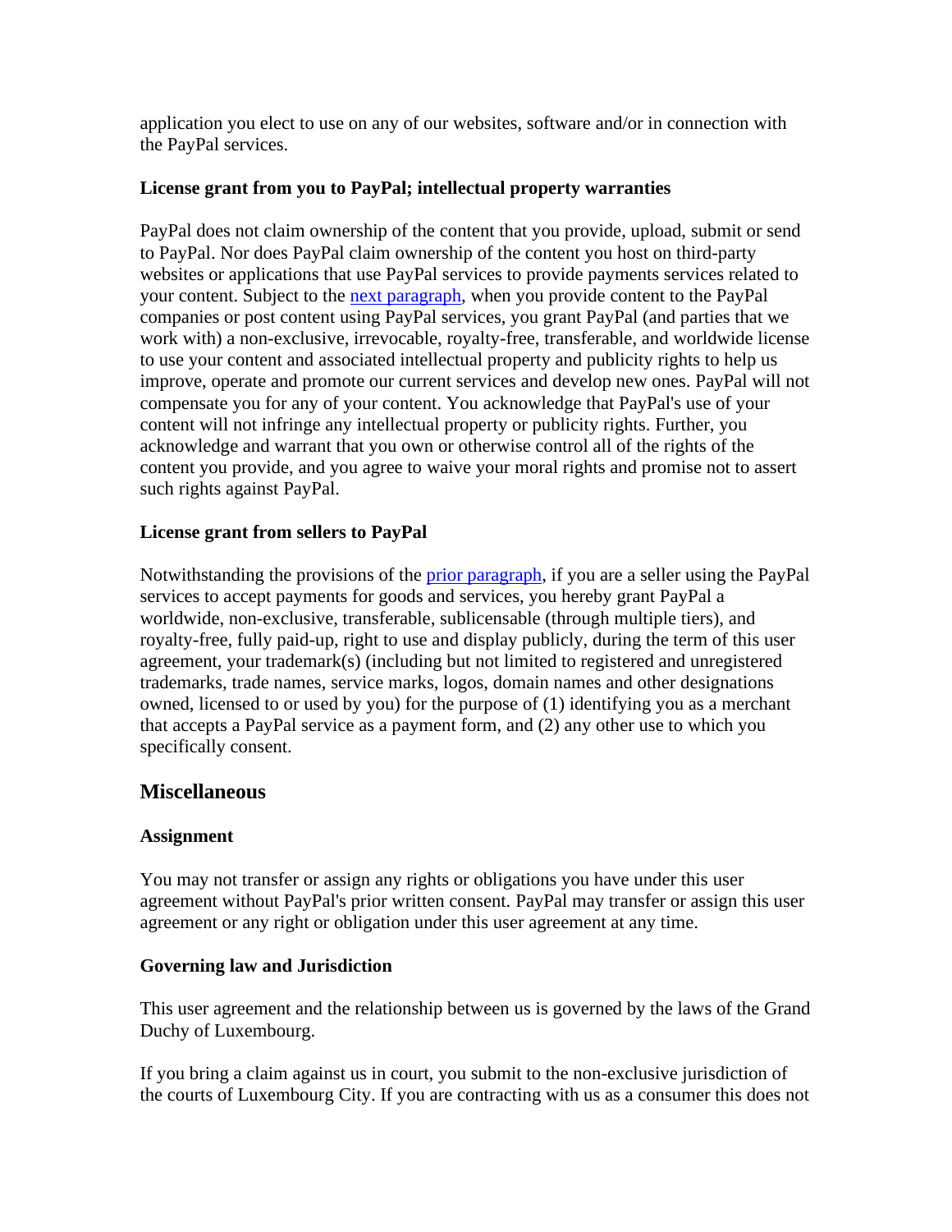application you elect to use on any of our websites, software and/or in connection with the PayPal services.

### License grant from you to PayPal; intellectual property warranties

PayPal does not claim ownership of the content that you provide, upload, submit or send to PayPal. Nor does PayPal claim ownership of the content you host on third-party websites or applications that use PayPal services to provide payments services related to your content. Subject to the next paragraph, when you provide content to the PayPal companies or post content using PayPal services, you grant PayPal (and parties that we work with) a non-exclusive, irrevocable, royalty-free, transferable, and worldwide license to use your content and associated intellectual property and publicity rights to help us improve, operate and promote our current services and develop new ones. PayPal will not compensate you for any of your content. You acknowledge that PayPal's use of your content will not infringe any intellectual property or publicity rights. Further, you acknowledge and warrant that you own or otherwise control all of the rights of the content you provide, and you agree to waive your moral rights and promise not to assert such rights against PayPal.

### License grant from sellers to PayPal

Notwithstanding the provisions of the prior paragraph, if you are a seller using the PayPal services to accept payments for goods and services, you hereby grant PayPal a worldwide, non-exclusive, transferable, sublicensable (through multiple tiers), and royalty-free, fully paid-up, right to use and display publicly, during the term of this user agreement, your trademark(s) (including but not limited to registered and unregistered trademarks, trade names, service marks, logos, domain names and other designations owned, licensed to or used by you) for the purpose of (1) identifying you as a merchant that accepts a PayPal service as a payment form, and (2) any other use to which you specifically consent.

## Miscellaneous

### Assignment

You may not transfer or assign any rights or obligations you have under this user agreement without PayPal's prior written consent. PayPal may transfer or assign this user agreement or any right or obligation under this user agreement at any time.

### Governing law and Jurisdiction

This user agreement and the relationship between us is governed by the laws of the Grand Duchy of Luxembourg.

If you bring a claim against us in court, you submit to the non-exclusive jurisdiction of the courts of Luxembourg City. If you are contracting with us as a consumer this does not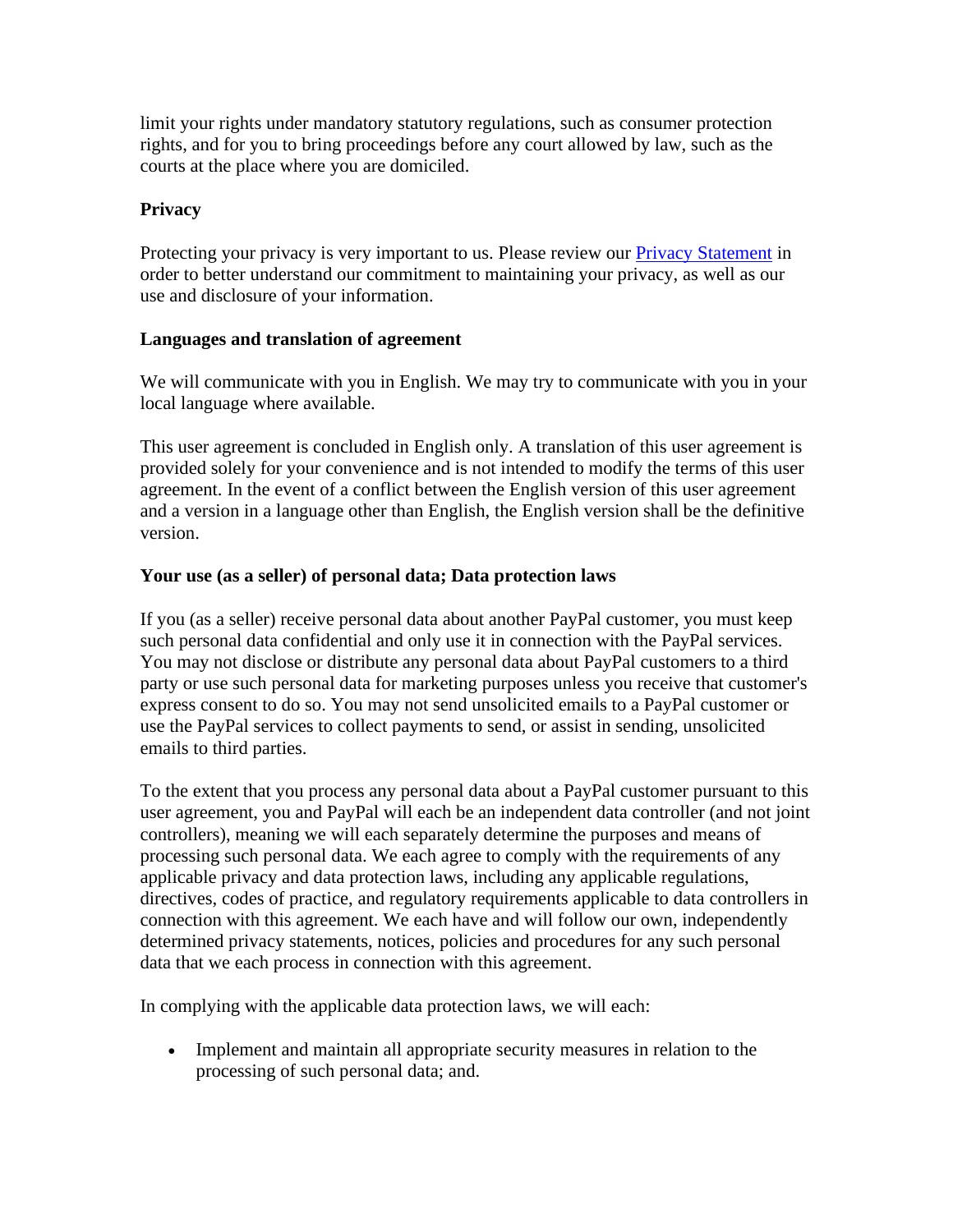limit your rights under mandatory statutory regulations, such as consumer protection rights, and for you to bring proceedings before any court allowed by law, such as the courts at the place where you are domiciled.

**Privacy**

Protecting your privacy is very important to us. Please review our [Privacy Statement]() in order to better understand our commitment to maintaining your privacy, as well as our use and disclosure of your information.

**Languages and translation of agreement**

We will communicate with you in English. We may try to communicate with you in your local language where available.

This user agreement is concluded in English only. A translation of this user agreement is provided solely for your convenience and is not intended to modify the terms of this user agreement. In the event of a conflict between the English version of this user agreement and a version in a language other than English, the English version shall be the definitive version.

**Your use (as a seller) of personal data; Data protection laws**

If you (as a seller) receive personal data about another PayPal customer, you must keep such personal data confidential and only use it in connection with the PayPal services. You may not disclose or distribute any personal data about PayPal customers to a third party or use such personal data for marketing purposes unless you receive that customer's express consent to do so. You may not send unsolicited emails to a PayPal customer or use the PayPal services to collect payments to send, or assist in sending, unsolicited emails to third parties.

To the extent that you process any personal data about a PayPal customer pursuant to this user agreement, you and PayPal will each be an independent data controller (and not joint controllers), meaning we will each separately determine the purposes and means of processing such personal data. We each agree to comply with the requirements of any applicable privacy and data protection laws, including any applicable regulations, directives, codes of practice, and regulatory requirements applicable to data controllers in connection with this agreement. We each have and will follow our own, independently determined privacy statements, notices, policies and procedures for any such personal data that we each process in connection with this agreement.

In complying with the applicable data protection laws, we will each:

- Implement and maintain all appropriate security measures in relation to the processing of such personal data; and.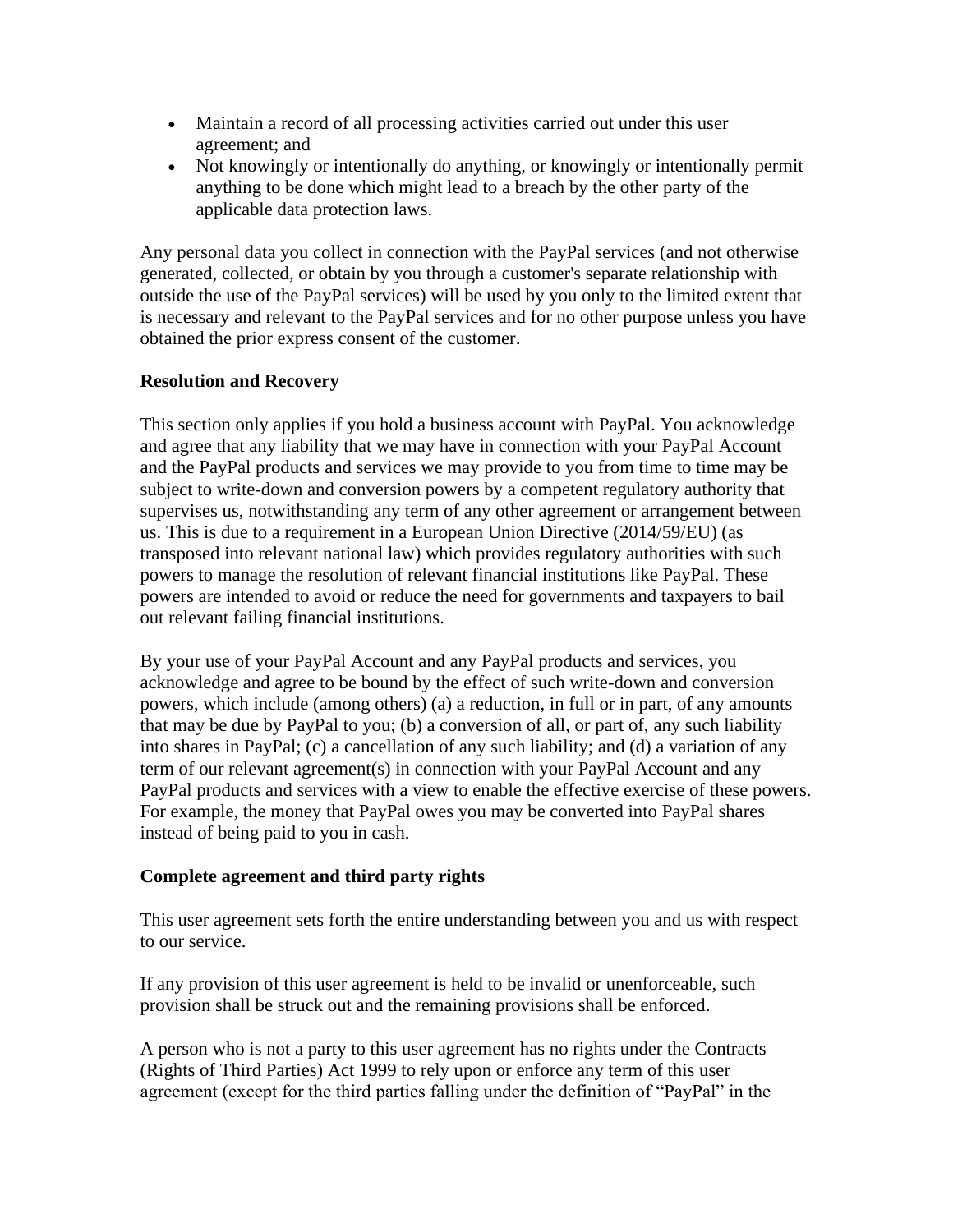- Maintain a record of all processing activities carried out under this user agreement; and
- Not knowingly or intentionally do anything, or knowingly or intentionally permit anything to be done which might lead to a breach by the other party of the applicable data protection laws.

Any personal data you collect in connection with the PayPal services (and not otherwise generated, collected, or obtain by you through a customer's separate relationship with outside the use of the PayPal services) will be used by you only to the limited extent that is necessary and relevant to the PayPal services and for no other purpose unless you have obtained the prior express consent of the customer.

**Resolution and Recovery**

This section only applies if you hold a business account with PayPal. You acknowledge and agree that any liability that we may have in connection with your PayPal Account and the PayPal products and services we may provide to you from time to time may be subject to write-down and conversion powers by a competent regulatory authority that supervises us, notwithstanding any term of any other agreement or arrangement between us. This is due to a requirement in a European Union Directive (2014/59/EU) (as transposed into relevant national law) which provides regulatory authorities with such powers to manage the resolution of relevant financial institutions like PayPal. These powers are intended to avoid or reduce the need for governments and taxpayers to bail out relevant failing financial institutions.

By your use of your PayPal Account and any PayPal products and services, you acknowledge and agree to be bound by the effect of such write-down and conversion powers, which include (among others) (a) a reduction, in full or in part, of any amounts that may be due by PayPal to you; (b) a conversion of all, or part of, any such liability into shares in PayPal; (c) a cancellation of any such liability; and (d) a variation of any term of our relevant agreement(s) in connection with your PayPal Account and any PayPal products and services with a view to enable the effective exercise of these powers. For example, the money that PayPal owes you may be converted into PayPal shares instead of being paid to you in cash.

**Complete agreement and third party rights**

This user agreement sets forth the entire understanding between you and us with respect to our service.

If any provision of this user agreement is held to be invalid or unenforceable, such provision shall be struck out and the remaining provisions shall be enforced.

A person who is not a party to this user agreement has no rights under the Contracts (Rights of Third Parties) Act 1999 to rely upon or enforce any term of this user agreement (except for the third parties falling under the definition of "PayPal" in the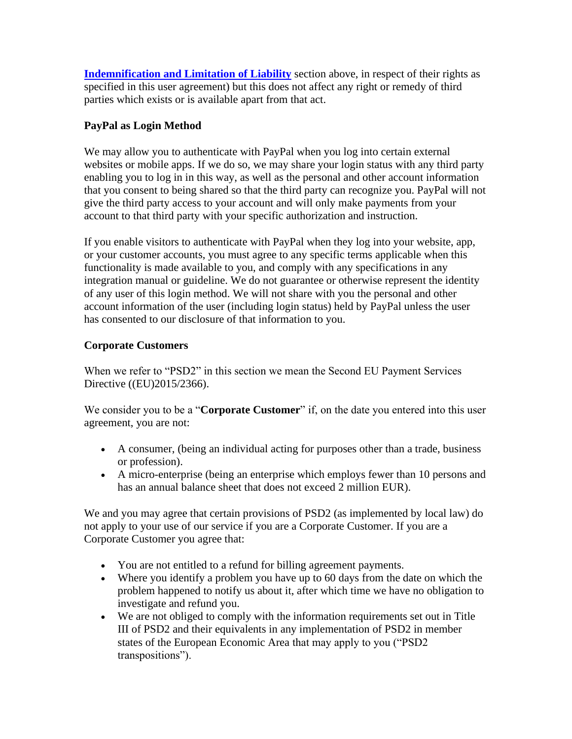**Indemnification and Limitation of Liability** section above, in respect of their rights as specified in this user agreement) but this does not affect any right or remedy of third parties which exists or is available apart from that act.

**PayPal as Login Method**

We may allow you to authenticate with PayPal when you log into certain external websites or mobile apps. If we do so, we may share your login status with any third party enabling you to log in in this way, as well as the personal and other account information that you consent to being shared so that the third party can recognize you. PayPal will not give the third party access to your account and will only make payments from your account to that third party with your specific authorization and instruction.

If you enable visitors to authenticate with PayPal when they log into your website, app, or your customer accounts, you must agree to any specific terms applicable when this functionality is made available to you, and comply with any specifications in any integration manual or guideline. We do not guarantee or otherwise represent the identity of any user of this login method. We will not share with you the personal and other account information of the user (including login status) held by PayPal unless the user has consented to our disclosure of that information to you.

**Corporate Customers**

When we refer to "PSD2" in this section we mean the Second EU Payment Services Directive ((EU)2015/2366).

We consider you to be a "**Corporate Customer**" if, on the date you entered into this user agreement, you are not:

- A consumer, (being an individual acting for purposes other than a trade, business or profession).
- A micro-enterprise (being an enterprise which employs fewer than 10 persons and has an annual balance sheet that does not exceed 2 million EUR).

We and you may agree that certain provisions of PSD2 (as implemented by local law) do not apply to your use of our service if you are a Corporate Customer. If you are a Corporate Customer you agree that:

- You are not entitled to a refund for billing agreement payments.
- Where you identify a problem you have up to 60 days from the date on which the problem happened to notify us about it, after which time we have no obligation to investigate and refund you.
- We are not obliged to comply with the information requirements set out in Title III of PSD2 and their equivalents in any implementation of PSD2 in member states of the European Economic Area that may apply to you ("PSD2 transpositions").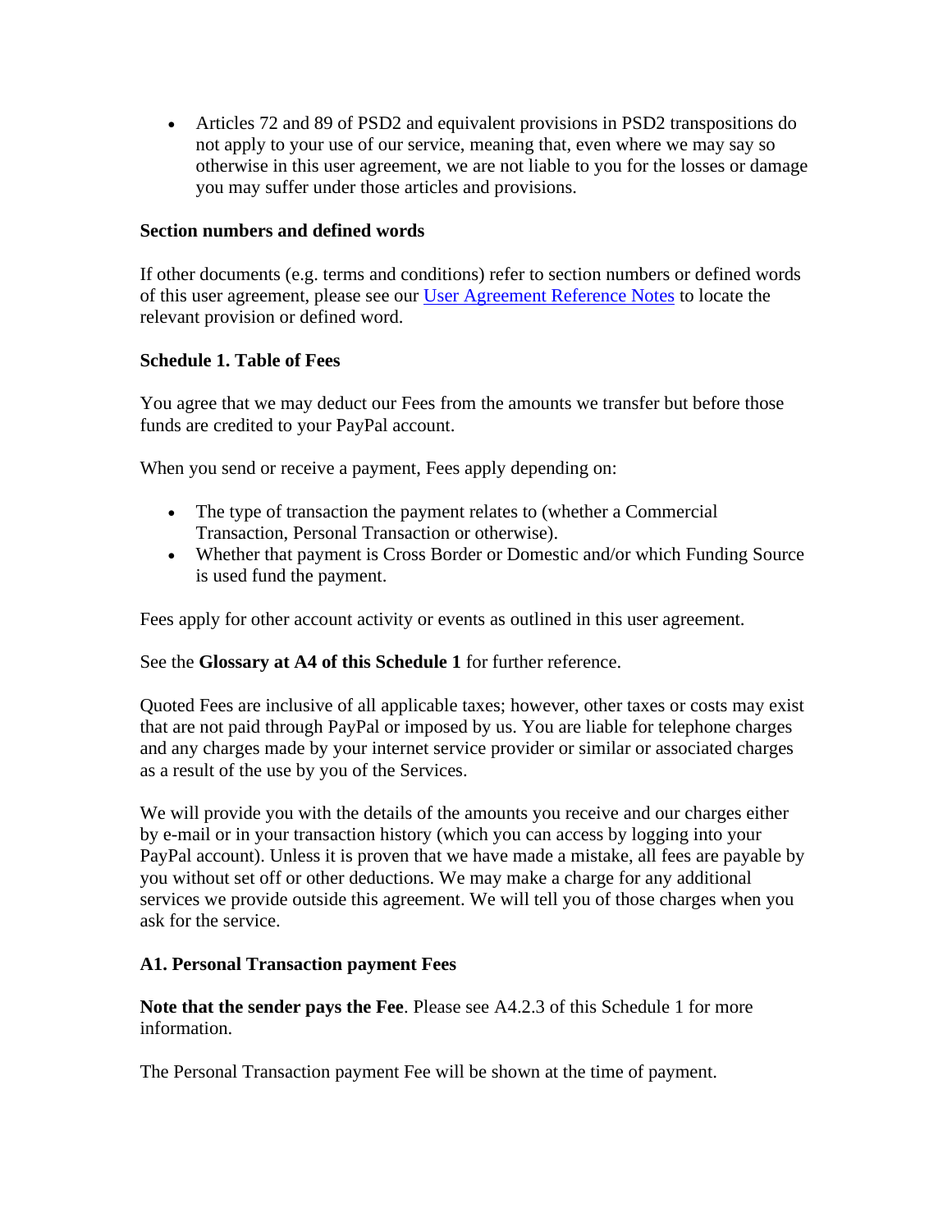- Articles 72 and 89 of PSD2 and equivalent provisions in PSD2 transpositions do not apply to your use of our service, meaning that, even where we may say so otherwise in this user agreement, we are not liable to you for the losses or damage you may suffer under those articles and provisions.

**Section numbers and defined words**

If other documents (e.g. terms and conditions) refer to section numbers or defined words of this user agreement, please see our [User Agreement Reference Notes] to locate the relevant provision or defined word.

**Schedule 1. Table of Fees**

You agree that we may deduct our Fees from the amounts we transfer but before those funds are credited to your PayPal account.

When you send or receive a payment, Fees apply depending on:

- The type of transaction the payment relates to (whether a Commercial Transaction, Personal Transaction or otherwise).
- Whether that payment is Cross Border or Domestic and/or which Funding Source is used fund the payment.

Fees apply for other account activity or events as outlined in this user agreement.

See the **Glossary at A4 of this Schedule 1** for further reference.

Quoted Fees are inclusive of all applicable taxes; however, other taxes or costs may exist that are not paid through PayPal or imposed by us. You are liable for telephone charges and any charges made by your internet service provider or similar or associated charges as a result of the use by you of the Services.

We will provide you with the details of the amounts you receive and our charges either by e-mail or in your transaction history (which you can access by logging into your PayPal account). Unless it is proven that we have made a mistake, all fees are payable by you without set off or other deductions. We may make a charge for any additional services we provide outside this agreement. We will tell you of those charges when you ask for the service.

**A1. Personal Transaction payment Fees**

**Note that the sender pays the Fee**. Please see A4.2.3 of this Schedule 1 for more information.

The Personal Transaction payment Fee will be shown at the time of payment.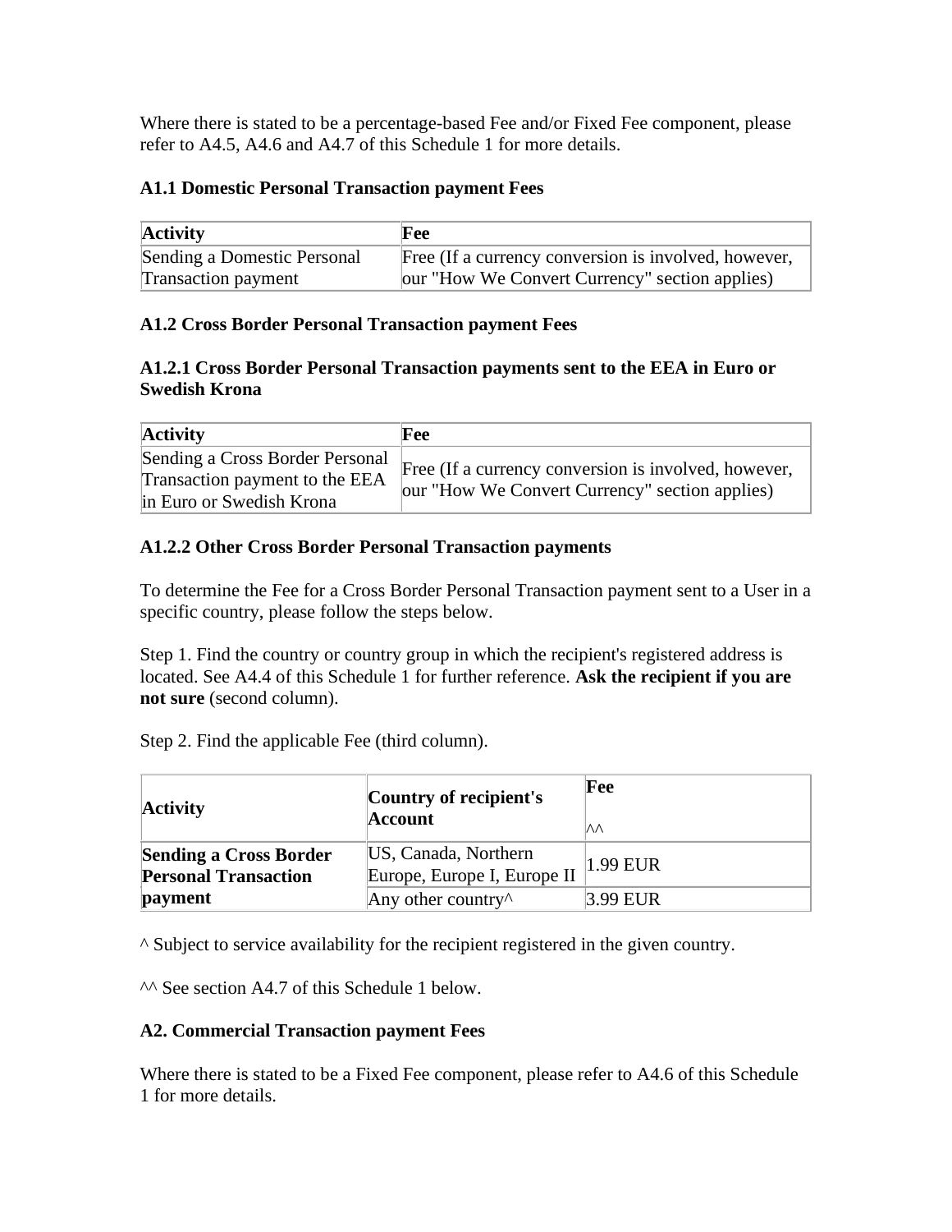Where there is stated to be a percentage-based Fee and/or Fixed Fee component, please refer to A4.5, A4.6 and A4.7 of this Schedule 1 for more details.

### A1.1 Domestic Personal Transaction payment Fees

| Activity | Fee |
| --- | --- |
| Sending a Domestic Personal Transaction payment | Free (If a currency conversion is involved, however, our "How We Convert Currency" section applies) |

### A1.2 Cross Border Personal Transaction payment Fees

#### A1.2.1 Cross Border Personal Transaction payments sent to the EEA in Euro or Swedish Krona

| Activity | Fee |
| --- | --- |
| Sending a Cross Border Personal Transaction payment to the EEA in Euro or Swedish Krona | Free (If a currency conversion is involved, however, our "How We Convert Currency" section applies) |

#### A1.2.2 Other Cross Border Personal Transaction payments

To determine the Fee for a Cross Border Personal Transaction payment sent to a User in a specific country, please follow the steps below.

Step 1. Find the country or country group in which the recipient's registered address is located. See A4.4 of this Schedule 1 for further reference. **Ask the recipient if you are not sure** (second column).

Step 2. Find the applicable Fee (third column).

| Activity | Country of recipient's Account | Fee ^^ |
| --- | --- | --- |
| **Sending a Cross Border Personal Transaction payment** | US, Canada, Northern Europe, Europe I, Europe II | 1.99 EUR |
| | Any other country^ | 3.99 EUR |

^ Subject to service availability for the recipient registered in the given country.

^^ See section A4.7 of this Schedule 1 below.

### A2. Commercial Transaction payment Fees

Where there is stated to be a Fixed Fee component, please refer to A4.6 of this Schedule 1 for more details.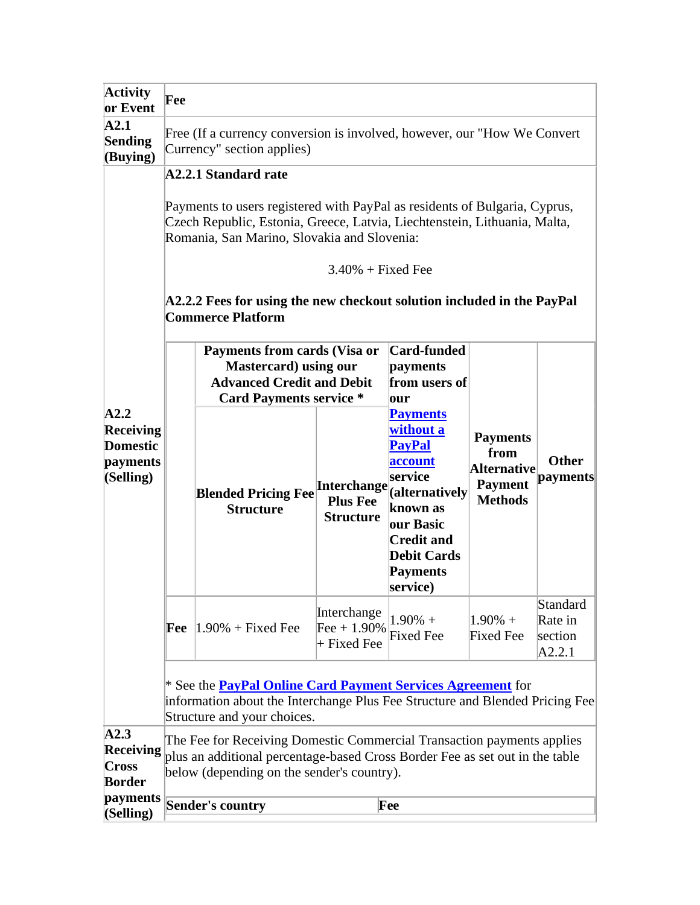| Activity or Event | Fee |
|---|---|
| **A2.1 Sending (Buying)** | Free (If a currency conversion is involved, however, our "How We Convert Currency" section applies) |
| **A2.2 Receiving Domestic payments (Selling)** | **A2.2.1 Standard rate**<br><br>Payments to users registered with PayPal as residents of Bulgaria, Cyprus, Czech Republic, Estonia, Greece, Latvia, Liechtenstein, Lithuania, Malta, Romania, San Marino, Slovakia and Slovenia:<br><br>3.40% + Fixed Fee<br><br>**A2.2.2 Fees for using the new checkout solution included in the PayPal Commerce Platform** |

| | **Payments from cards (Visa or Mastercard) using our Advanced Credit and Debit Card Payments service *** | | **Card-funded payments from users of our Payments without a PayPal account service (alternatively known as our Basic Credit and Debit Cards Payments service)** | **Payments from Alternative Payment Methods** | **Other payments** |
|---|---|---|---|---|---|
| | **Blended Pricing Fee Structure** | **Interchange Plus Fee Structure** | | | |
| **Fee** | 1.90% + Fixed Fee | Interchange Fee + 1.90% + Fixed Fee | 1.90% + Fixed Fee | 1.90% + Fixed Fee | Standard Rate in section A2.2.1 |

* See the **PayPal Online Card Payment Services Agreement** for information about the Interchange Plus Fee Structure and Blended Pricing Fee Structure and your choices.

| Activity or Event | Fee |
|---|---|
| **A2.3 Receiving Cross Border payments (Selling)** | The Fee for Receiving Domestic Commercial Transaction payments applies plus an additional percentage-based Cross Border Fee as set out in the table below (depending on the sender's country). |

| Sender's country | Fee |
|---|---|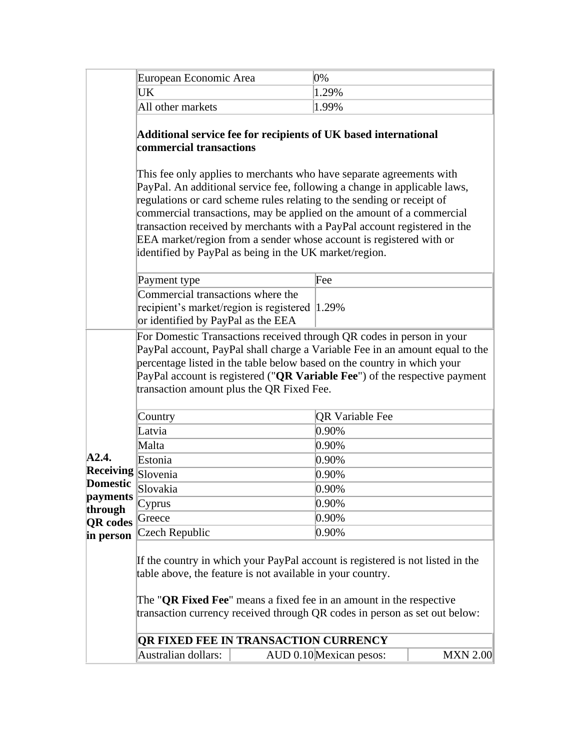| European Economic Area | 0% |
|---|---|
| UK | 1.29% |
| All other markets | 1.99% |

**Additional service fee for recipients of UK based international commercial transactions**

This fee only applies to merchants who have separate agreements with PayPal. An additional service fee, following a change in applicable laws, regulations or card scheme rules relating to the sending or receipt of commercial transactions, may be applied on the amount of a commercial transaction received by merchants with a PayPal account registered in the EEA market/region from a sender whose account is registered with or identified by PayPal as being in the UK market/region.

| Payment type | Fee |
|---|---|
| Commercial transactions where the recipient's market/region is registered or identified by PayPal as the EEA | 1.29% |

**A2.4. Receiving Domestic payments through QR codes in person**

For Domestic Transactions received through QR codes in person in your PayPal account, PayPal shall charge a Variable Fee in an amount equal to the percentage listed in the table below based on the country in which your PayPal account is registered ("**QR Variable Fee**") of the respective payment transaction amount plus the QR Fixed Fee.

| Country | QR Variable Fee |
|---|---|
| Latvia | 0.90% |
| Malta | 0.90% |
| Estonia | 0.90% |
| Slovenia | 0.90% |
| Slovakia | 0.90% |
| Cyprus | 0.90% |
| Greece | 0.90% |
| Czech Republic | 0.90% |

If the country in which your PayPal account is registered is not listed in the table above, the feature is not available in your country.

The "**QR Fixed Fee**" means a fixed fee in an amount in the respective transaction currency received through QR codes in person as set out below:

| **QR FIXED FEE IN TRANSACTION CURRENCY** | | | |
|---|---|---|---|
| Australian dollars: | AUD 0.10 | Mexican pesos: | MXN 2.00 |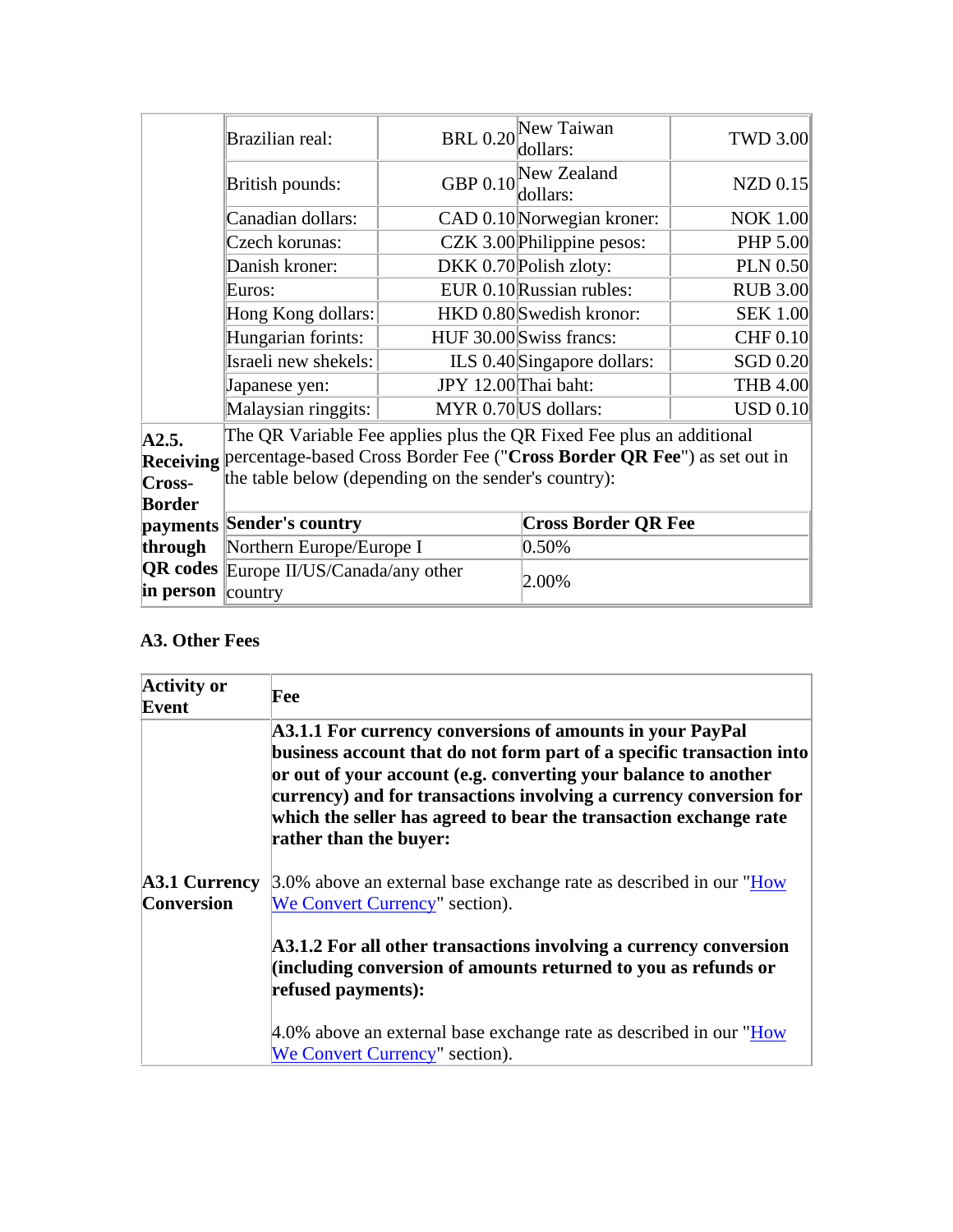| | | | | |
|---|---|---|---|---|
| | Brazilian real: | BRL 0.20 | New Taiwan dollars: | TWD 3.00 |
| | British pounds: | GBP 0.10 | New Zealand dollars: | NZD 0.15 |
| | Canadian dollars: | CAD 0.10 | Norwegian kroner: | NOK 1.00 |
| | Czech korunas: | CZK 3.00 | Philippine pesos: | PHP 5.00 |
| | Danish kroner: | DKK 0.70 | Polish zloty: | PLN 0.50 |
| | Euros: | EUR 0.10 | Russian rubles: | RUB 3.00 |
| | Hong Kong dollars: | HKD 0.80 | Swedish kronor: | SEK 1.00 |
| | Hungarian forints: | HUF 30.00 | Swiss francs: | CHF 0.10 |
| | Israeli new shekels: | ILS 0.40 | Singapore dollars: | SGD 0.20 |
| | Japanese yen: | JPY 12.00 | Thai baht: | THB 4.00 |
| | Malaysian ringgits: | MYR 0.70 | US dollars: | USD 0.10 |
| **A2.5. Receiving Cross-Border payments through QR codes in person** | The QR Variable Fee applies plus the QR Fixed Fee plus an additional percentage-based Cross Border Fee ("**Cross Border QR Fee**") as set out in the table below (depending on the sender's country): | | | |
| | **Sender's country** | | **Cross Border QR Fee** | |
| | Northern Europe/Europe I | | 0.50% | |
| | Europe II/US/Canada/any other country | | 2.00% | |

### A3. Other Fees

| Activity or Event | Fee |
|---|---|
| **A3.1 Currency Conversion** | **A3.1.1 For currency conversions of amounts in your PayPal business account that do not form part of a specific transaction into or out of your account (e.g. converting your balance to another currency) and for transactions involving a currency conversion for which the seller has agreed to bear the transaction exchange rate rather than the buyer:**<br><br>3.0% above an external base exchange rate as described in our "How We Convert Currency" section).<br><br>**A3.1.2 For all other transactions involving a currency conversion (including conversion of amounts returned to you as refunds or refused payments):**<br><br>4.0% above an external base exchange rate as described in our "How We Convert Currency" section). |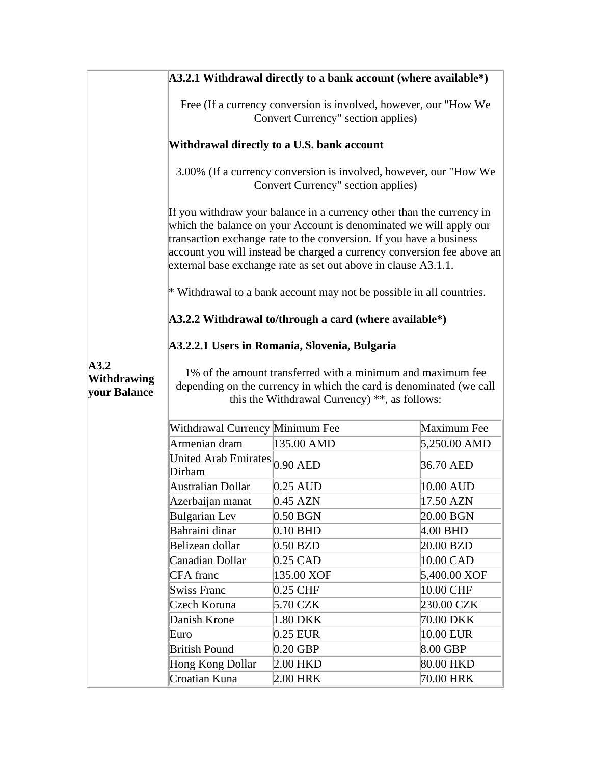**A3.2 Withdrawing your Balance**

**A3.2.1 Withdrawal directly to a bank account (where available*)**

Free (If a currency conversion is involved, however, our "How We Convert Currency" section applies)

**Withdrawal directly to a U.S. bank account**

3.00% (If a currency conversion is involved, however, our "How We Convert Currency" section applies)

If you withdraw your balance in a currency other than the currency in which the balance on your Account is denominated we will apply our transaction exchange rate to the conversion. If you have a business account you will instead be charged a currency conversion fee above an external base exchange rate as set out above in clause A3.1.1.

* Withdrawal to a bank account may not be possible in all countries.

**A3.2.2 Withdrawal to/through a card (where available*)**

**A3.2.2.1 Users in Romania, Slovenia, Bulgaria**

1% of the amount transferred with a minimum and maximum fee depending on the currency in which the card is denominated (we call this the Withdrawal Currency) **, as follows:

| Withdrawal Currency | Minimum Fee | Maximum Fee |
|---|---|---|
| Armenian dram | 135.00 AMD | 5,250.00 AMD |
| United Arab Emirates Dirham | 0.90 AED | 36.70 AED |
| Australian Dollar | 0.25 AUD | 10.00 AUD |
| Azerbaijan manat | 0.45 AZN | 17.50 AZN |
| Bulgarian Lev | 0.50 BGN | 20.00 BGN |
| Bahraini dinar | 0.10 BHD | 4.00 BHD |
| Belizean dollar | 0.50 BZD | 20.00 BZD |
| Canadian Dollar | 0.25 CAD | 10.00 CAD |
| CFA franc | 135.00 XOF | 5,400.00 XOF |
| Swiss Franc | 0.25 CHF | 10.00 CHF |
| Czech Koruna | 5.70 CZK | 230.00 CZK |
| Danish Krone | 1.80 DKK | 70.00 DKK |
| Euro | 0.25 EUR | 10.00 EUR |
| British Pound | 0.20 GBP | 8.00 GBP |
| Hong Kong Dollar | 2.00 HKD | 80.00 HKD |
| Croatian Kuna | 2.00 HRK | 70.00 HRK |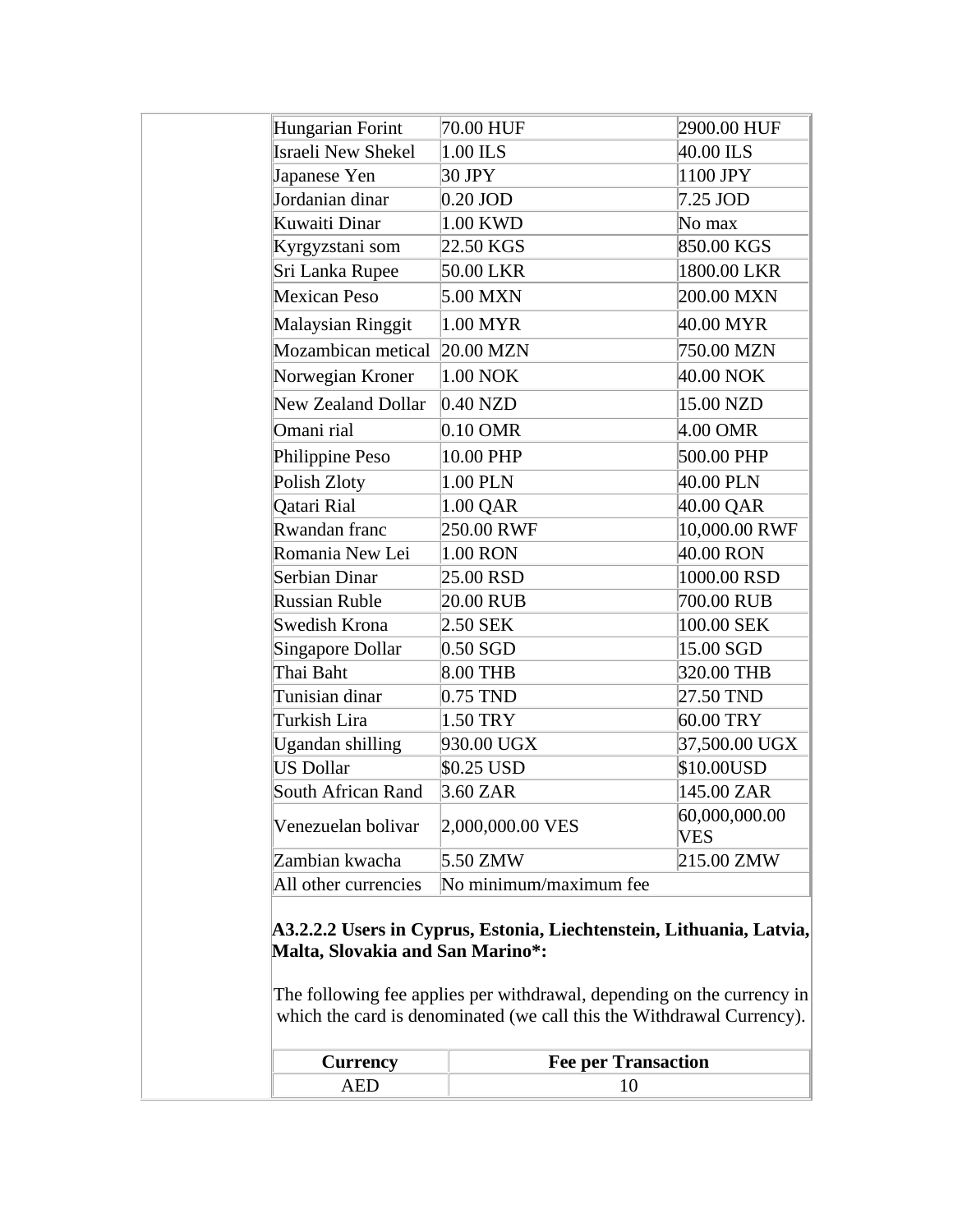| Hungarian Forint | 70.00 HUF | 2900.00 HUF |
|---|---|---|
| Israeli New Shekel | 1.00 ILS | 40.00 ILS |
| Japanese Yen | 30 JPY | 1100 JPY |
| Jordanian dinar | 0.20 JOD | 7.25 JOD |
| Kuwaiti Dinar | 1.00 KWD | No max |
| Kyrgyzstani som | 22.50 KGS | 850.00 KGS |
| Sri Lanka Rupee | 50.00 LKR | 1800.00 LKR |
| Mexican Peso | 5.00 MXN | 200.00 MXN |
| Malaysian Ringgit | 1.00 MYR | 40.00 MYR |
| Mozambican metical | 20.00 MZN | 750.00 MZN |
| Norwegian Kroner | 1.00 NOK | 40.00 NOK |
| New Zealand Dollar | 0.40 NZD | 15.00 NZD |
| Omani rial | 0.10 OMR | 4.00 OMR |
| Philippine Peso | 10.00 PHP | 500.00 PHP |
| Polish Zloty | 1.00 PLN | 40.00 PLN |
| Qatari Rial | 1.00 QAR | 40.00 QAR |
| Rwandan franc | 250.00 RWF | 10,000.00 RWF |
| Romania New Lei | 1.00 RON | 40.00 RON |
| Serbian Dinar | 25.00 RSD | 1000.00 RSD |
| Russian Ruble | 20.00 RUB | 700.00 RUB |
| Swedish Krona | 2.50 SEK | 100.00 SEK |
| Singapore Dollar | 0.50 SGD | 15.00 SGD |
| Thai Baht | 8.00 THB | 320.00 THB |
| Tunisian dinar | 0.75 TND | 27.50 TND |
| Turkish Lira | 1.50 TRY | 60.00 TRY |
| Ugandan shilling | 930.00 UGX | 37,500.00 UGX |
| US Dollar | $0.25 USD | $10.00USD |
| South African Rand | 3.60 ZAR | 145.00 ZAR |
| Venezuelan bolivar | 2,000,000.00 VES | 60,000,000.00 VES |
| Zambian kwacha | 5.50 ZMW | 215.00 ZMW |
| All other currencies | No minimum/maximum fee | |

**A3.2.2.2 Users in Cyprus, Estonia, Liechtenstein, Lithuania, Latvia, Malta, Slovakia and San Marino*:**

The following fee applies per withdrawal, depending on the currency in which the card is denominated (we call this the Withdrawal Currency).

| Currency | Fee per Transaction |
|---|---|
| AED | 10 |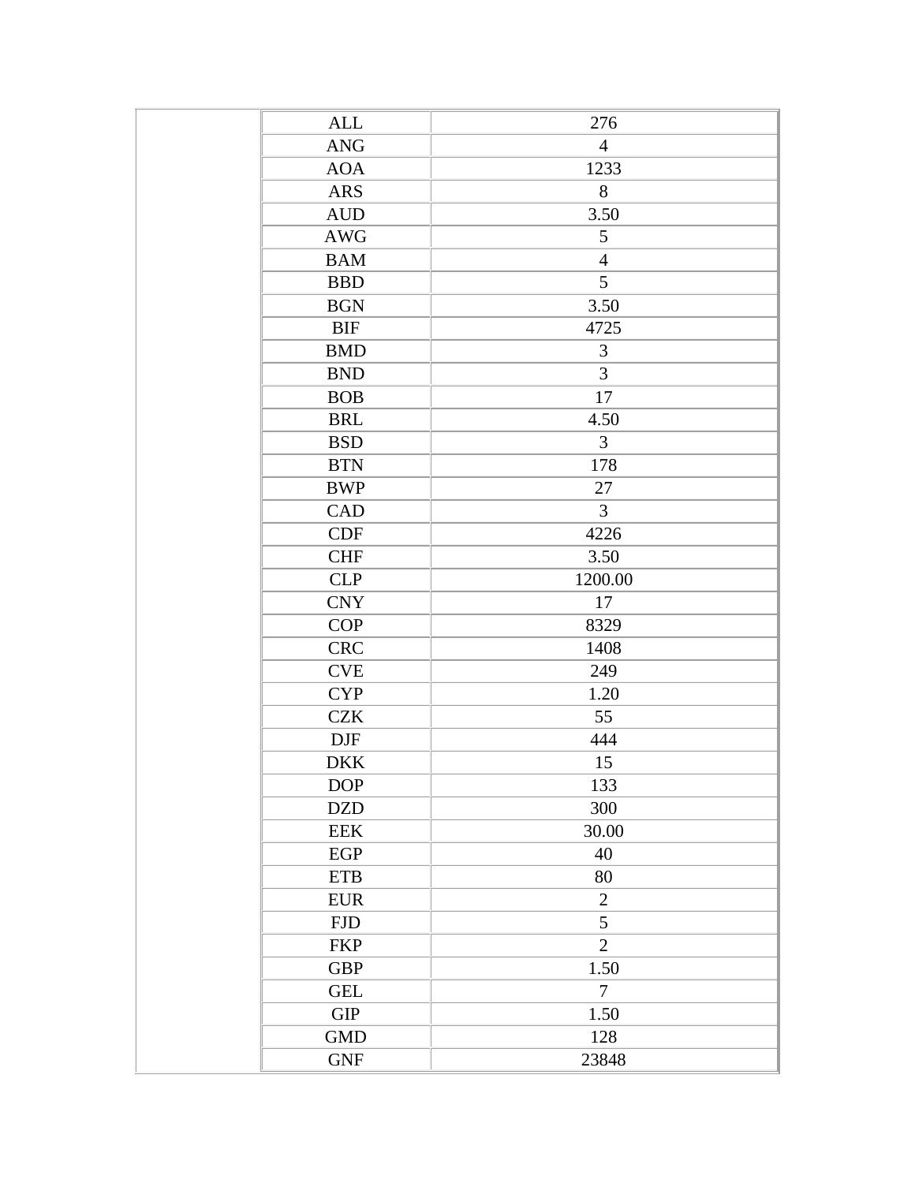| | | |
|---|---|---|
| | ALL | 276 |
| | ANG | 4 |
| | AOA | 1233 |
| | ARS | 8 |
| | AUD | 3.50 |
| | AWG | 5 |
| | BAM | 4 |
| | BBD | 5 |
| | BGN | 3.50 |
| | BIF | 4725 |
| | BMD | 3 |
| | BND | 3 |
| | BOB | 17 |
| | BRL | 4.50 |
| | BSD | 3 |
| | BTN | 178 |
| | BWP | 27 |
| | CAD | 3 |
| | CDF | 4226 |
| | CHF | 3.50 |
| | CLP | 1200.00 |
| | CNY | 17 |
| | COP | 8329 |
| | CRC | 1408 |
| | CVE | 249 |
| | CYP | 1.20 |
| | CZK | 55 |
| | DJF | 444 |
| | DKK | 15 |
| | DOP | 133 |
| | DZD | 300 |
| | EEK | 30.00 |
| | EGP | 40 |
| | ETB | 80 |
| | EUR | 2 |
| | FJD | 5 |
| | FKP | 2 |
| | GBP | 1.50 |
| | GEL | 7 |
| | GIP | 1.50 |
| | GMD | 128 |
| | GNF | 23848 |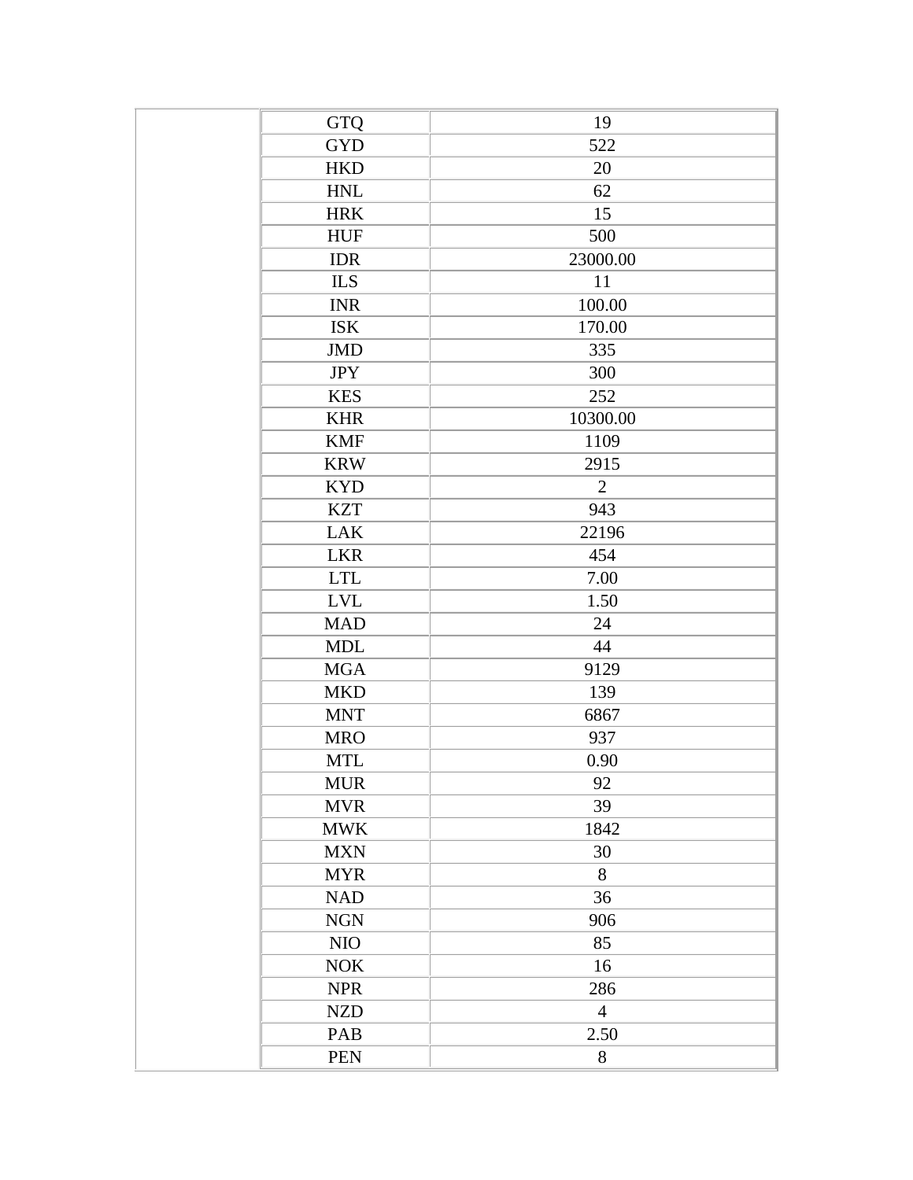| | | |
|---|---|---|
| | GTQ | 19 |
| | GYD | 522 |
| | HKD | 20 |
| | HNL | 62 |
| | HRK | 15 |
| | HUF | 500 |
| | IDR | 23000.00 |
| | ILS | 11 |
| | INR | 100.00 |
| | ISK | 170.00 |
| | JMD | 335 |
| | JPY | 300 |
| | KES | 252 |
| | KHR | 10300.00 |
| | KMF | 1109 |
| | KRW | 2915 |
| | KYD | 2 |
| | KZT | 943 |
| | LAK | 22196 |
| | LKR | 454 |
| | LTL | 7.00 |
| | LVL | 1.50 |
| | MAD | 24 |
| | MDL | 44 |
| | MGA | 9129 |
| | MKD | 139 |
| | MNT | 6867 |
| | MRO | 937 |
| | MTL | 0.90 |
| | MUR | 92 |
| | MVR | 39 |
| | MWK | 1842 |
| | MXN | 30 |
| | MYR | 8 |
| | NAD | 36 |
| | NGN | 906 |
| | NIO | 85 |
| | NOK | 16 |
| | NPR | 286 |
| | NZD | 4 |
| | PAB | 2.50 |
| | PEN | 8 |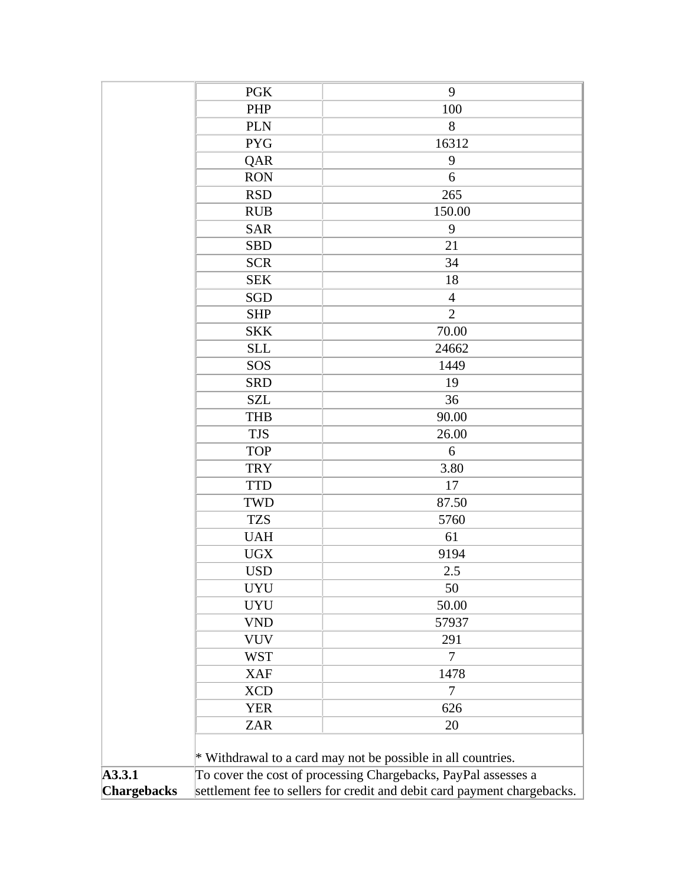| | | |
|---|---|---|
| | PGK | 9 |
| | PHP | 100 |
| | PLN | 8 |
| | PYG | 16312 |
| | QAR | 9 |
| | RON | 6 |
| | RSD | 265 |
| | RUB | 150.00 |
| | SAR | 9 |
| | SBD | 21 |
| | SCR | 34 |
| | SEK | 18 |
| | SGD | 4 |
| | SHP | 2 |
| | SKK | 70.00 |
| | SLL | 24662 |
| | SOS | 1449 |
| | SRD | 19 |
| | SZL | 36 |
| | THB | 90.00 |
| | TJS | 26.00 |
| | TOP | 6 |
| | TRY | 3.80 |
| | TTD | 17 |
| | TWD | 87.50 |
| | TZS | 5760 |
| | UAH | 61 |
| | UGX | 9194 |
| | USD | 2.5 |
| | UYU | 50 |
| | UYU | 50.00 |
| | VND | 57937 |
| | VUV | 291 |
| | WST | 7 |
| | XAF | 1478 |
| | XCD | 7 |
| | YER | 626 |
| | ZAR | 20 |
| | * Withdrawal to a card may not be possible in all countries. | |
| **A3.3.1 Chargebacks** | To cover the cost of processing Chargebacks, PayPal assesses a settlement fee to sellers for credit and debit card payment chargebacks. | |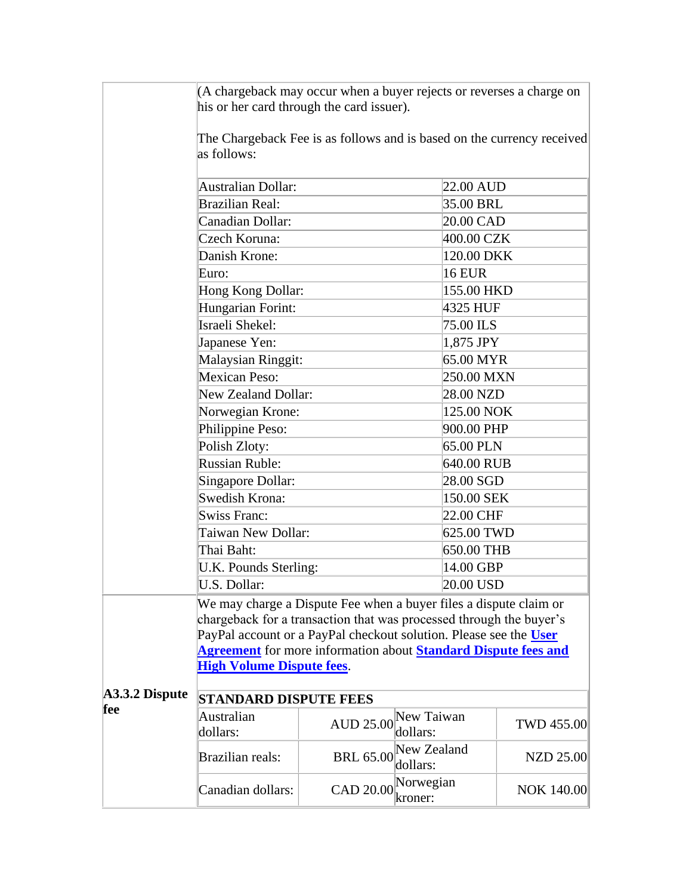(A chargeback may occur when a buyer rejects or reverses a charge on his or her card through the card issuer).

The Chargeback Fee is as follows and is based on the currency received as follows:

| Currency | Fee |
|---|---|
| Australian Dollar: | 22.00 AUD |
| Brazilian Real: | 35.00 BRL |
| Canadian Dollar: | 20.00 CAD |
| Czech Koruna: | 400.00 CZK |
| Danish Krone: | 120.00 DKK |
| Euro: | 16 EUR |
| Hong Kong Dollar: | 155.00 HKD |
| Hungarian Forint: | 4325 HUF |
| Israeli Shekel: | 75.00 ILS |
| Japanese Yen: | 1,875 JPY |
| Malaysian Ringgit: | 65.00 MYR |
| Mexican Peso: | 250.00 MXN |
| New Zealand Dollar: | 28.00 NZD |
| Norwegian Krone: | 125.00 NOK |
| Philippine Peso: | 900.00 PHP |
| Polish Zloty: | 65.00 PLN |
| Russian Ruble: | 640.00 RUB |
| Singapore Dollar: | 28.00 SGD |
| Swedish Krona: | 150.00 SEK |
| Swiss Franc: | 22.00 CHF |
| Taiwan New Dollar: | 625.00 TWD |
| Thai Baht: | 650.00 THB |
| U.K. Pounds Sterling: | 14.00 GBP |
| U.S. Dollar: | 20.00 USD |

**A3.3.2 Dispute fee**

We may charge a Dispute Fee when a buyer files a dispute claim or chargeback for a transaction that was processed through the buyer's PayPal account or a PayPal checkout solution. Please see the **User Agreement** for more information about **Standard Dispute fees and High Volume Dispute fees**.

| **STANDARD DISPUTE FEES** | | | |
|---|---|---|---|
| Australian dollars: | AUD 25.00 | New Taiwan dollars: | TWD 455.00 |
| Brazilian reals: | BRL 65.00 | New Zealand dollars: | NZD 25.00 |
| Canadian dollars: | CAD 20.00 | Norwegian kroner: | NOK 140.00 |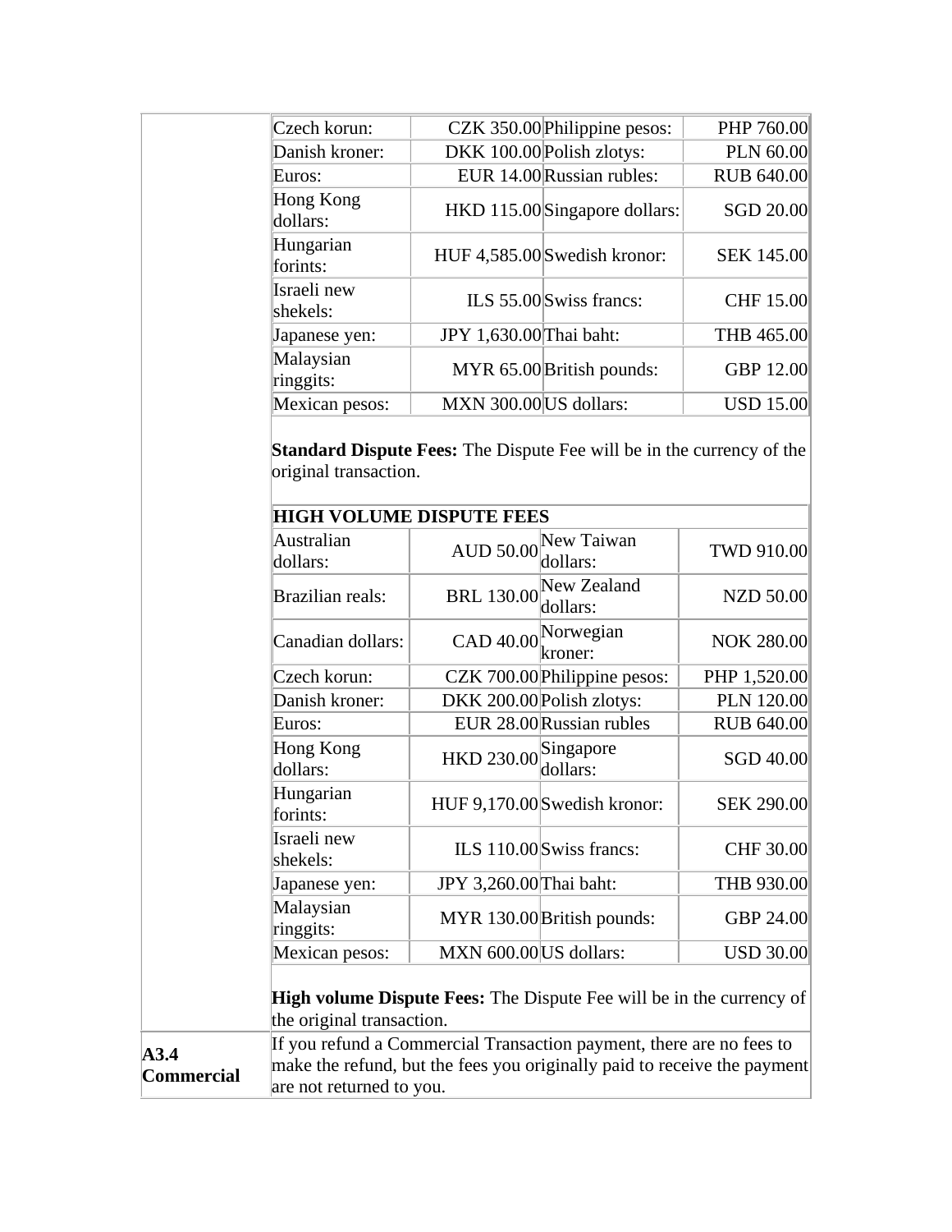| Czech korun: | CZK 350.00 | Philippine pesos: | PHP 760.00 |
|---|---|---|---|
| Danish kroner: | DKK 100.00 | Polish zlotys: | PLN 60.00 |
| Euros: | EUR 14.00 | Russian rubles: | RUB 640.00 |
| Hong Kong dollars: | HKD 115.00 | Singapore dollars: | SGD 20.00 |
| Hungarian forints: | HUF 4,585.00 | Swedish kronor: | SEK 145.00 |
| Israeli new shekels: | ILS 55.00 | Swiss francs: | CHF 15.00 |
| Japanese yen: | JPY 1,630.00 | Thai baht: | THB 465.00 |
| Malaysian ringgits: | MYR 65.00 | British pounds: | GBP 12.00 |
| Mexican pesos: | MXN 300.00 | US dollars: | USD 15.00 |

**Standard Dispute Fees:** The Dispute Fee will be in the currency of the original transaction.

| HIGH VOLUME DISPUTE FEES | | | |
|---|---|---|---|
| Australian dollars: | AUD 50.00 | New Taiwan dollars: | TWD 910.00 |
| Brazilian reals: | BRL 130.00 | New Zealand dollars: | NZD 50.00 |
| Canadian dollars: | CAD 40.00 | Norwegian kroner: | NOK 280.00 |
| Czech korun: | CZK 700.00 | Philippine pesos: | PHP 1,520.00 |
| Danish kroner: | DKK 200.00 | Polish zlotys: | PLN 120.00 |
| Euros: | EUR 28.00 | Russian rubles | RUB 640.00 |
| Hong Kong dollars: | HKD 230.00 | Singapore dollars: | SGD 40.00 |
| Hungarian forints: | HUF 9,170.00 | Swedish kronor: | SEK 290.00 |
| Israeli new shekels: | ILS 110.00 | Swiss francs: | CHF 30.00 |
| Japanese yen: | JPY 3,260.00 | Thai baht: | THB 930.00 |
| Malaysian ringgits: | MYR 130.00 | British pounds: | GBP 24.00 |
| Mexican pesos: | MXN 600.00 | US dollars: | USD 30.00 |

**High volume Dispute Fees:** The Dispute Fee will be in the currency of the original transaction.

| | |
|---|---|
| **A3.4 Commercial** | If you refund a Commercial Transaction payment, there are no fees to make the refund, but the fees you originally paid to receive the payment are not returned to you. |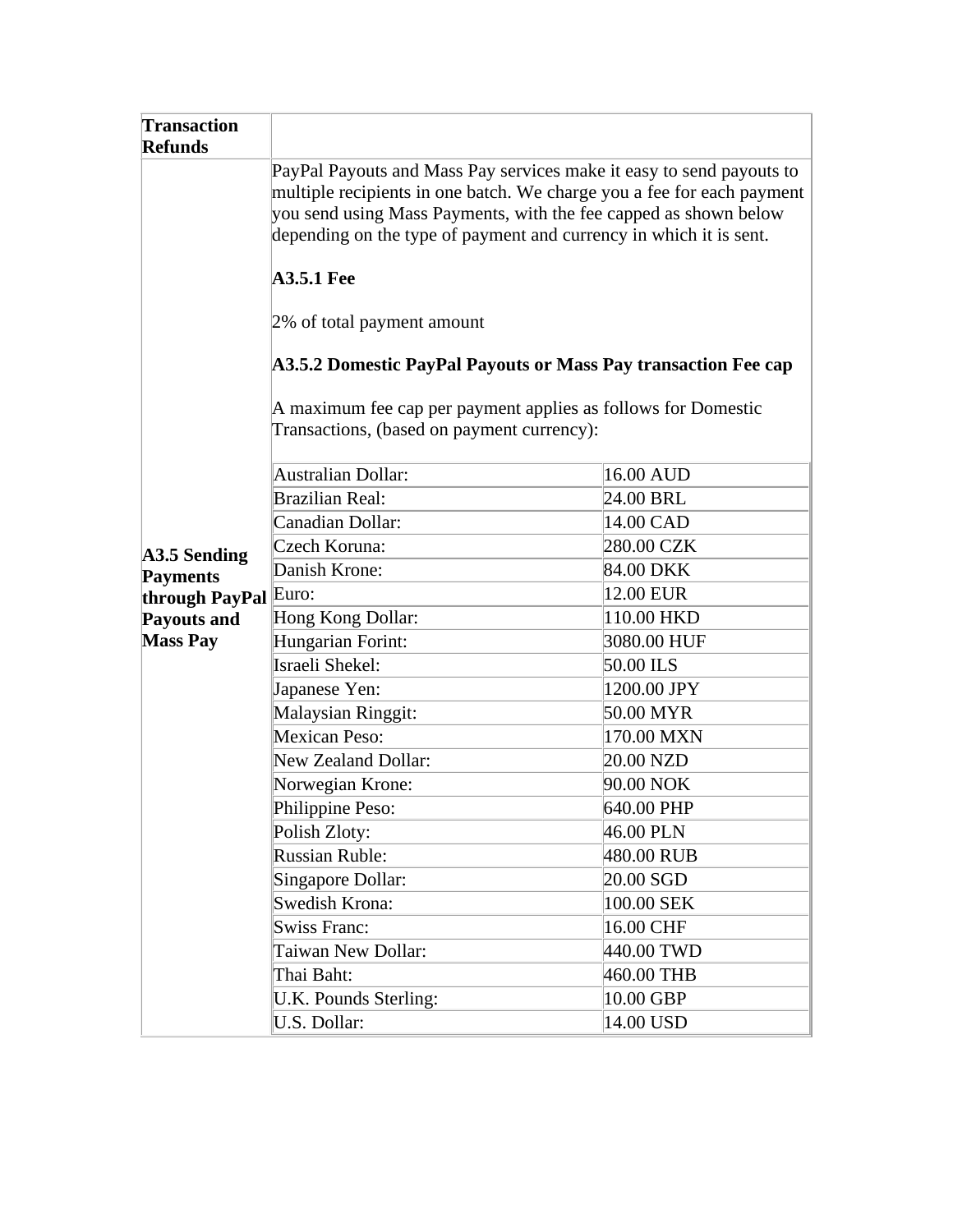| Transaction Refunds | |
|---|---|
| **A3.5 Sending Payments through PayPal Payouts and Mass Pay** | PayPal Payouts and Mass Pay services make it easy to send payouts to multiple recipients in one batch. We charge you a fee for each payment you send using Mass Payments, with the fee capped as shown below depending on the type of payment and currency in which it is sent.<br><br>**A3.5.1 Fee**<br><br>2% of total payment amount<br><br>**A3.5.2 Domestic PayPal Payouts or Mass Pay transaction Fee cap**<br><br>A maximum fee cap per payment applies as follows for Domestic Transactions, (based on payment currency): |

| Currency | Cap |
|---|---|
| Australian Dollar: | 16.00 AUD |
| Brazilian Real: | 24.00 BRL |
| Canadian Dollar: | 14.00 CAD |
| Czech Koruna: | 280.00 CZK |
| Danish Krone: | 84.00 DKK |
| Euro: | 12.00 EUR |
| Hong Kong Dollar: | 110.00 HKD |
| Hungarian Forint: | 3080.00 HUF |
| Israeli Shekel: | 50.00 ILS |
| Japanese Yen: | 1200.00 JPY |
| Malaysian Ringgit: | 50.00 MYR |
| Mexican Peso: | 170.00 MXN |
| New Zealand Dollar: | 20.00 NZD |
| Norwegian Krone: | 90.00 NOK |
| Philippine Peso: | 640.00 PHP |
| Polish Zloty: | 46.00 PLN |
| Russian Ruble: | 480.00 RUB |
| Singapore Dollar: | 20.00 SGD |
| Swedish Krona: | 100.00 SEK |
| Swiss Franc: | 16.00 CHF |
| Taiwan New Dollar: | 440.00 TWD |
| Thai Baht: | 460.00 THB |
| U.K. Pounds Sterling: | 10.00 GBP |
| U.S. Dollar: | 14.00 USD |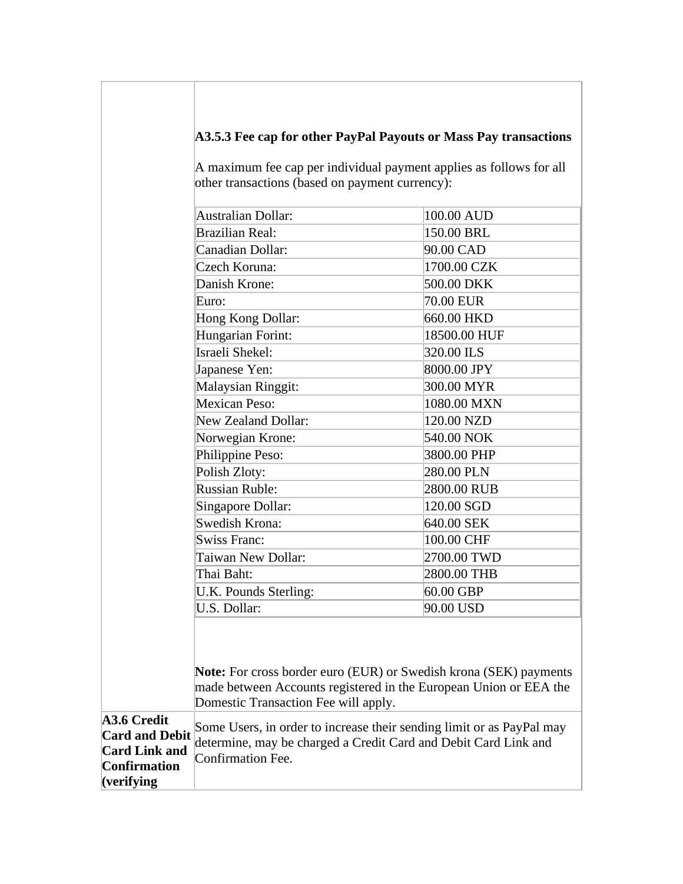| | |
|---|---|
| | **A3.5.3 Fee cap for other PayPal Payouts or Mass Pay transactions**<br><br>A maximum fee cap per individual payment applies as follows for all other transactions (based on payment currency):<br><br>Australian Dollar: 100.00 AUD<br>Brazilian Real: 150.00 BRL<br>Canadian Dollar: 90.00 CAD<br>Czech Koruna: 1700.00 CZK<br>Danish Krone: 500.00 DKK<br>Euro: 70.00 EUR<br>Hong Kong Dollar: 660.00 HKD<br>Hungarian Forint: 18500.00 HUF<br>Israeli Shekel: 320.00 ILS<br>Japanese Yen: 8000.00 JPY<br>Malaysian Ringgit: 300.00 MYR<br>Mexican Peso: 1080.00 MXN<br>New Zealand Dollar: 120.00 NZD<br>Norwegian Krone: 540.00 NOK<br>Philippine Peso: 3800.00 PHP<br>Polish Zloty: 280.00 PLN<br>Russian Ruble: 2800.00 RUB<br>Singapore Dollar: 120.00 SGD<br>Swedish Krona: 640.00 SEK<br>Swiss Franc: 100.00 CHF<br>Taiwan New Dollar: 2700.00 TWD<br>Thai Baht: 2800.00 THB<br>U.K. Pounds Sterling: 60.00 GBP<br>U.S. Dollar: 90.00 USD<br><br>**Note:** For cross border euro (EUR) or Swedish krona (SEK) payments made between Accounts registered in the European Union or EEA the Domestic Transaction Fee will apply. |
| **A3.6 Credit Card and Debit Card Link and Confirmation (verifying** | Some Users, in order to increase their sending limit or as PayPal may determine, may be charged a Credit Card and Debit Card Link and Confirmation Fee. |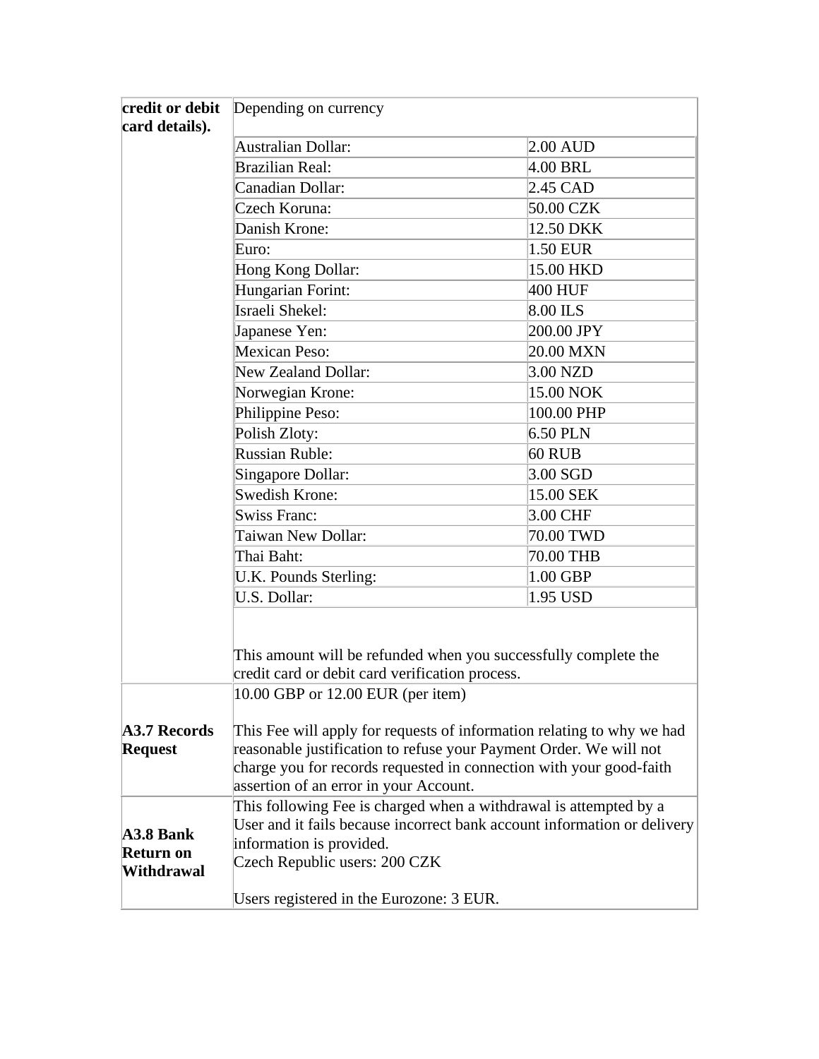| credit or debit card details). | Depending on currency | |
|---|---|---|
| | Australian Dollar: | 2.00 AUD |
| | Brazilian Real: | 4.00 BRL |
| | Canadian Dollar: | 2.45 CAD |
| | Czech Koruna: | 50.00 CZK |
| | Danish Krone: | 12.50 DKK |
| | Euro: | 1.50 EUR |
| | Hong Kong Dollar: | 15.00 HKD |
| | Hungarian Forint: | 400 HUF |
| | Israeli Shekel: | 8.00 ILS |
| | Japanese Yen: | 200.00 JPY |
| | Mexican Peso: | 20.00 MXN |
| | New Zealand Dollar: | 3.00 NZD |
| | Norwegian Krone: | 15.00 NOK |
| | Philippine Peso: | 100.00 PHP |
| | Polish Zloty: | 6.50 PLN |
| | Russian Ruble: | 60 RUB |
| | Singapore Dollar: | 3.00 SGD |
| | Swedish Krone: | 15.00 SEK |
| | Swiss Franc: | 3.00 CHF |
| | Taiwan New Dollar: | 70.00 TWD |
| | Thai Baht: | 70.00 THB |
| | U.K. Pounds Sterling: | 1.00 GBP |
| | U.S. Dollar: | 1.95 USD |
| | This amount will be refunded when you successfully complete the credit card or debit card verification process. | |
| **A3.7 Records Request** | 10.00 GBP or 12.00 EUR (per item)<br><br>This Fee will apply for requests of information relating to why we had reasonable justification to refuse your Payment Order. We will not charge you for records requested in connection with your good-faith assertion of an error in your Account. | |
| **A3.8 Bank Return on Withdrawal** | This following Fee is charged when a withdrawal is attempted by a User and it fails because incorrect bank account information or delivery information is provided.<br>Czech Republic users: 200 CZK<br><br>Users registered in the Eurozone: 3 EUR. | |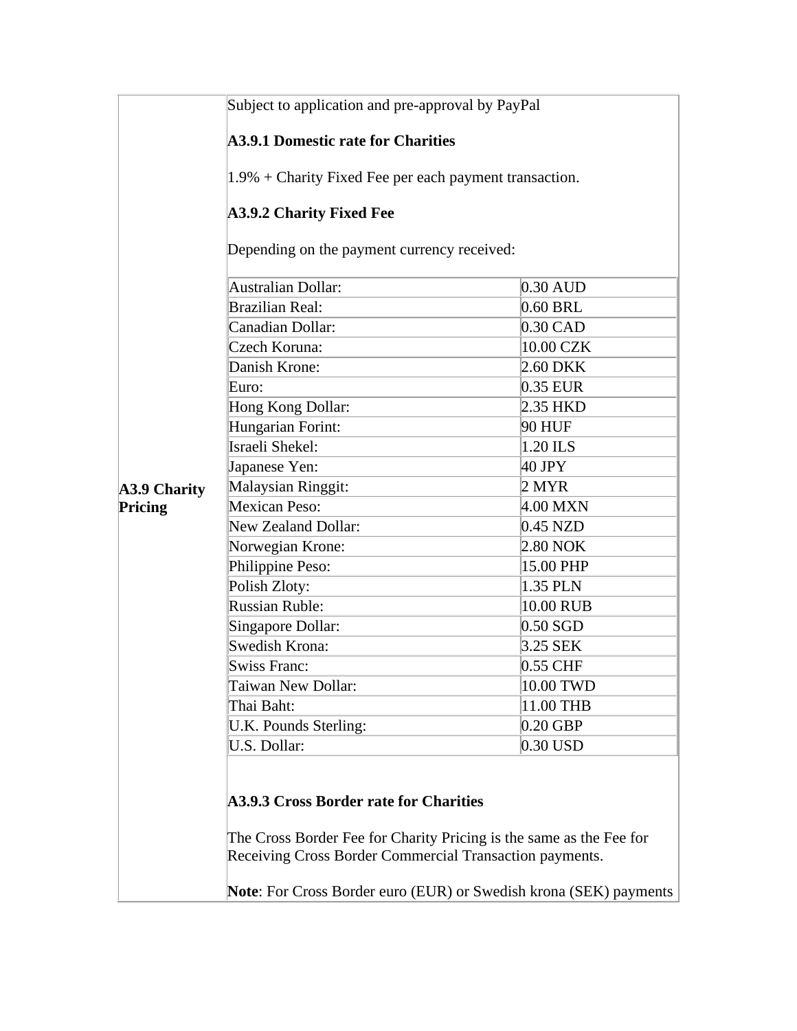**A3.9 Charity Pricing**

Subject to application and pre-approval by PayPal

**A3.9.1 Domestic rate for Charities**

1.9% + Charity Fixed Fee per each payment transaction.

**A3.9.2 Charity Fixed Fee**

Depending on the payment currency received:

| Currency | Fee |
| --- | --- |
| Australian Dollar: | 0.30 AUD |
| Brazilian Real: | 0.60 BRL |
| Canadian Dollar: | 0.30 CAD |
| Czech Koruna: | 10.00 CZK |
| Danish Krone: | 2.60 DKK |
| Euro: | 0.35 EUR |
| Hong Kong Dollar: | 2.35 HKD |
| Hungarian Forint: | 90 HUF |
| Israeli Shekel: | 1.20 ILS |
| Japanese Yen: | 40 JPY |
| Malaysian Ringgit: | 2 MYR |
| Mexican Peso: | 4.00 MXN |
| New Zealand Dollar: | 0.45 NZD |
| Norwegian Krone: | 2.80 NOK |
| Philippine Peso: | 15.00 PHP |
| Polish Zloty: | 1.35 PLN |
| Russian Ruble: | 10.00 RUB |
| Singapore Dollar: | 0.50 SGD |
| Swedish Krona: | 3.25 SEK |
| Swiss Franc: | 0.55 CHF |
| Taiwan New Dollar: | 10.00 TWD |
| Thai Baht: | 11.00 THB |
| U.K. Pounds Sterling: | 0.20 GBP |
| U.S. Dollar: | 0.30 USD |

**A3.9.3 Cross Border rate for Charities**

The Cross Border Fee for Charity Pricing is the same as the Fee for Receiving Cross Border Commercial Transaction payments.

**Note**: For Cross Border euro (EUR) or Swedish krona (SEK) payments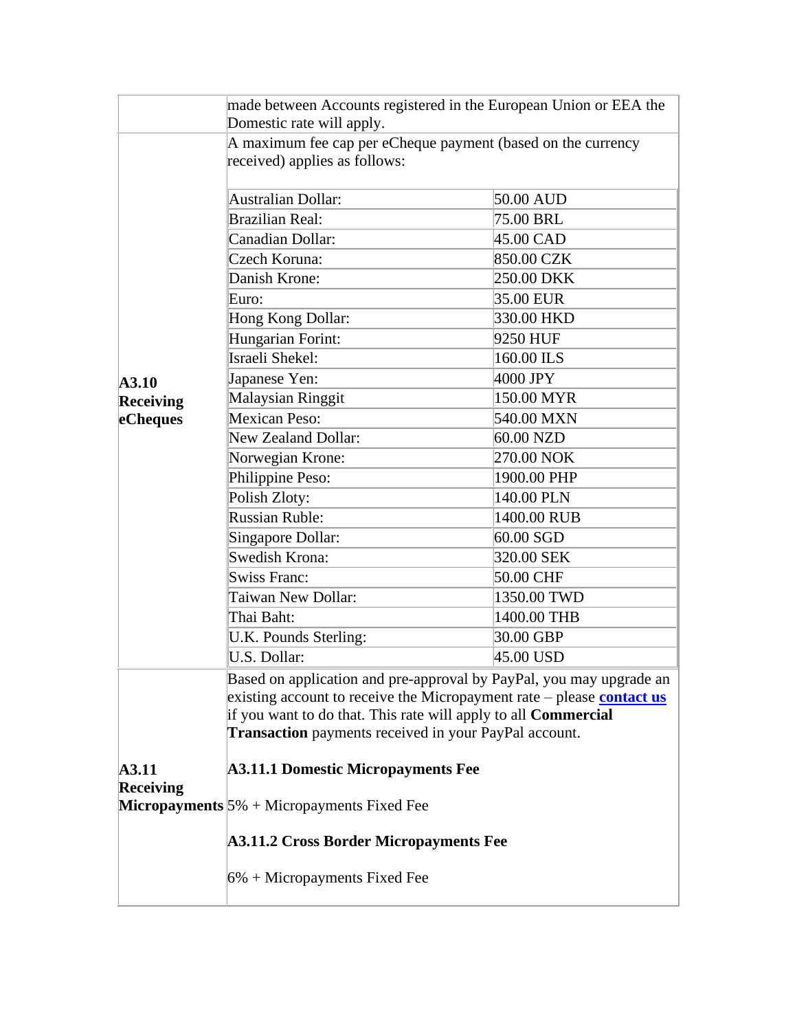| | |
|---|---|
| | made between Accounts registered in the European Union or EEA the Domestic rate will apply. |
| **A3.10 Receiving eCheques** | A maximum fee cap per eCheque payment (based on the currency received) applies as follows:<br><br>Australian Dollar: 50.00 AUD<br>Brazilian Real: 75.00 BRL<br>Canadian Dollar: 45.00 CAD<br>Czech Koruna: 850.00 CZK<br>Danish Krone: 250.00 DKK<br>Euro: 35.00 EUR<br>Hong Kong Dollar: 330.00 HKD<br>Hungarian Forint: 9250 HUF<br>Israeli Shekel: 160.00 ILS<br>Japanese Yen: 4000 JPY<br>Malaysian Ringgit 150.00 MYR<br>Mexican Peso: 540.00 MXN<br>New Zealand Dollar: 60.00 NZD<br>Norwegian Krone: 270.00 NOK<br>Philippine Peso: 1900.00 PHP<br>Polish Zloty: 140.00 PLN<br>Russian Ruble: 1400.00 RUB<br>Singapore Dollar: 60.00 SGD<br>Swedish Krona: 320.00 SEK<br>Swiss Franc: 50.00 CHF<br>Taiwan New Dollar: 1350.00 TWD<br>Thai Baht: 1400.00 THB<br>U.K. Pounds Sterling: 30.00 GBP<br>U.S. Dollar: 45.00 USD |
| **A3.11 Receiving Micropayments** | Based on application and pre-approval by PayPal, you may upgrade an existing account to receive the Micropayment rate – please **contact us** if you want to do that. This rate will apply to all **Commercial Transaction** payments received in your PayPal account.<br><br>**A3.11.1 Domestic Micropayments Fee**<br><br>5% + Micropayments Fixed Fee<br><br>**A3.11.2 Cross Border Micropayments Fee**<br><br>6% + Micropayments Fixed Fee |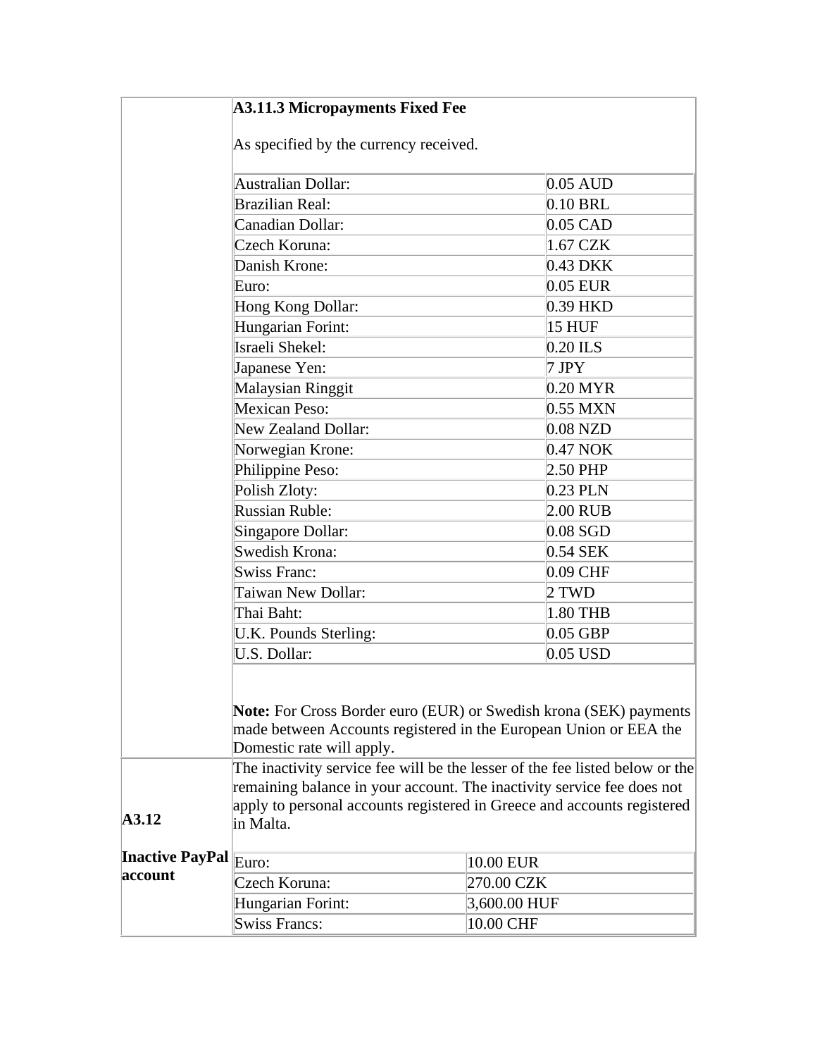**A3.11.3 Micropayments Fixed Fee**

As specified by the currency received.

| Currency | Fee |
|---|---|
| Australian Dollar: | 0.05 AUD |
| Brazilian Real: | 0.10 BRL |
| Canadian Dollar: | 0.05 CAD |
| Czech Koruna: | 1.67 CZK |
| Danish Krone: | 0.43 DKK |
| Euro: | 0.05 EUR |
| Hong Kong Dollar: | 0.39 HKD |
| Hungarian Forint: | 15 HUF |
| Israeli Shekel: | 0.20 ILS |
| Japanese Yen: | 7 JPY |
| Malaysian Ringgit | 0.20 MYR |
| Mexican Peso: | 0.55 MXN |
| New Zealand Dollar: | 0.08 NZD |
| Norwegian Krone: | 0.47 NOK |
| Philippine Peso: | 2.50 PHP |
| Polish Zloty: | 0.23 PLN |
| Russian Ruble: | 2.00 RUB |
| Singapore Dollar: | 0.08 SGD |
| Swedish Krona: | 0.54 SEK |
| Swiss Franc: | 0.09 CHF |
| Taiwan New Dollar: | 2 TWD |
| Thai Baht: | 1.80 THB |
| U.K. Pounds Sterling: | 0.05 GBP |
| U.S. Dollar: | 0.05 USD |

**Note:** For Cross Border euro (EUR) or Swedish krona (SEK) payments made between Accounts registered in the European Union or EEA the Domestic rate will apply.

**A3.12**

**Inactive PayPal account**

The inactivity service fee will be the lesser of the fee listed below or the remaining balance in your account. The inactivity service fee does not apply to personal accounts registered in Greece and accounts registered in Malta.

| Currency | Fee |
|---|---|
| Euro: | 10.00 EUR |
| Czech Koruna: | 270.00 CZK |
| Hungarian Forint: | 3,600.00 HUF |
| Swiss Francs: | 10.00 CHF |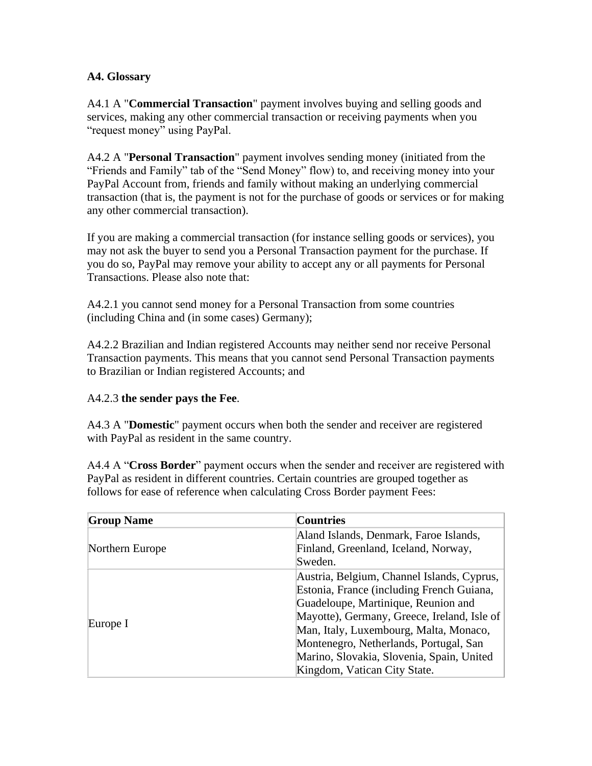**A4. Glossary**

A4.1 A "**Commercial Transaction**" payment involves buying and selling goods and services, making any other commercial transaction or receiving payments when you "request money" using PayPal.

A4.2 A "**Personal Transaction**" payment involves sending money (initiated from the "Friends and Family" tab of the "Send Money" flow) to, and receiving money into your PayPal Account from, friends and family without making an underlying commercial transaction (that is, the payment is not for the purchase of goods or services or for making any other commercial transaction).

If you are making a commercial transaction (for instance selling goods or services), you may not ask the buyer to send you a Personal Transaction payment for the purchase. If you do so, PayPal may remove your ability to accept any or all payments for Personal Transactions. Please also note that:

A4.2.1 you cannot send money for a Personal Transaction from some countries (including China and (in some cases) Germany);

A4.2.2 Brazilian and Indian registered Accounts may neither send nor receive Personal Transaction payments. This means that you cannot send Personal Transaction payments to Brazilian or Indian registered Accounts; and

A4.2.3 **the sender pays the Fee**.

A4.3 A "**Domestic**" payment occurs when both the sender and receiver are registered with PayPal as resident in the same country.

A4.4 A "**Cross Border**" payment occurs when the sender and receiver are registered with PayPal as resident in different countries. Certain countries are grouped together as follows for ease of reference when calculating Cross Border payment Fees:

| Group Name | Countries |
|---|---|
| Northern Europe | Aland Islands, Denmark, Faroe Islands, Finland, Greenland, Iceland, Norway, Sweden. |
| Europe I | Austria, Belgium, Channel Islands, Cyprus, Estonia, France (including French Guiana, Guadeloupe, Martinique, Reunion and Mayotte), Germany, Greece, Ireland, Isle of Man, Italy, Luxembourg, Malta, Monaco, Montenegro, Netherlands, Portugal, San Marino, Slovakia, Slovenia, Spain, United Kingdom, Vatican City State. |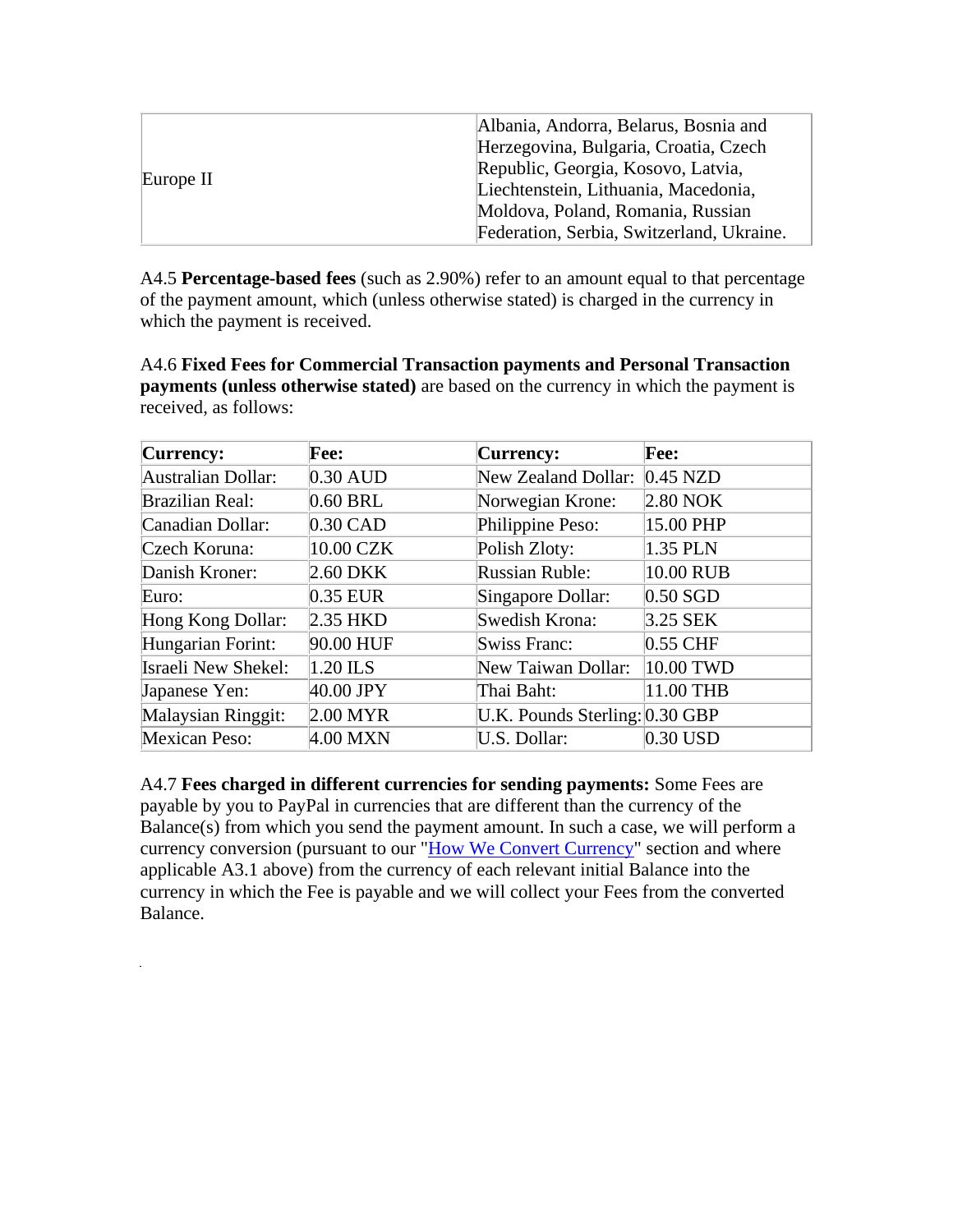| | |
|---|---|
| Europe II | Albania, Andorra, Belarus, Bosnia and Herzegovina, Bulgaria, Croatia, Czech Republic, Georgia, Kosovo, Latvia, Liechtenstein, Lithuania, Macedonia, Moldova, Poland, Romania, Russian Federation, Serbia, Switzerland, Ukraine. |

A4.5 **Percentage-based fees** (such as 2.90%) refer to an amount equal to that percentage of the payment amount, which (unless otherwise stated) is charged in the currency in which the payment is received.

A4.6 **Fixed Fees for Commercial Transaction payments and Personal Transaction payments (unless otherwise stated)** are based on the currency in which the payment is received, as follows:

| **Currency:** | **Fee:** | **Currency:** | **Fee:** |
|---|---|---|---|
| Australian Dollar: | 0.30 AUD | New Zealand Dollar: | 0.45 NZD |
| Brazilian Real: | 0.60 BRL | Norwegian Krone: | 2.80 NOK |
| Canadian Dollar: | 0.30 CAD | Philippine Peso: | 15.00 PHP |
| Czech Koruna: | 10.00 CZK | Polish Zloty: | 1.35 PLN |
| Danish Kroner: | 2.60 DKK | Russian Ruble: | 10.00 RUB |
| Euro: | 0.35 EUR | Singapore Dollar: | 0.50 SGD |
| Hong Kong Dollar: | 2.35 HKD | Swedish Krona: | 3.25 SEK |
| Hungarian Forint: | 90.00 HUF | Swiss Franc: | 0.55 CHF |
| Israeli New Shekel: | 1.20 ILS | New Taiwan Dollar: | 10.00 TWD |
| Japanese Yen: | 40.00 JPY | Thai Baht: | 11.00 THB |
| Malaysian Ringgit: | 2.00 MYR | U.K. Pounds Sterling: | 0.30 GBP |
| Mexican Peso: | 4.00 MXN | U.S. Dollar: | 0.30 USD |

A4.7 **Fees charged in different currencies for sending payments:** Some Fees are payable by you to PayPal in currencies that are different than the currency of the Balance(s) from which you send the payment amount. In such a case, we will perform a currency conversion (pursuant to our "How We Convert Currency" section and where applicable A3.1 above) from the currency of each relevant initial Balance into the currency in which the Fee is payable and we will collect your Fees from the converted Balance.